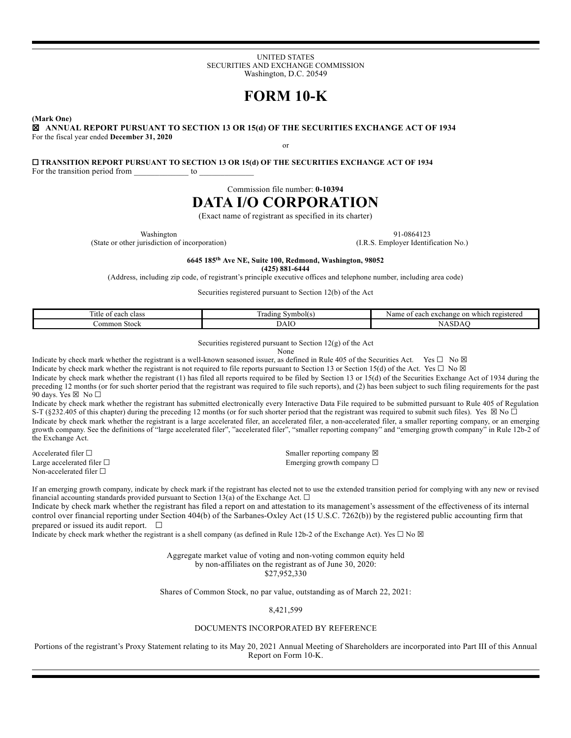UNITED STATES
SECURITIES AND EXCHANGE COMMISSION
Washington, D.C. 20549

# FORM 10-K

**(Mark One)**

☒ **ANNUAL REPORT PURSUANT TO SECTION 13 OR 15(d) OF THE SECURITIES EXCHANGE ACT OF 1934**
For the fiscal year ended **December 31, 2020**

or

☐ **TRANSITION REPORT PURSUANT TO SECTION 13 OR 15(d) OF THE SECURITIES EXCHANGE ACT OF 1934**
For the transition period from _____________ to _____________

Commission file number: **0-10394**

# DATA I/O CORPORATION

(Exact name of registrant as specified in its charter)

Washington
(State or other jurisdiction of incorporation)

91-0864123
(I.R.S. Employer Identification No.)

**6645 185th Ave NE, Suite 100, Redmond, Washington, 98052**
**(425) 881-6444**
(Address, including zip code, of registrant's principle executive offices and telephone number, including area code)

Securities registered pursuant to Section 12(b) of the Act

| Title of each class | Trading Symbol(s) | Name of each exchange on which registered |
|---|---|---|
| Common Stock | DAIO | NASDAQ |

Securities registered pursuant to Section 12(g) of the Act
None

Indicate by check mark whether the registrant is a well-known seasoned issuer, as defined in Rule 405 of the Securities Act. Yes ☐ No ☒

Indicate by check mark whether the registrant is not required to file reports pursuant to Section 13 or Section 15(d) of the Act. Yes ☐ No ☒

Indicate by check mark whether the registrant (1) has filed all reports required to be filed by Section 13 or 15(d) of the Securities Exchange Act of 1934 during the preceding 12 months (or for such shorter period that the registrant was required to file such reports), and (2) has been subject to such filing requirements for the past 90 days. Yes ☒ No ☐

Indicate by check mark whether the registrant has submitted electronically every Interactive Data File required to be submitted pursuant to Rule 405 of Regulation S-T (§232.405 of this chapter) during the preceding 12 months (or for such shorter period that the registrant was required to submit such files). Yes ☒ No ☐

Indicate by check mark whether the registrant is a large accelerated filer, an accelerated filer, a non-accelerated filer, a smaller reporting company, or an emerging growth company. See the definitions of "large accelerated filer", "accelerated filer", "smaller reporting company" and "emerging growth company" in Rule 12b-2 of the Exchange Act.

Accelerated filer ☐
Large accelerated filer ☐
Non-accelerated filer ☐

Smaller reporting company ☒
Emerging growth company ☐

If an emerging growth company, indicate by check mark if the registrant has elected not to use the extended transition period for complying with any new or revised financial accounting standards provided pursuant to Section 13(a) of the Exchange Act. ☐

Indicate by check mark whether the registrant has filed a report on and attestation to its management's assessment of the effectiveness of its internal control over financial reporting under Section 404(b) of the Sarbanes-Oxley Act (15 U.S.C. 7262(b)) by the registered public accounting firm that prepared or issued its audit report. ☐

Indicate by check mark whether the registrant is a shell company (as defined in Rule 12b-2 of the Exchange Act). Yes ☐ No ☒

Aggregate market value of voting and non-voting common equity held
by non-affiliates on the registrant as of June 30, 2020:
$27,952,330

Shares of Common Stock, no par value, outstanding as of March 22, 2021:

8,421,599

DOCUMENTS INCORPORATED BY REFERENCE

Portions of the registrant's Proxy Statement relating to its May 20, 2021 Annual Meeting of Shareholders are incorporated into Part III of this Annual Report on Form 10-K.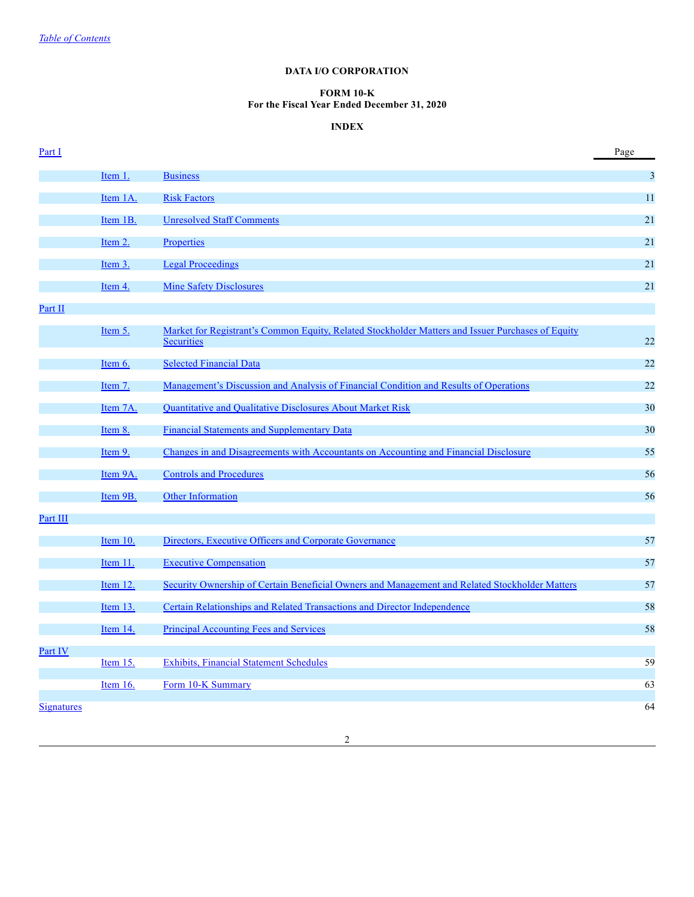*Table of Contents*

**DATA I/O CORPORATION**

**FORM 10-K**
**For the Fiscal Year Ended December 31, 2020**

**INDEX**

| | | | Page |
|---|---|---|---|
| Part I | | | |
| | Item 1. | Business | 3 |
| | Item 1A. | Risk Factors | 11 |
| | Item 1B. | Unresolved Staff Comments | 21 |
| | Item 2. | Properties | 21 |
| | Item 3. | Legal Proceedings | 21 |
| | Item 4. | Mine Safety Disclosures | 21 |
| Part II | | | |
| | Item 5. | Market for Registrant's Common Equity, Related Stockholder Matters and Issuer Purchases of Equity Securities | 22 |
| | Item 6. | Selected Financial Data | 22 |
| | Item 7. | Management's Discussion and Analysis of Financial Condition and Results of Operations | 22 |
| | Item 7A. | Quantitative and Qualitative Disclosures About Market Risk | 30 |
| | Item 8. | Financial Statements and Supplementary Data | 30 |
| | Item 9. | Changes in and Disagreements with Accountants on Accounting and Financial Disclosure | 55 |
| | Item 9A. | Controls and Procedures | 56 |
| | Item 9B. | Other Information | 56 |
| Part III | | | |
| | Item 10. | Directors, Executive Officers and Corporate Governance | 57 |
| | Item 11. | Executive Compensation | 57 |
| | Item 12. | Security Ownership of Certain Beneficial Owners and Management and Related Stockholder Matters | 57 |
| | Item 13. | Certain Relationships and Related Transactions and Director Independence | 58 |
| | Item 14. | Principal Accounting Fees and Services | 58 |
| Part IV | | | |
| | Item 15. | Exhibits, Financial Statement Schedules | 59 |
| | Item 16. | Form 10-K Summary | 63 |
| Signatures | | | 64 |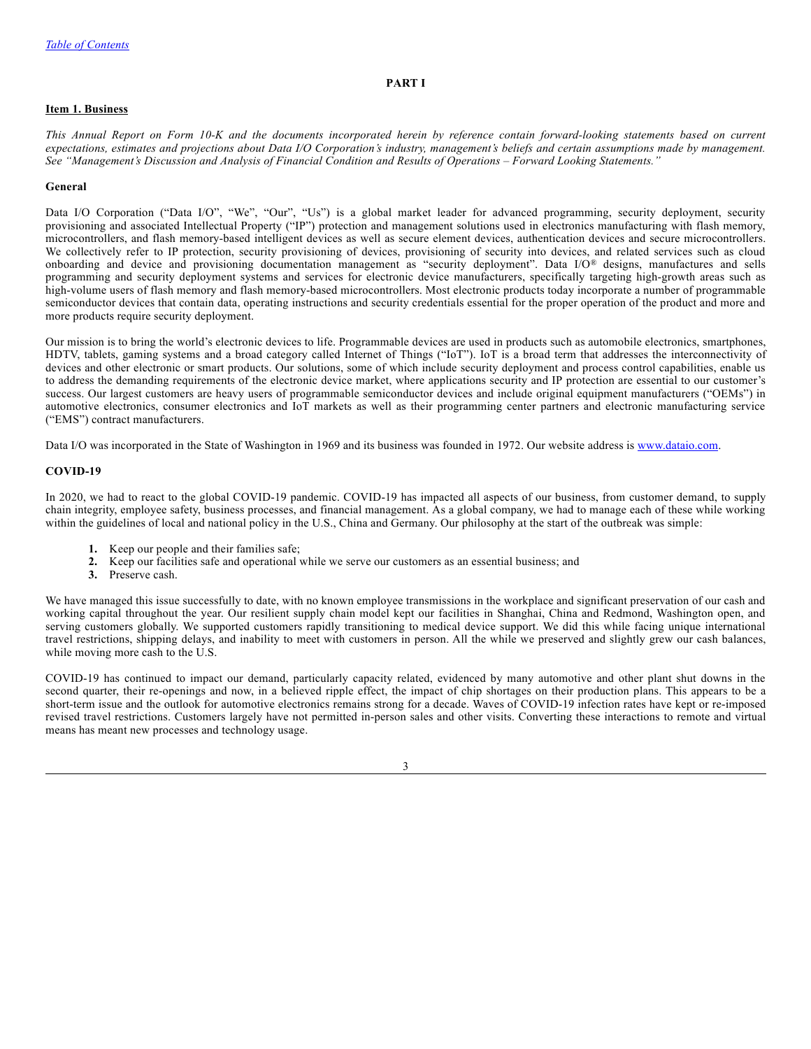# PART I

## Item 1. Business

*This Annual Report on Form 10-K and the documents incorporated herein by reference contain forward-looking statements based on current expectations, estimates and projections about Data I/O Corporation's industry, management's beliefs and certain assumptions made by management. See "Management's Discussion and Analysis of Financial Condition and Results of Operations – Forward Looking Statements."*

### General

Data I/O Corporation ("Data I/O", "We", "Our", "Us") is a global market leader for advanced programming, security deployment, security provisioning and associated Intellectual Property ("IP") protection and management solutions used in electronics manufacturing with flash memory, microcontrollers, and flash memory-based intelligent devices as well as secure element devices, authentication devices and secure microcontrollers. We collectively refer to IP protection, security provisioning of devices, provisioning of security into devices, and related services such as cloud onboarding and device and provisioning documentation management as "security deployment". Data I/O® designs, manufactures and sells programming and security deployment systems and services for electronic device manufacturers, specifically targeting high-growth areas such as high-volume users of flash memory and flash memory-based microcontrollers. Most electronic products today incorporate a number of programmable semiconductor devices that contain data, operating instructions and security credentials essential for the proper operation of the product and more and more products require security deployment.

Our mission is to bring the world's electronic devices to life. Programmable devices are used in products such as automobile electronics, smartphones, HDTV, tablets, gaming systems and a broad category called Internet of Things ("IoT"). IoT is a broad term that addresses the interconnectivity of devices and other electronic or smart products. Our solutions, some of which include security deployment and process control capabilities, enable us to address the demanding requirements of the electronic device market, where applications security and IP protection are essential to our customer's success. Our largest customers are heavy users of programmable semiconductor devices and include original equipment manufacturers ("OEMs") in automotive electronics, consumer electronics and IoT markets as well as their programming center partners and electronic manufacturing service ("EMS") contract manufacturers.

Data I/O was incorporated in the State of Washington in 1969 and its business was founded in 1972. Our website address is www.dataio.com.

### COVID-19

In 2020, we had to react to the global COVID-19 pandemic. COVID-19 has impacted all aspects of our business, from customer demand, to supply chain integrity, employee safety, business processes, and financial management. As a global company, we had to manage each of these while working within the guidelines of local and national policy in the U.S., China and Germany. Our philosophy at the start of the outbreak was simple:

1. Keep our people and their families safe;
2. Keep our facilities safe and operational while we serve our customers as an essential business; and
3. Preserve cash.

We have managed this issue successfully to date, with no known employee transmissions in the workplace and significant preservation of our cash and working capital throughout the year. Our resilient supply chain model kept our facilities in Shanghai, China and Redmond, Washington open, and serving customers globally. We supported customers rapidly transitioning to medical device support. We did this while facing unique international travel restrictions, shipping delays, and inability to meet with customers in person. All the while we preserved and slightly grew our cash balances, while moving more cash to the U.S.

COVID-19 has continued to impact our demand, particularly capacity related, evidenced by many automotive and other plant shut downs in the second quarter, their re-openings and now, in a believed ripple effect, the impact of chip shortages on their production plans. This appears to be a short-term issue and the outlook for automotive electronics remains strong for a decade. Waves of COVID-19 infection rates have kept or re-imposed revised travel restrictions. Customers largely have not permitted in-person sales and other visits. Converting these interactions to remote and virtual means has meant new processes and technology usage.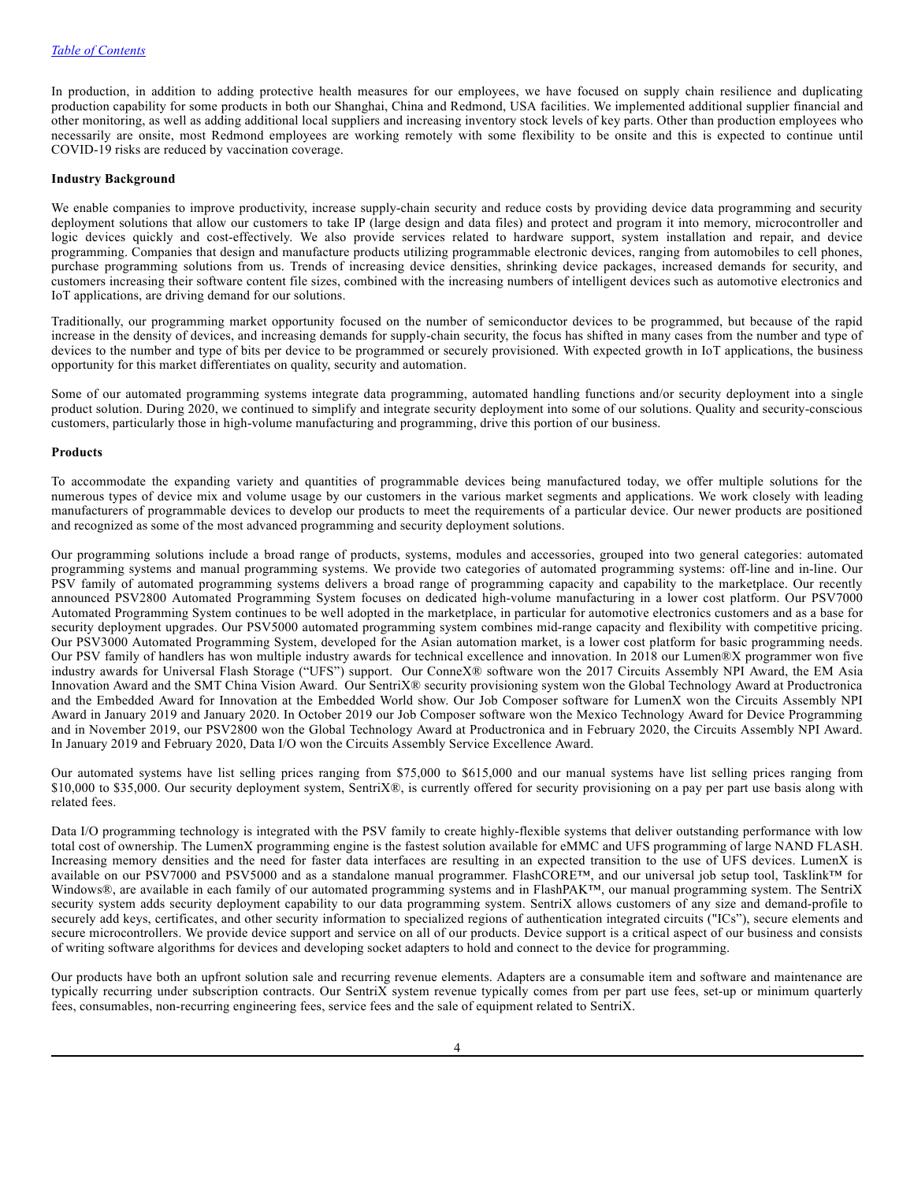In production, in addition to adding protective health measures for our employees, we have focused on supply chain resilience and duplicating production capability for some products in both our Shanghai, China and Redmond, USA facilities. We implemented additional supplier financial and other monitoring, as well as adding additional local suppliers and increasing inventory stock levels of key parts. Other than production employees who necessarily are onsite, most Redmond employees are working remotely with some flexibility to be onsite and this is expected to continue until COVID-19 risks are reduced by vaccination coverage.

**Industry Background**

We enable companies to improve productivity, increase supply-chain security and reduce costs by providing device data programming and security deployment solutions that allow our customers to take IP (large design and data files) and protect and program it into memory, microcontroller and logic devices quickly and cost-effectively. We also provide services related to hardware support, system installation and repair, and device programming. Companies that design and manufacture products utilizing programmable electronic devices, ranging from automobiles to cell phones, purchase programming solutions from us. Trends of increasing device densities, shrinking device packages, increased demands for security, and customers increasing their software content file sizes, combined with the increasing numbers of intelligent devices such as automotive electronics and IoT applications, are driving demand for our solutions.

Traditionally, our programming market opportunity focused on the number of semiconductor devices to be programmed, but because of the rapid increase in the density of devices, and increasing demands for supply-chain security, the focus has shifted in many cases from the number and type of devices to the number and type of bits per device to be programmed or securely provisioned. With expected growth in IoT applications, the business opportunity for this market differentiates on quality, security and automation.

Some of our automated programming systems integrate data programming, automated handling functions and/or security deployment into a single product solution. During 2020, we continued to simplify and integrate security deployment into some of our solutions. Quality and security-conscious customers, particularly those in high-volume manufacturing and programming, drive this portion of our business.

**Products**

To accommodate the expanding variety and quantities of programmable devices being manufactured today, we offer multiple solutions for the numerous types of device mix and volume usage by our customers in the various market segments and applications. We work closely with leading manufacturers of programmable devices to develop our products to meet the requirements of a particular device. Our newer products are positioned and recognized as some of the most advanced programming and security deployment solutions.

Our programming solutions include a broad range of products, systems, modules and accessories, grouped into two general categories: automated programming systems and manual programming systems. We provide two categories of automated programming systems: off-line and in-line. Our PSV family of automated programming systems delivers a broad range of programming capacity and capability to the marketplace. Our recently announced PSV2800 Automated Programming System focuses on dedicated high-volume manufacturing in a lower cost platform. Our PSV7000 Automated Programming System continues to be well adopted in the marketplace, in particular for automotive electronics customers and as a base for security deployment upgrades. Our PSV5000 automated programming system combines mid-range capacity and flexibility with competitive pricing. Our PSV3000 Automated Programming System, developed for the Asian automation market, is a lower cost platform for basic programming needs. Our PSV family of handlers has won multiple industry awards for technical excellence and innovation. In 2018 our Lumen®X programmer won five industry awards for Universal Flash Storage ("UFS") support. Our ConneX® software won the 2017 Circuits Assembly NPI Award, the EM Asia Innovation Award and the SMT China Vision Award. Our SentriX® security provisioning system won the Global Technology Award at Productronica and the Embedded Award for Innovation at the Embedded World show. Our Job Composer software for LumenX won the Circuits Assembly NPI Award in January 2019 and January 2020. In October 2019 our Job Composer software won the Mexico Technology Award for Device Programming and in November 2019, our PSV2800 won the Global Technology Award at Productronica and in February 2020, the Circuits Assembly NPI Award. In January 2019 and February 2020, Data I/O won the Circuits Assembly Service Excellence Award.

Our automated systems have list selling prices ranging from $75,000 to $615,000 and our manual systems have list selling prices ranging from $10,000 to $35,000. Our security deployment system, SentriX®, is currently offered for security provisioning on a pay per part use basis along with related fees.

Data I/O programming technology is integrated with the PSV family to create highly-flexible systems that deliver outstanding performance with low total cost of ownership. The LumenX programming engine is the fastest solution available for eMMC and UFS programming of large NAND FLASH. Increasing memory densities and the need for faster data interfaces are resulting in an expected transition to the use of UFS devices. LumenX is available on our PSV7000 and PSV5000 and as a standalone manual programmer. FlashCORE™, and our universal job setup tool, Tasklink™ for Windows®, are available in each family of our automated programming systems and in FlashPAK™, our manual programming system. The SentriX security system adds security deployment capability to our data programming system. SentriX allows customers of any size and demand-profile to securely add keys, certificates, and other security information to specialized regions of authentication integrated circuits ("ICs"), secure elements and secure microcontrollers. We provide device support and service on all of our products. Device support is a critical aspect of our business and consists of writing software algorithms for devices and developing socket adapters to hold and connect to the device for programming.

Our products have both an upfront solution sale and recurring revenue elements. Adapters are a consumable item and software and maintenance are typically recurring under subscription contracts. Our SentriX system revenue typically comes from per part use fees, set-up or minimum quarterly fees, consumables, non-recurring engineering fees, service fees and the sale of equipment related to SentriX.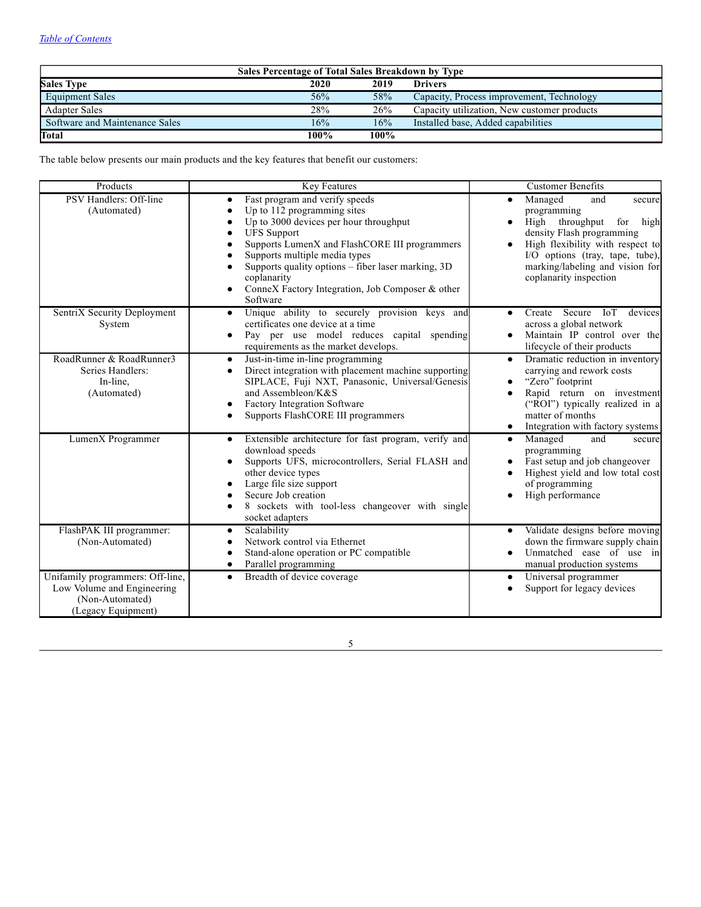[Table of Contents](#)

| Sales Percentage of Total Sales Breakdown by Type | | | |
|---|---|---|---|
| **Sales Type** | **2020** | **2019** | **Drivers** |
| Equipment Sales | 56% | 58% | Capacity, Process improvement, Technology |
| Adapter Sales | 28% | 26% | Capacity utilization, New customer products |
| Software and Maintenance Sales | 16% | 16% | Installed base, Added capabilities |
| **Total** | **100%** | **100%** | |

The table below presents our main products and the key features that benefit our customers:

| Products | Key Features | Customer Benefits |
|---|---|---|
| PSV Handlers: Off-line (Automated) | ● Fast program and verify speeds<br>● Up to 112 programming sites<br>● Up to 3000 devices per hour throughput<br>● UFS Support<br>● Supports LumenX and FlashCORE III programmers<br>● Supports multiple media types<br>● Supports quality options – fiber laser marking, 3D coplanarity<br>● ConneX Factory Integration, Job Composer & other Software | ● Managed and secure programming<br>● High throughput for high density Flash programming<br>● High flexibility with respect to I/O options (tray, tape, tube), marking/labeling and vision for coplanarity inspection |
| SentriX Security Deployment System | ● Unique ability to securely provision keys and certificates one device at a time<br>● Pay per use model reduces capital spending requirements as the market develops. | ● Create Secure IoT devices across a global network<br>● Maintain IP control over the lifecycle of their products |
| RoadRunner & RoadRunner3 Series Handlers: In-line, (Automated) | ● Just-in-time in-line programming<br>● Direct integration with placement machine supporting SIPLACE, Fuji NXT, Panasonic, Universal/Genesis and Assembleon/K&S<br>● Factory Integration Software<br>● Supports FlashCORE III programmers | ● Dramatic reduction in inventory carrying and rework costs<br>● "Zero" footprint<br>● Rapid return on investment ("ROI") typically realized in a matter of months<br>● Integration with factory systems |
| LumenX Programmer | ● Extensible architecture for fast program, verify and download speeds<br>● Supports UFS, microcontrollers, Serial FLASH and other device types<br>● Large file size support<br>● Secure Job creation<br>● 8 sockets with tool-less changeover with single socket adapters | ● Managed and secure programming<br>● Fast setup and job changeover<br>● Highest yield and low total cost of programming<br>● High performance |
| FlashPAK III programmer: (Non-Automated) | ● Scalability<br>● Network control via Ethernet<br>● Stand-alone operation or PC compatible<br>● Parallel programming | ● Validate designs before moving down the firmware supply chain<br>● Unmatched ease of use in manual production systems |
| Unifamily programmers: Off-line, Low Volume and Engineering (Non-Automated) (Legacy Equipment) | ● Breadth of device coverage | ● Universal programmer<br>● Support for legacy devices |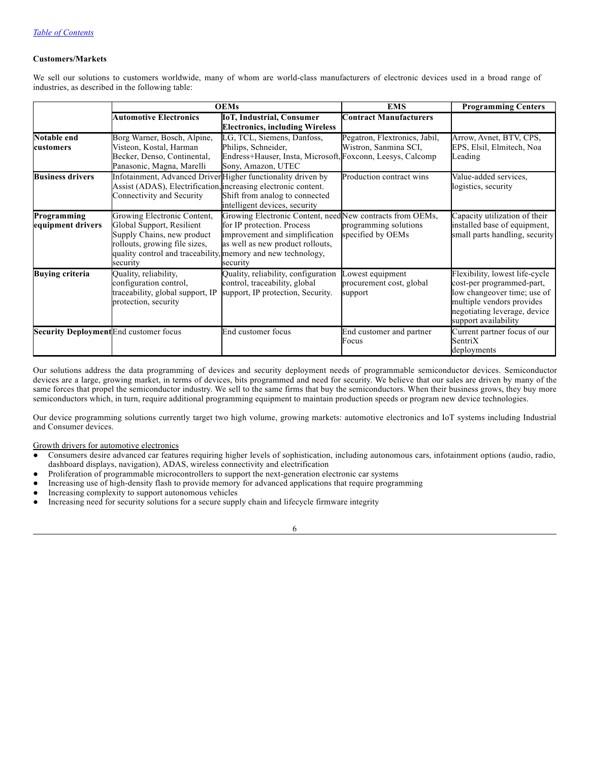[Table of Contents](#)

**Customers/Markets**

We sell our solutions to customers worldwide, many of whom are world-class manufacturers of electronic devices used in a broad range of industries, as described in the following table:

| | **OEMs** | | **EMS** | **Programming Centers** |
|---|---|---|---|---|
| | **Automotive Electronics** | **IoT, Industrial, Consumer Electronics, including Wireless** | **Contract Manufacturers** | |
| **Notable end customers** | Borg Warner, Bosch, Alpine, Visteon, Kostal, Harman Becker, Denso, Continental, Panasonic, Magna, Marelli | LG, TCL, Siemens, Danfoss, Philips, Schneider, Endress+Hauser, Insta, Microsoft, Sony, Amazon, UTEC | Pegatron, Flextronics, Jabil, Wistron, Sanmina SCI, Foxconn, Leesys, Calcomp | Arrow, Avnet, BTV, CPS, EPS, Elsil, Elmitech, Noa Leading |
| **Business drivers** | Infotainment, Advanced Driver Assist (ADAS), Electrification, Connectivity and Security | Higher functionality driven by increasing electronic content. Shift from analog to connected intelligent devices, security | Production contract wins | Value-added services, logistics, security |
| **Programming equipment drivers** | Growing Electronic Content, Global Support, Resilient Supply Chains, new product rollouts, growing file sizes, quality control and traceability, security | Growing Electronic Content, need for IP protection. Process improvement and simplification as well as new product rollouts, memory and new technology, security | New contracts from OEMs, programming solutions specified by OEMs | Capacity utilization of their installed base of equipment, small parts handling, security |
| **Buying criteria** | Quality, reliability, configuration control, traceability, global support, IP protection, security | Quality, reliability, configuration control, traceability, global support, IP protection, Security. | Lowest equipment procurement cost, global support | Flexibility, lowest life-cycle cost-per programmed-part, low changeover time; use of multiple vendors provides negotiating leverage, device support availability |
| **Security Deployment** | End customer focus | End customer focus | End customer and partner Focus | Current partner focus of our SentriX deployments |

Our solutions address the data programming of devices and security deployment needs of programmable semiconductor devices. Semiconductor devices are a large, growing market, in terms of devices, bits programmed and need for security. We believe that our sales are driven by many of the same forces that propel the semiconductor industry. We sell to the same firms that buy the semiconductors. When their business grows, they buy more semiconductors which, in turn, require additional programming equipment to maintain production speeds or program new device technologies.

Our device programming solutions currently target two high volume, growing markets: automotive electronics and IoT systems including Industrial and Consumer devices.

Growth drivers for automotive electronics

- Consumers desire advanced car features requiring higher levels of sophistication, including autonomous cars, infotainment options (audio, radio, dashboard displays, navigation), ADAS, wireless connectivity and electrification
- Proliferation of programmable microcontrollers to support the next-generation electronic car systems
- Increasing use of high-density flash to provide memory for advanced applications that require programming
- Increasing complexity to support autonomous vehicles
- Increasing need for security solutions for a secure supply chain and lifecycle firmware integrity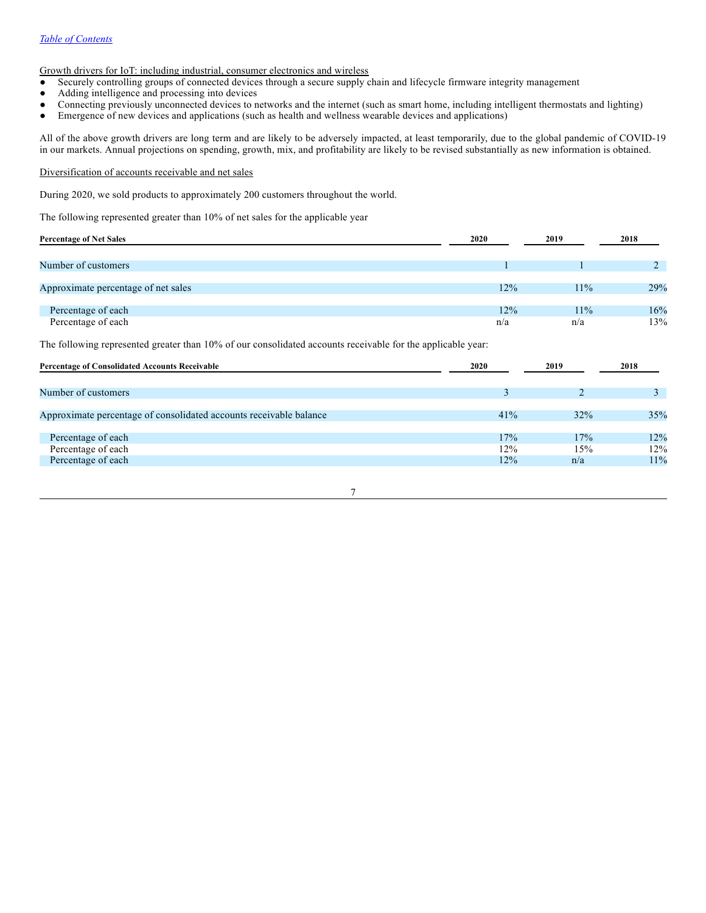Growth drivers for IoT: including industrial, consumer electronics and wireless

- Securely controlling groups of connected devices through a secure supply chain and lifecycle firmware integrity management
- Adding intelligence and processing into devices
- Connecting previously unconnected devices to networks and the internet (such as smart home, including intelligent thermostats and lighting)
- Emergence of new devices and applications (such as health and wellness wearable devices and applications)

All of the above growth drivers are long term and are likely to be adversely impacted, at least temporarily, due to the global pandemic of COVID-19 in our markets. Annual projections on spending, growth, mix, and profitability are likely to be revised substantially as new information is obtained.

Diversification of accounts receivable and net sales

During 2020, we sold products to approximately 200 customers throughout the world.

The following represented greater than 10% of net sales for the applicable year

| **Percentage of Net Sales** | **2020** | **2019** | **2018** |
|---|---|---|---|
| Number of customers | 1 | 1 | 2 |
| Approximate percentage of net sales | 12% | 11% | 29% |
| Percentage of each | 12% | 11% | 16% |
| Percentage of each | n/a | n/a | 13% |

The following represented greater than 10% of our consolidated accounts receivable for the applicable year:

| **Percentage of Consolidated Accounts Receivable** | **2020** | **2019** | **2018** |
|---|---|---|---|
| Number of customers | 3 | 2 | 3 |
| Approximate percentage of consolidated accounts receivable balance | 41% | 32% | 35% |
| Percentage of each | 17% | 17% | 12% |
| Percentage of each | 12% | 15% | 12% |
| Percentage of each | 12% | n/a | 11% |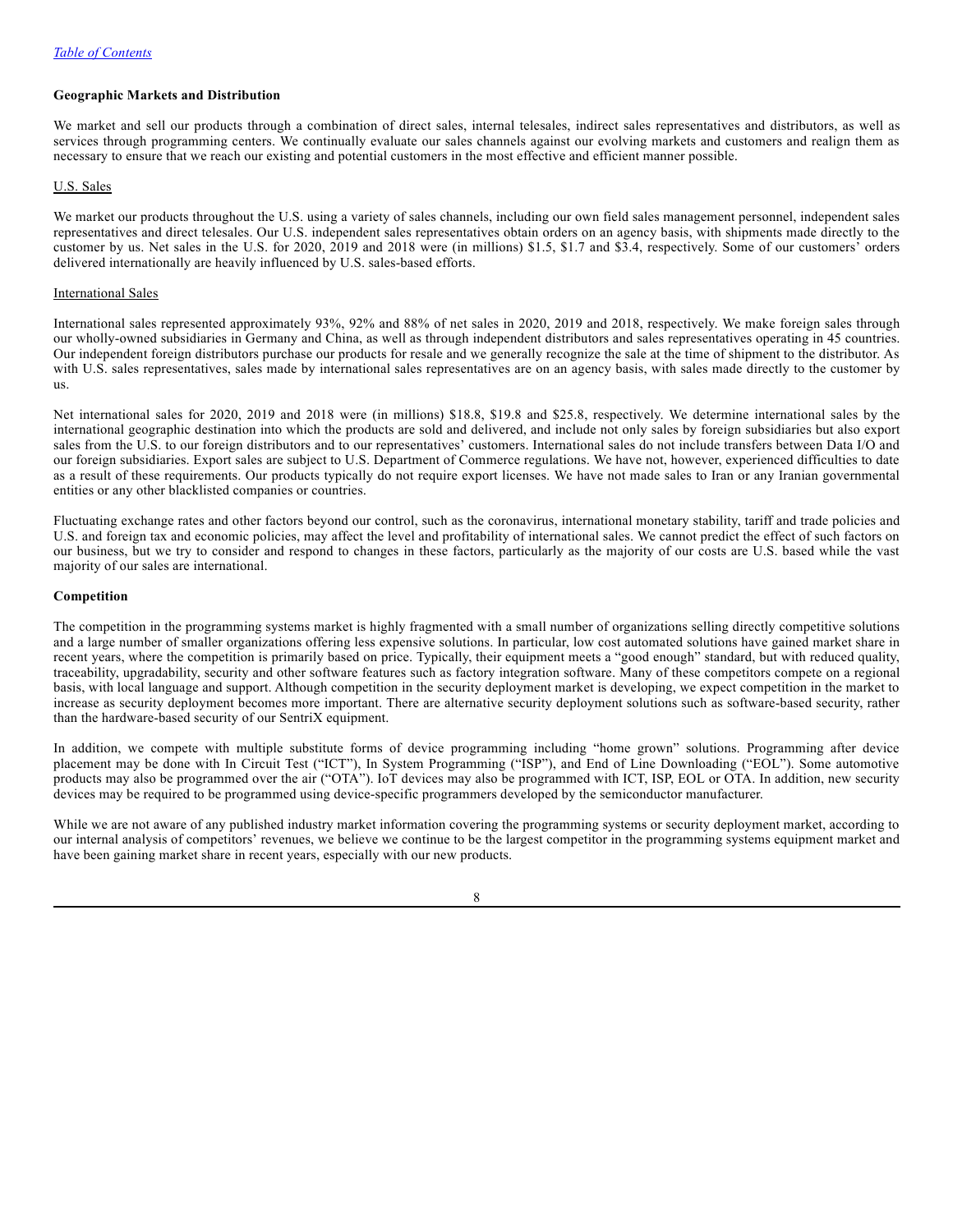### Geographic Markets and Distribution

We market and sell our products through a combination of direct sales, internal telesales, indirect sales representatives and distributors, as well as services through programming centers. We continually evaluate our sales channels against our evolving markets and customers and realign them as necessary to ensure that we reach our existing and potential customers in the most effective and efficient manner possible.

U.S. Sales

We market our products throughout the U.S. using a variety of sales channels, including our own field sales management personnel, independent sales representatives and direct telesales. Our U.S. independent sales representatives obtain orders on an agency basis, with shipments made directly to the customer by us. Net sales in the U.S. for 2020, 2019 and 2018 were (in millions) $1.5, $1.7 and $3.4, respectively. Some of our customers' orders delivered internationally are heavily influenced by U.S. sales-based efforts.

International Sales

International sales represented approximately 93%, 92% and 88% of net sales in 2020, 2019 and 2018, respectively. We make foreign sales through our wholly-owned subsidiaries in Germany and China, as well as through independent distributors and sales representatives operating in 45 countries. Our independent foreign distributors purchase our products for resale and we generally recognize the sale at the time of shipment to the distributor. As with U.S. sales representatives, sales made by international sales representatives are on an agency basis, with sales made directly to the customer by us.

Net international sales for 2020, 2019 and 2018 were (in millions) $18.8, $19.8 and $25.8, respectively. We determine international sales by the international geographic destination into which the products are sold and delivered, and include not only sales by foreign subsidiaries but also export sales from the U.S. to our foreign distributors and to our representatives' customers. International sales do not include transfers between Data I/O and our foreign subsidiaries. Export sales are subject to U.S. Department of Commerce regulations. We have not, however, experienced difficulties to date as a result of these requirements. Our products typically do not require export licenses. We have not made sales to Iran or any Iranian governmental entities or any other blacklisted companies or countries.

Fluctuating exchange rates and other factors beyond our control, such as the coronavirus, international monetary stability, tariff and trade policies and U.S. and foreign tax and economic policies, may affect the level and profitability of international sales. We cannot predict the effect of such factors on our business, but we try to consider and respond to changes in these factors, particularly as the majority of our costs are U.S. based while the vast majority of our sales are international.

### Competition

The competition in the programming systems market is highly fragmented with a small number of organizations selling directly competitive solutions and a large number of smaller organizations offering less expensive solutions. In particular, low cost automated solutions have gained market share in recent years, where the competition is primarily based on price. Typically, their equipment meets a "good enough" standard, but with reduced quality, traceability, upgradability, security and other software features such as factory integration software. Many of these competitors compete on a regional basis, with local language and support. Although competition in the security deployment market is developing, we expect competition in the market to increase as security deployment becomes more important. There are alternative security deployment solutions such as software-based security, rather than the hardware-based security of our SentriX equipment.

In addition, we compete with multiple substitute forms of device programming including "home grown" solutions. Programming after device placement may be done with In Circuit Test ("ICT"), In System Programming ("ISP"), and End of Line Downloading ("EOL"). Some automotive products may also be programmed over the air ("OTA"). IoT devices may also be programmed with ICT, ISP, EOL or OTA. In addition, new security devices may be required to be programmed using device-specific programmers developed by the semiconductor manufacturer.

While we are not aware of any published industry market information covering the programming systems or security deployment market, according to our internal analysis of competitors' revenues, we believe we continue to be the largest competitor in the programming systems equipment market and have been gaining market share in recent years, especially with our new products.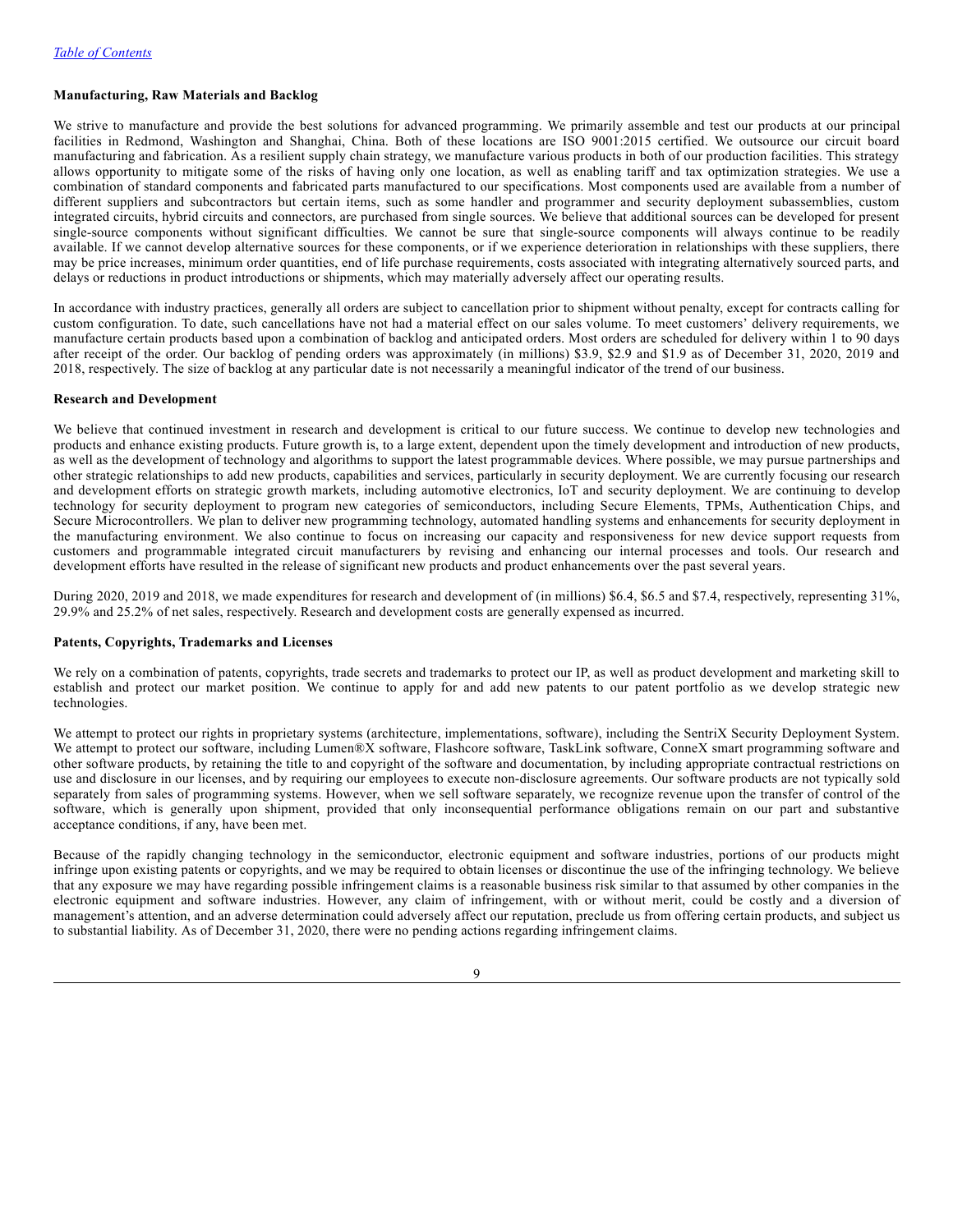**Manufacturing, Raw Materials and Backlog**

We strive to manufacture and provide the best solutions for advanced programming. We primarily assemble and test our products at our principal facilities in Redmond, Washington and Shanghai, China. Both of these locations are ISO 9001:2015 certified. We outsource our circuit board manufacturing and fabrication. As a resilient supply chain strategy, we manufacture various products in both of our production facilities. This strategy allows opportunity to mitigate some of the risks of having only one location, as well as enabling tariff and tax optimization strategies. We use a combination of standard components and fabricated parts manufactured to our specifications. Most components used are available from a number of different suppliers and subcontractors but certain items, such as some handler and programmer and security deployment subassemblies, custom integrated circuits, hybrid circuits and connectors, are purchased from single sources. We believe that additional sources can be developed for present single-source components without significant difficulties. We cannot be sure that single-source components will always continue to be readily available. If we cannot develop alternative sources for these components, or if we experience deterioration in relationships with these suppliers, there may be price increases, minimum order quantities, end of life purchase requirements, costs associated with integrating alternatively sourced parts, and delays or reductions in product introductions or shipments, which may materially adversely affect our operating results.

In accordance with industry practices, generally all orders are subject to cancellation prior to shipment without penalty, except for contracts calling for custom configuration. To date, such cancellations have not had a material effect on our sales volume. To meet customers' delivery requirements, we manufacture certain products based upon a combination of backlog and anticipated orders. Most orders are scheduled for delivery within 1 to 90 days after receipt of the order. Our backlog of pending orders was approximately (in millions) $3.9, $2.9 and $1.9 as of December 31, 2020, 2019 and 2018, respectively. The size of backlog at any particular date is not necessarily a meaningful indicator of the trend of our business.

**Research and Development**

We believe that continued investment in research and development is critical to our future success. We continue to develop new technologies and products and enhance existing products. Future growth is, to a large extent, dependent upon the timely development and introduction of new products, as well as the development of technology and algorithms to support the latest programmable devices. Where possible, we may pursue partnerships and other strategic relationships to add new products, capabilities and services, particularly in security deployment. We are currently focusing our research and development efforts on strategic growth markets, including automotive electronics, IoT and security deployment. We are continuing to develop technology for security deployment to program new categories of semiconductors, including Secure Elements, TPMs, Authentication Chips, and Secure Microcontrollers. We plan to deliver new programming technology, automated handling systems and enhancements for security deployment in the manufacturing environment. We also continue to focus on increasing our capacity and responsiveness for new device support requests from customers and programmable integrated circuit manufacturers by revising and enhancing our internal processes and tools. Our research and development efforts have resulted in the release of significant new products and product enhancements over the past several years.

During 2020, 2019 and 2018, we made expenditures for research and development of (in millions) $6.4, $6.5 and $7.4, respectively, representing 31%, 29.9% and 25.2% of net sales, respectively. Research and development costs are generally expensed as incurred.

**Patents, Copyrights, Trademarks and Licenses**

We rely on a combination of patents, copyrights, trade secrets and trademarks to protect our IP, as well as product development and marketing skill to establish and protect our market position. We continue to apply for and add new patents to our patent portfolio as we develop strategic new technologies.

We attempt to protect our rights in proprietary systems (architecture, implementations, software), including the SentriX Security Deployment System. We attempt to protect our software, including Lumen®X software, Flashcore software, TaskLink software, ConneX smart programming software and other software products, by retaining the title to and copyright of the software and documentation, by including appropriate contractual restrictions on use and disclosure in our licenses, and by requiring our employees to execute non-disclosure agreements. Our software products are not typically sold separately from sales of programming systems. However, when we sell software separately, we recognize revenue upon the transfer of control of the software, which is generally upon shipment, provided that only inconsequential performance obligations remain on our part and substantive acceptance conditions, if any, have been met.

Because of the rapidly changing technology in the semiconductor, electronic equipment and software industries, portions of our products might infringe upon existing patents or copyrights, and we may be required to obtain licenses or discontinue the use of the infringing technology. We believe that any exposure we may have regarding possible infringement claims is a reasonable business risk similar to that assumed by other companies in the electronic equipment and software industries. However, any claim of infringement, with or without merit, could be costly and a diversion of management's attention, and an adverse determination could adversely affect our reputation, preclude us from offering certain products, and subject us to substantial liability. As of December 31, 2020, there were no pending actions regarding infringement claims.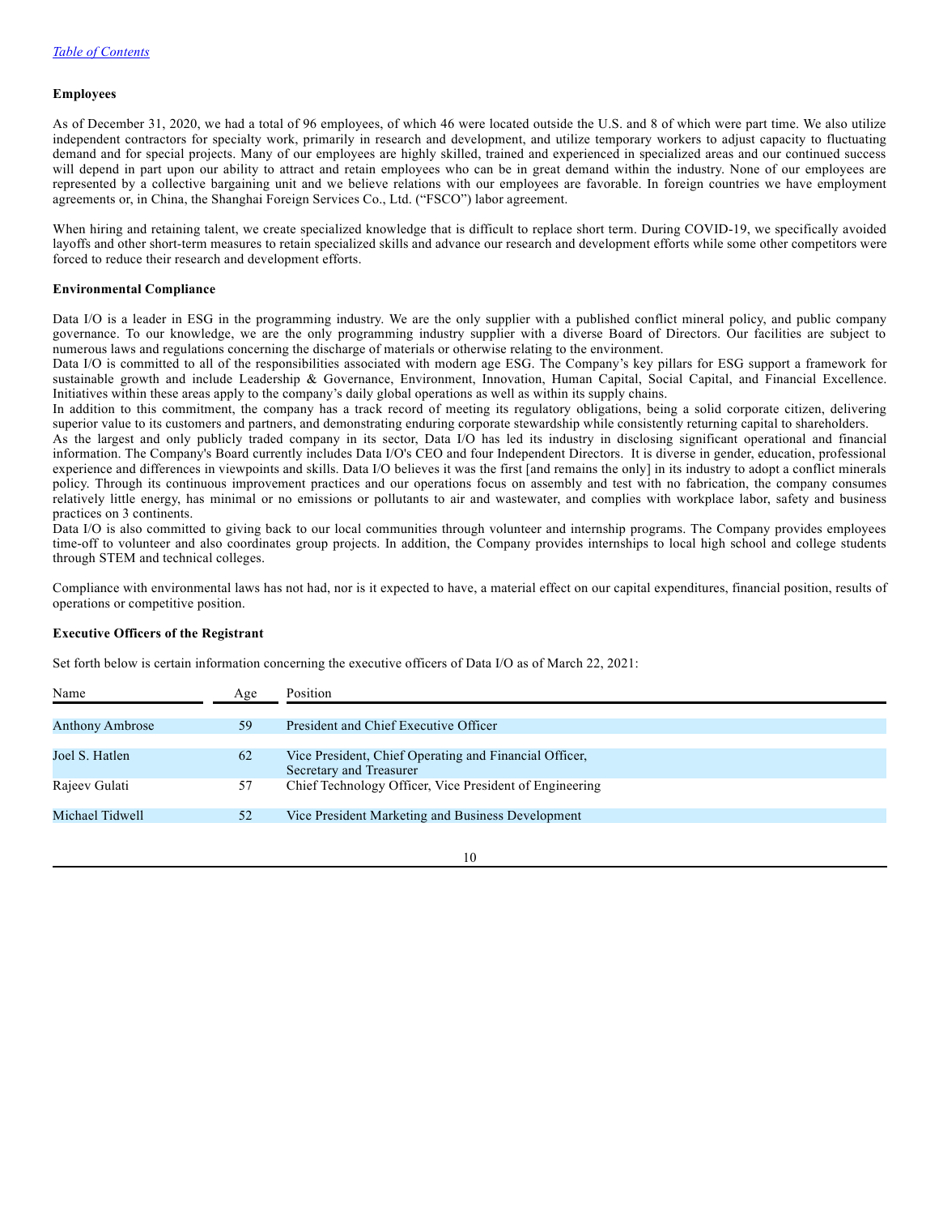*Table of Contents*

**Employees**

As of December 31, 2020, we had a total of 96 employees, of which 46 were located outside the U.S. and 8 of which were part time. We also utilize independent contractors for specialty work, primarily in research and development, and utilize temporary workers to adjust capacity to fluctuating demand and for special projects. Many of our employees are highly skilled, trained and experienced in specialized areas and our continued success will depend in part upon our ability to attract and retain employees who can be in great demand within the industry. None of our employees are represented by a collective bargaining unit and we believe relations with our employees are favorable. In foreign countries we have employment agreements or, in China, the Shanghai Foreign Services Co., Ltd. ("FSCO") labor agreement.

When hiring and retaining talent, we create specialized knowledge that is difficult to replace short term. During COVID-19, we specifically avoided layoffs and other short-term measures to retain specialized skills and advance our research and development efforts while some other competitors were forced to reduce their research and development efforts.

**Environmental Compliance**

Data I/O is a leader in ESG in the programming industry. We are the only supplier with a published conflict mineral policy, and public company governance. To our knowledge, we are the only programming industry supplier with a diverse Board of Directors. Our facilities are subject to numerous laws and regulations concerning the discharge of materials or otherwise relating to the environment.
Data I/O is committed to all of the responsibilities associated with modern age ESG. The Company's key pillars for ESG support a framework for sustainable growth and include Leadership & Governance, Environment, Innovation, Human Capital, Social Capital, and Financial Excellence. Initiatives within these areas apply to the company's daily global operations as well as within its supply chains.
In addition to this commitment, the company has a track record of meeting its regulatory obligations, being a solid corporate citizen, delivering superior value to its customers and partners, and demonstrating enduring corporate stewardship while consistently returning capital to shareholders.
As the largest and only publicly traded company in its sector, Data I/O has led its industry in disclosing significant operational and financial information. The Company's Board currently includes Data I/O's CEO and four Independent Directors. It is diverse in gender, education, professional experience and differences in viewpoints and skills. Data I/O believes it was the first [and remains the only] in its industry to adopt a conflict minerals policy. Through its continuous improvement practices and our operations focus on assembly and test with no fabrication, the company consumes relatively little energy, has minimal or no emissions or pollutants to air and wastewater, and complies with workplace labor, safety and business practices on 3 continents.
Data I/O is also committed to giving back to our local communities through volunteer and internship programs. The Company provides employees time-off to volunteer and also coordinates group projects. In addition, the Company provides internships to local high school and college students through STEM and technical colleges.

Compliance with environmental laws has not had, nor is it expected to have, a material effect on our capital expenditures, financial position, results of operations or competitive position.

**Executive Officers of the Registrant**

Set forth below is certain information concerning the executive officers of Data I/O as of March 22, 2021:

| Name | Age | Position |
|---|---|---|
| Anthony Ambrose | 59 | President and Chief Executive Officer |
| Joel S. Hatlen | 62 | Vice President, Chief Operating and Financial Officer, Secretary and Treasurer |
| Rajeev Gulati | 57 | Chief Technology Officer, Vice President of Engineering |
| Michael Tidwell | 52 | Vice President Marketing and Business Development |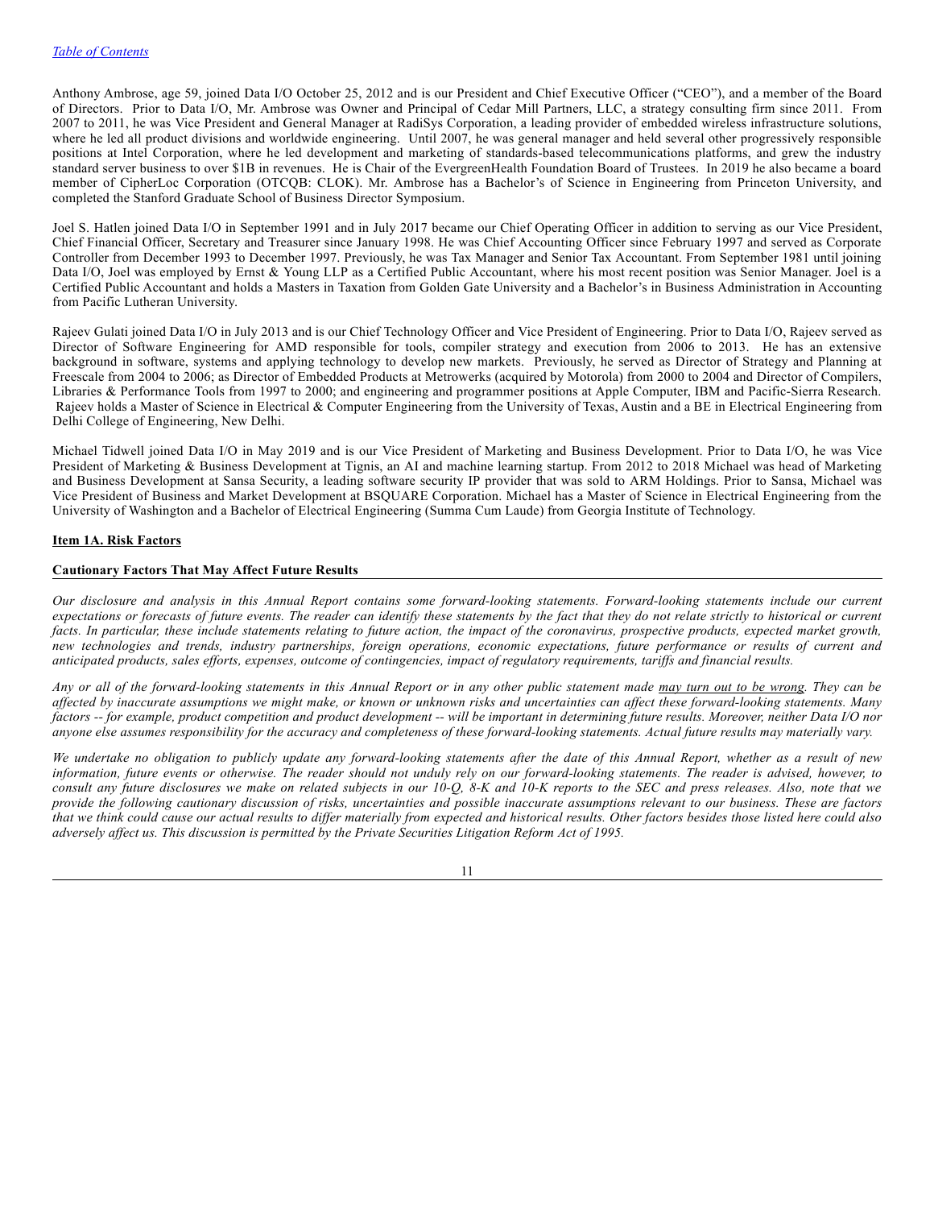Anthony Ambrose, age 59, joined Data I/O October 25, 2012 and is our President and Chief Executive Officer ("CEO"), and a member of the Board of Directors. Prior to Data I/O, Mr. Ambrose was Owner and Principal of Cedar Mill Partners, LLC, a strategy consulting firm since 2011. From 2007 to 2011, he was Vice President and General Manager at RadiSys Corporation, a leading provider of embedded wireless infrastructure solutions, where he led all product divisions and worldwide engineering. Until 2007, he was general manager and held several other progressively responsible positions at Intel Corporation, where he led development and marketing of standards-based telecommunications platforms, and grew the industry standard server business to over $1B in revenues. He is Chair of the EvergreenHealth Foundation Board of Trustees. In 2019 he also became a board member of CipherLoc Corporation (OTCQB: CLOK). Mr. Ambrose has a Bachelor's of Science in Engineering from Princeton University, and completed the Stanford Graduate School of Business Director Symposium.

Joel S. Hatlen joined Data I/O in September 1991 and in July 2017 became our Chief Operating Officer in addition to serving as our Vice President, Chief Financial Officer, Secretary and Treasurer since January 1998. He was Chief Accounting Officer since February 1997 and served as Corporate Controller from December 1993 to December 1997. Previously, he was Tax Manager and Senior Tax Accountant. From September 1981 until joining Data I/O, Joel was employed by Ernst & Young LLP as a Certified Public Accountant, where his most recent position was Senior Manager. Joel is a Certified Public Accountant and holds a Masters in Taxation from Golden Gate University and a Bachelor's in Business Administration in Accounting from Pacific Lutheran University.

Rajeev Gulati joined Data I/O in July 2013 and is our Chief Technology Officer and Vice President of Engineering. Prior to Data I/O, Rajeev served as Director of Software Engineering for AMD responsible for tools, compiler strategy and execution from 2006 to 2013. He has an extensive background in software, systems and applying technology to develop new markets. Previously, he served as Director of Strategy and Planning at Freescale from 2004 to 2006; as Director of Embedded Products at Metrowerks (acquired by Motorola) from 2000 to 2004 and Director of Compilers, Libraries & Performance Tools from 1997 to 2000; and engineering and programmer positions at Apple Computer, IBM and Pacific-Sierra Research. Rajeev holds a Master of Science in Electrical & Computer Engineering from the University of Texas, Austin and a BE in Electrical Engineering from Delhi College of Engineering, New Delhi.

Michael Tidwell joined Data I/O in May 2019 and is our Vice President of Marketing and Business Development. Prior to Data I/O, he was Vice President of Marketing & Business Development at Tignis, an AI and machine learning startup. From 2012 to 2018 Michael was head of Marketing and Business Development at Sansa Security, a leading software security IP provider that was sold to ARM Holdings. Prior to Sansa, Michael was Vice President of Business and Market Development at BSQUARE Corporation. Michael has a Master of Science in Electrical Engineering from the University of Washington and a Bachelor of Electrical Engineering (Summa Cum Laude) from Georgia Institute of Technology.

## Item 1A. Risk Factors

### Cautionary Factors That May Affect Future Results

*Our disclosure and analysis in this Annual Report contains some forward-looking statements. Forward-looking statements include our current expectations or forecasts of future events. The reader can identify these statements by the fact that they do not relate strictly to historical or current facts. In particular, these include statements relating to future action, the impact of the coronavirus, prospective products, expected market growth, new technologies and trends, industry partnerships, foreign operations, economic expectations, future performance or results of current and anticipated products, sales efforts, expenses, outcome of contingencies, impact of regulatory requirements, tariffs and financial results.*

*Any or all of the forward-looking statements in this Annual Report or in any other public statement made may turn out to be wrong. They can be affected by inaccurate assumptions we might make, or known or unknown risks and uncertainties can affect these forward-looking statements. Many factors -- for example, product competition and product development -- will be important in determining future results. Moreover, neither Data I/O nor anyone else assumes responsibility for the accuracy and completeness of these forward-looking statements. Actual future results may materially vary.*

*We undertake no obligation to publicly update any forward-looking statements after the date of this Annual Report, whether as a result of new information, future events or otherwise. The reader should not unduly rely on our forward-looking statements. The reader is advised, however, to consult any future disclosures we make on related subjects in our 10-Q, 8-K and 10-K reports to the SEC and press releases. Also, note that we provide the following cautionary discussion of risks, uncertainties and possible inaccurate assumptions relevant to our business. These are factors that we think could cause our actual results to differ materially from expected and historical results. Other factors besides those listed here could also adversely affect us. This discussion is permitted by the Private Securities Litigation Reform Act of 1995.*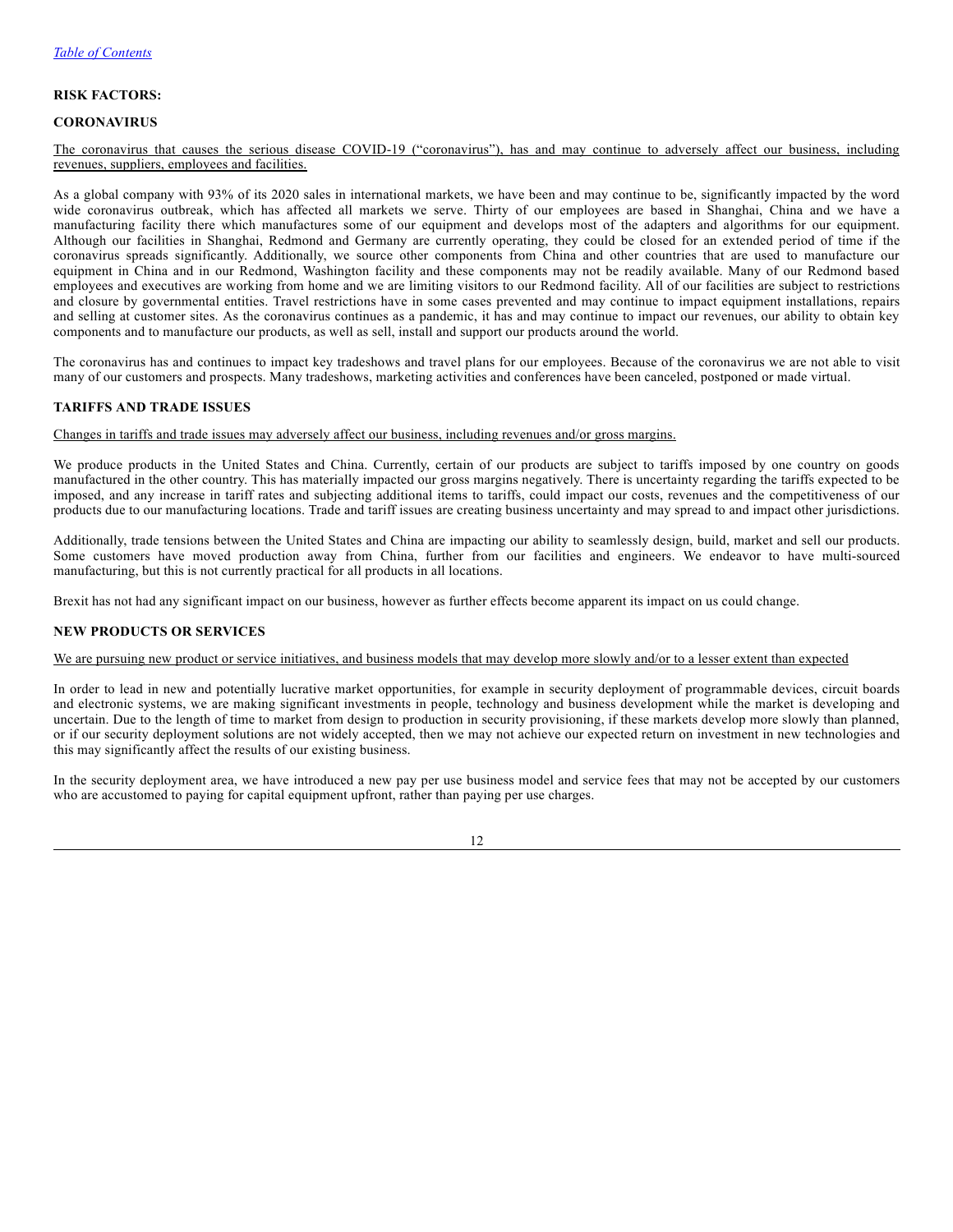**RISK FACTORS:**

**CORONAVIRUS**

The coronavirus that causes the serious disease COVID-19 ("coronavirus"), has and may continue to adversely affect our business, including revenues, suppliers, employees and facilities.

As a global company with 93% of its 2020 sales in international markets, we have been and may continue to be, significantly impacted by the word wide coronavirus outbreak, which has affected all markets we serve. Thirty of our employees are based in Shanghai, China and we have a manufacturing facility there which manufactures some of our equipment and develops most of the adapters and algorithms for our equipment. Although our facilities in Shanghai, Redmond and Germany are currently operating, they could be closed for an extended period of time if the coronavirus spreads significantly. Additionally, we source other components from China and other countries that are used to manufacture our equipment in China and in our Redmond, Washington facility and these components may not be readily available. Many of our Redmond based employees and executives are working from home and we are limiting visitors to our Redmond facility. All of our facilities are subject to restrictions and closure by governmental entities. Travel restrictions have in some cases prevented and may continue to impact equipment installations, repairs and selling at customer sites. As the coronavirus continues as a pandemic, it has and may continue to impact our revenues, our ability to obtain key components and to manufacture our products, as well as sell, install and support our products around the world.

The coronavirus has and continues to impact key tradeshows and travel plans for our employees. Because of the coronavirus we are not able to visit many of our customers and prospects. Many tradeshows, marketing activities and conferences have been canceled, postponed or made virtual.

**TARIFFS AND TRADE ISSUES**

Changes in tariffs and trade issues may adversely affect our business, including revenues and/or gross margins.

We produce products in the United States and China. Currently, certain of our products are subject to tariffs imposed by one country on goods manufactured in the other country. This has materially impacted our gross margins negatively. There is uncertainty regarding the tariffs expected to be imposed, and any increase in tariff rates and subjecting additional items to tariffs, could impact our costs, revenues and the competitiveness of our products due to our manufacturing locations. Trade and tariff issues are creating business uncertainty and may spread to and impact other jurisdictions.

Additionally, trade tensions between the United States and China are impacting our ability to seamlessly design, build, market and sell our products. Some customers have moved production away from China, further from our facilities and engineers. We endeavor to have multi-sourced manufacturing, but this is not currently practical for all products in all locations.

Brexit has not had any significant impact on our business, however as further effects become apparent its impact on us could change.

**NEW PRODUCTS OR SERVICES**

We are pursuing new product or service initiatives, and business models that may develop more slowly and/or to a lesser extent than expected

In order to lead in new and potentially lucrative market opportunities, for example in security deployment of programmable devices, circuit boards and electronic systems, we are making significant investments in people, technology and business development while the market is developing and uncertain. Due to the length of time to market from design to production in security provisioning, if these markets develop more slowly than planned, or if our security deployment solutions are not widely accepted, then we may not achieve our expected return on investment in new technologies and this may significantly affect the results of our existing business.

In the security deployment area, we have introduced a new pay per use business model and service fees that may not be accepted by our customers who are accustomed to paying for capital equipment upfront, rather than paying per use charges.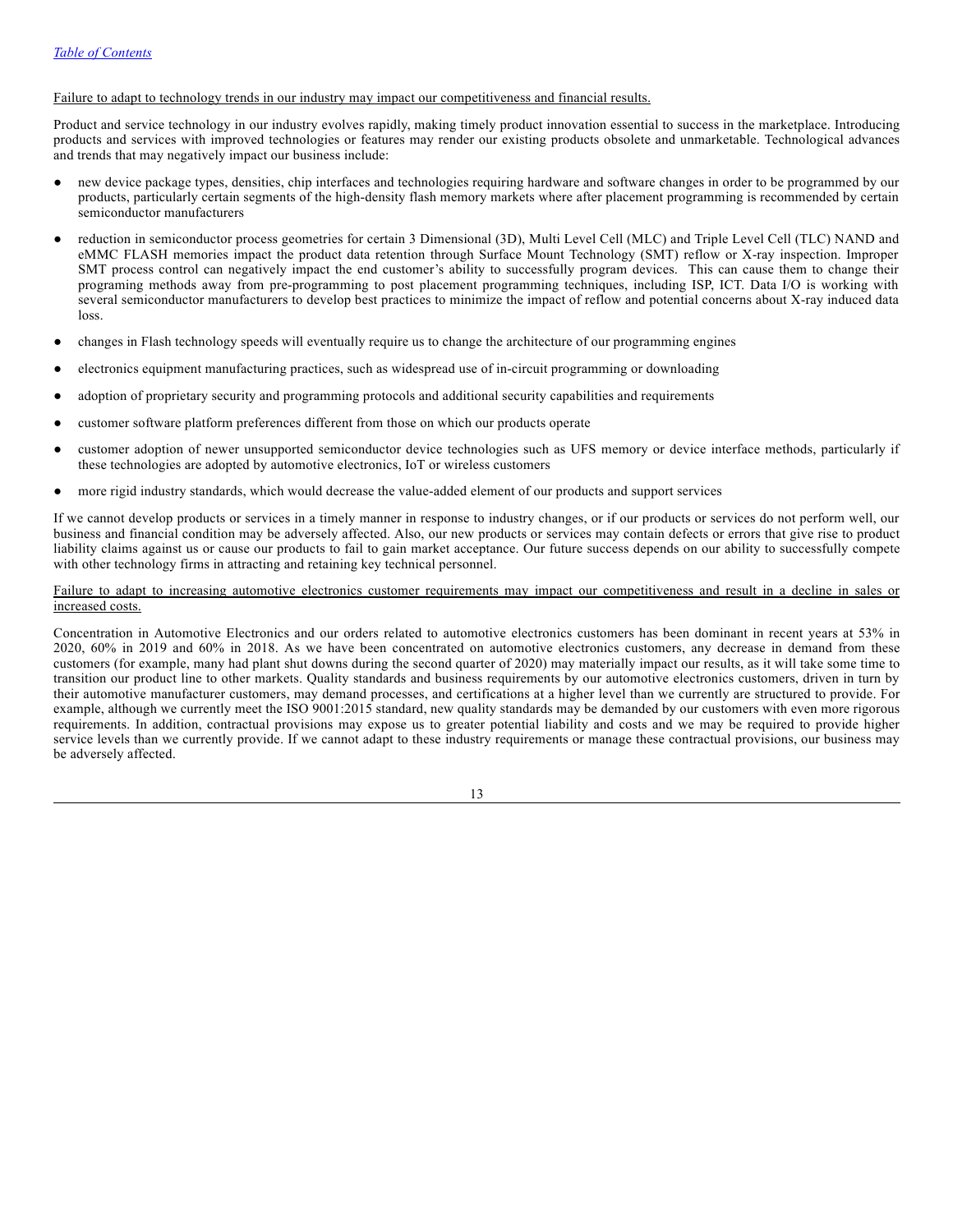Failure to adapt to technology trends in our industry may impact our competitiveness and financial results.

Product and service technology in our industry evolves rapidly, making timely product innovation essential to success in the marketplace. Introducing products and services with improved technologies or features may render our existing products obsolete and unmarketable. Technological advances and trends that may negatively impact our business include:

- new device package types, densities, chip interfaces and technologies requiring hardware and software changes in order to be programmed by our products, particularly certain segments of the high-density flash memory markets where after placement programming is recommended by certain semiconductor manufacturers
- reduction in semiconductor process geometries for certain 3 Dimensional (3D), Multi Level Cell (MLC) and Triple Level Cell (TLC) NAND and eMMC FLASH memories impact the product data retention through Surface Mount Technology (SMT) reflow or X-ray inspection. Improper SMT process control can negatively impact the end customer's ability to successfully program devices. This can cause them to change their programing methods away from pre-programming to post placement programming techniques, including ISP, ICT. Data I/O is working with several semiconductor manufacturers to develop best practices to minimize the impact of reflow and potential concerns about X-ray induced data loss.
- changes in Flash technology speeds will eventually require us to change the architecture of our programming engines
- electronics equipment manufacturing practices, such as widespread use of in-circuit programming or downloading
- adoption of proprietary security and programming protocols and additional security capabilities and requirements
- customer software platform preferences different from those on which our products operate
- customer adoption of newer unsupported semiconductor device technologies such as UFS memory or device interface methods, particularly if these technologies are adopted by automotive electronics, IoT or wireless customers
- more rigid industry standards, which would decrease the value-added element of our products and support services

If we cannot develop products or services in a timely manner in response to industry changes, or if our products or services do not perform well, our business and financial condition may be adversely affected. Also, our new products or services may contain defects or errors that give rise to product liability claims against us or cause our products to fail to gain market acceptance. Our future success depends on our ability to successfully compete with other technology firms in attracting and retaining key technical personnel.

Failure to adapt to increasing automotive electronics customer requirements may impact our competitiveness and result in a decline in sales or increased costs.

Concentration in Automotive Electronics and our orders related to automotive electronics customers has been dominant in recent years at 53% in 2020, 60% in 2019 and 60% in 2018. As we have been concentrated on automotive electronics customers, any decrease in demand from these customers (for example, many had plant shut downs during the second quarter of 2020) may materially impact our results, as it will take some time to transition our product line to other markets. Quality standards and business requirements by our automotive electronics customers, driven in turn by their automotive manufacturer customers, may demand processes, and certifications at a higher level than we currently are structured to provide. For example, although we currently meet the ISO 9001:2015 standard, new quality standards may be demanded by our customers with even more rigorous requirements. In addition, contractual provisions may expose us to greater potential liability and costs and we may be required to provide higher service levels than we currently provide. If we cannot adapt to these industry requirements or manage these contractual provisions, our business may be adversely affected.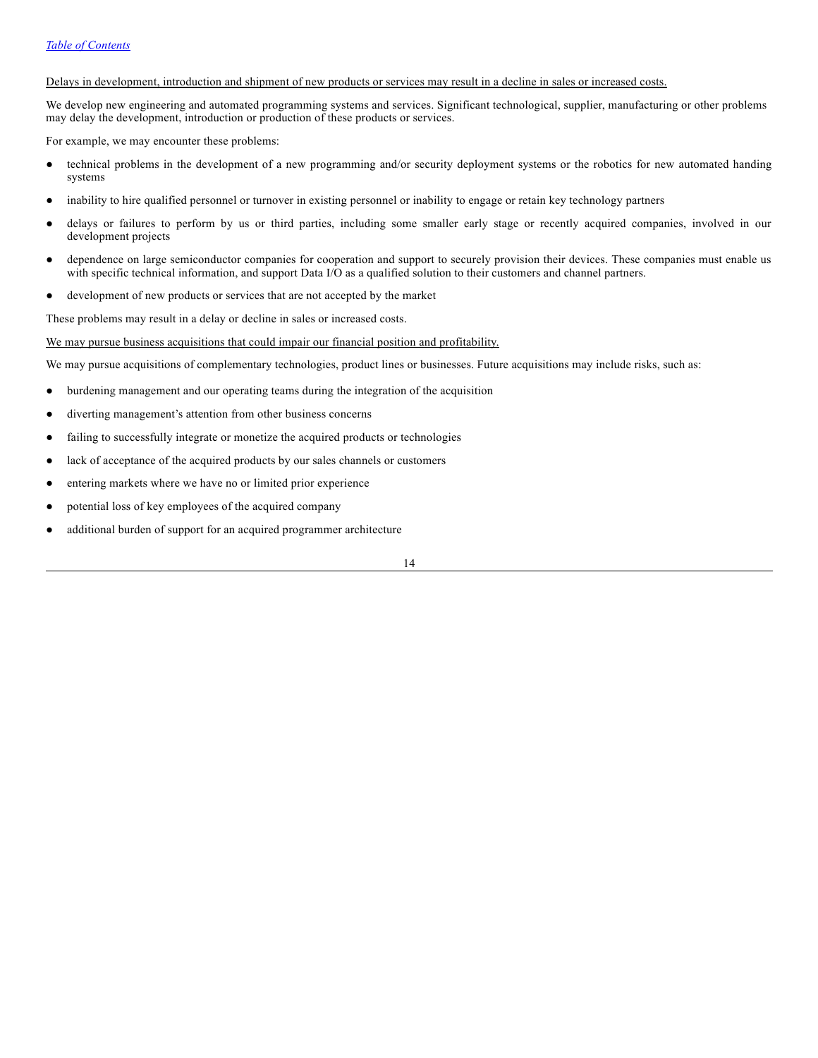Delays in development, introduction and shipment of new products or services may result in a decline in sales or increased costs.

We develop new engineering and automated programming systems and services. Significant technological, supplier, manufacturing or other problems may delay the development, introduction or production of these products or services.

For example, we may encounter these problems:

- technical problems in the development of a new programming and/or security deployment systems or the robotics for new automated handing systems
- inability to hire qualified personnel or turnover in existing personnel or inability to engage or retain key technology partners
- delays or failures to perform by us or third parties, including some smaller early stage or recently acquired companies, involved in our development projects
- dependence on large semiconductor companies for cooperation and support to securely provision their devices. These companies must enable us with specific technical information, and support Data I/O as a qualified solution to their customers and channel partners.
- development of new products or services that are not accepted by the market

These problems may result in a delay or decline in sales or increased costs.

We may pursue business acquisitions that could impair our financial position and profitability.

We may pursue acquisitions of complementary technologies, product lines or businesses. Future acquisitions may include risks, such as:

- burdening management and our operating teams during the integration of the acquisition
- diverting management's attention from other business concerns
- failing to successfully integrate or monetize the acquired products or technologies
- lack of acceptance of the acquired products by our sales channels or customers
- entering markets where we have no or limited prior experience
- potential loss of key employees of the acquired company
- additional burden of support for an acquired programmer architecture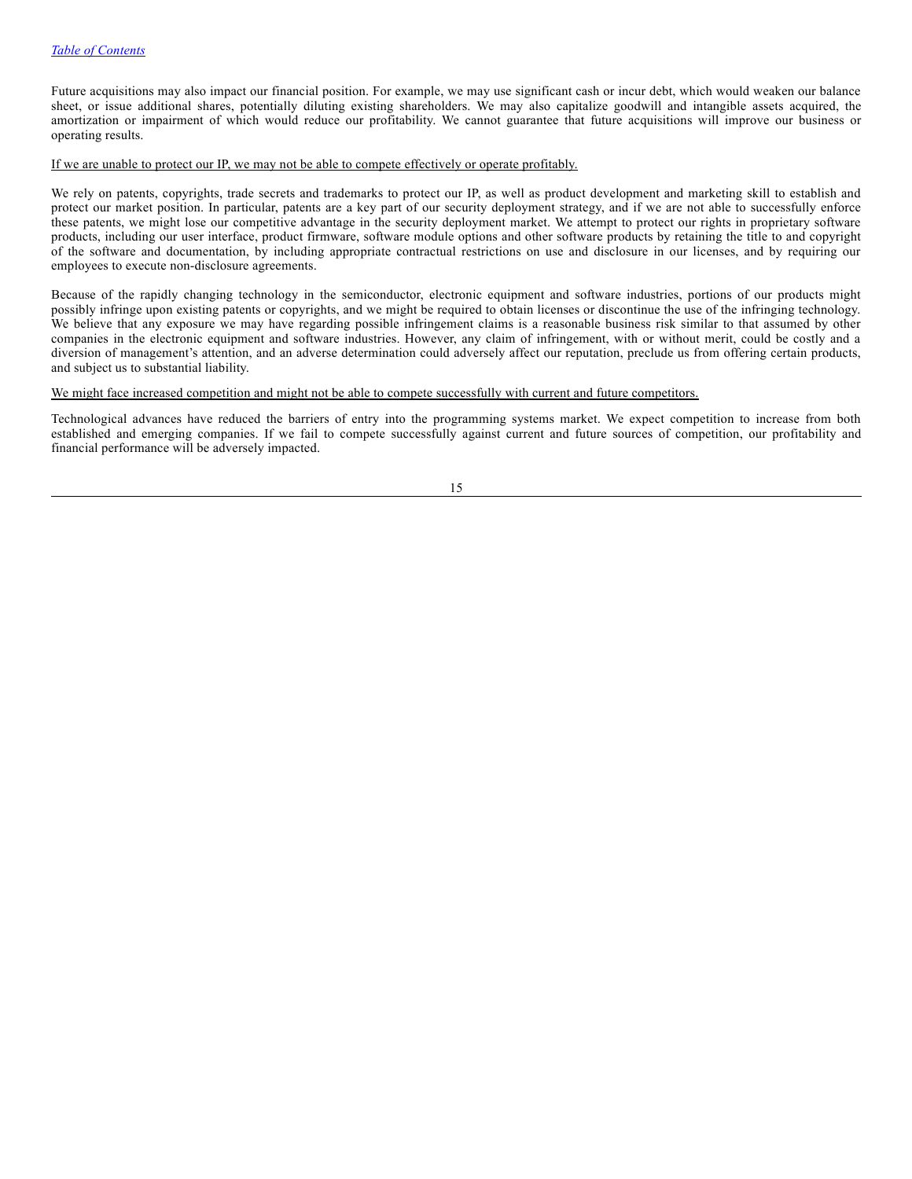Future acquisitions may also impact our financial position. For example, we may use significant cash or incur debt, which would weaken our balance sheet, or issue additional shares, potentially diluting existing shareholders. We may also capitalize goodwill and intangible assets acquired, the amortization or impairment of which would reduce our profitability. We cannot guarantee that future acquisitions will improve our business or operating results.

<u>If we are unable to protect our IP, we may not be able to compete effectively or operate profitably.</u>

We rely on patents, copyrights, trade secrets and trademarks to protect our IP, as well as product development and marketing skill to establish and protect our market position. In particular, patents are a key part of our security deployment strategy, and if we are not able to successfully enforce these patents, we might lose our competitive advantage in the security deployment market. We attempt to protect our rights in proprietary software products, including our user interface, product firmware, software module options and other software products by retaining the title to and copyright of the software and documentation, by including appropriate contractual restrictions on use and disclosure in our licenses, and by requiring our employees to execute non-disclosure agreements.

Because of the rapidly changing technology in the semiconductor, electronic equipment and software industries, portions of our products might possibly infringe upon existing patents or copyrights, and we might be required to obtain licenses or discontinue the use of the infringing technology. We believe that any exposure we may have regarding possible infringement claims is a reasonable business risk similar to that assumed by other companies in the electronic equipment and software industries. However, any claim of infringement, with or without merit, could be costly and a diversion of management's attention, and an adverse determination could adversely affect our reputation, preclude us from offering certain products, and subject us to substantial liability.

<u>We might face increased competition and might not be able to compete successfully with current and future competitors.</u>

Technological advances have reduced the barriers of entry into the programming systems market. We expect competition to increase from both established and emerging companies. If we fail to compete successfully against current and future sources of competition, our profitability and financial performance will be adversely impacted.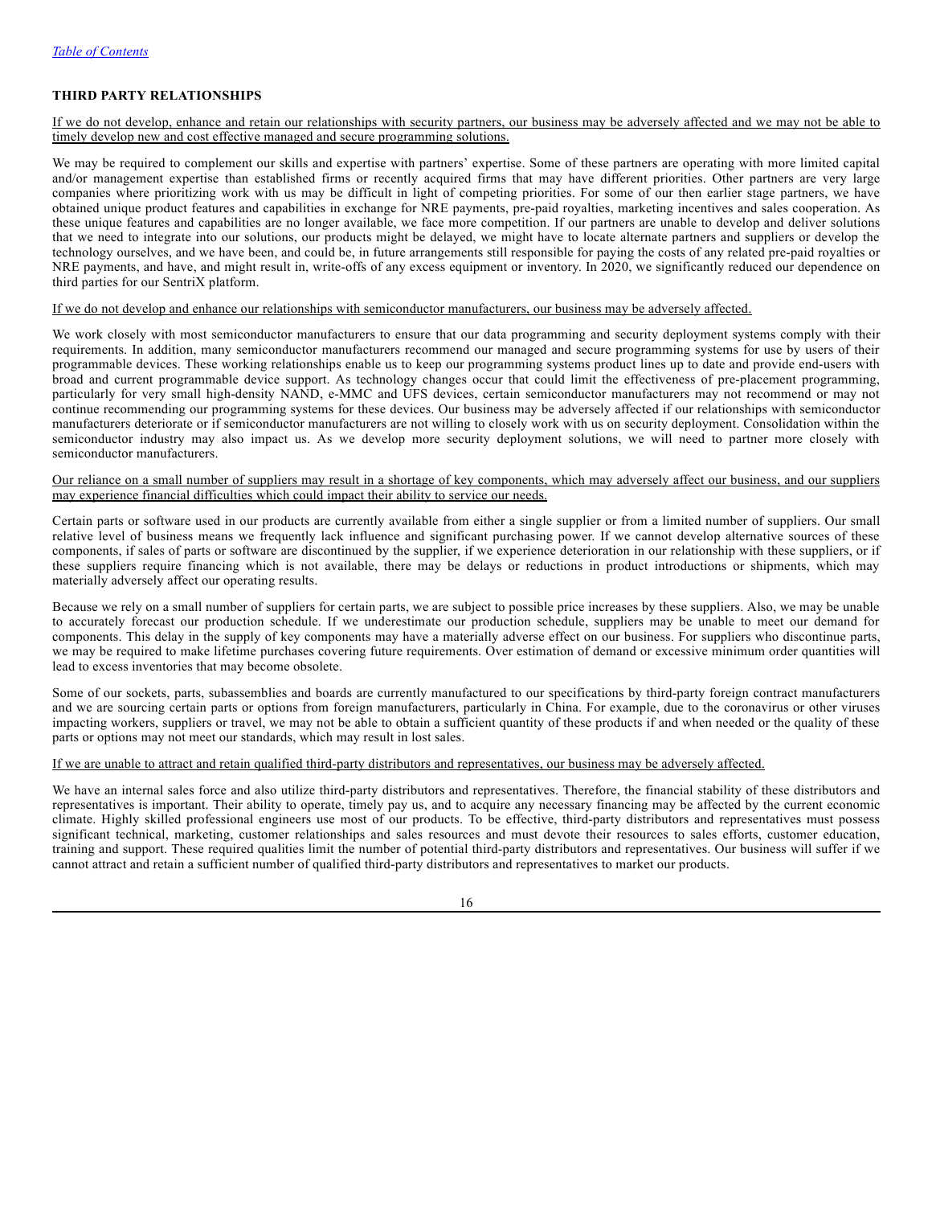### THIRD PARTY RELATIONSHIPS

If we do not develop, enhance and retain our relationships with security partners, our business may be adversely affected and we may not be able to timely develop new and cost effective managed and secure programming solutions.

We may be required to complement our skills and expertise with partners' expertise. Some of these partners are operating with more limited capital and/or management expertise than established firms or recently acquired firms that may have different priorities. Other partners are very large companies where prioritizing work with us may be difficult in light of competing priorities. For some of our then earlier stage partners, we have obtained unique product features and capabilities in exchange for NRE payments, pre-paid royalties, marketing incentives and sales cooperation. As these unique features and capabilities are no longer available, we face more competition. If our partners are unable to develop and deliver solutions that we need to integrate into our solutions, our products might be delayed, we might have to locate alternate partners and suppliers or develop the technology ourselves, and we have been, and could be, in future arrangements still responsible for paying the costs of any related pre-paid royalties or NRE payments, and have, and might result in, write-offs of any excess equipment or inventory. In 2020, we significantly reduced our dependence on third parties for our SentriX platform.

If we do not develop and enhance our relationships with semiconductor manufacturers, our business may be adversely affected.

We work closely with most semiconductor manufacturers to ensure that our data programming and security deployment systems comply with their requirements. In addition, many semiconductor manufacturers recommend our managed and secure programming systems for use by users of their programmable devices. These working relationships enable us to keep our programming systems product lines up to date and provide end-users with broad and current programmable device support. As technology changes occur that could limit the effectiveness of pre-placement programming, particularly for very small high-density NAND, e-MMC and UFS devices, certain semiconductor manufacturers may not recommend or may not continue recommending our programming systems for these devices. Our business may be adversely affected if our relationships with semiconductor manufacturers deteriorate or if semiconductor manufacturers are not willing to closely work with us on security deployment. Consolidation within the semiconductor industry may also impact us. As we develop more security deployment solutions, we will need to partner more closely with semiconductor manufacturers.

Our reliance on a small number of suppliers may result in a shortage of key components, which may adversely affect our business, and our suppliers may experience financial difficulties which could impact their ability to service our needs.

Certain parts or software used in our products are currently available from either a single supplier or from a limited number of suppliers. Our small relative level of business means we frequently lack influence and significant purchasing power. If we cannot develop alternative sources of these components, if sales of parts or software are discontinued by the supplier, if we experience deterioration in our relationship with these suppliers, or if these suppliers require financing which is not available, there may be delays or reductions in product introductions or shipments, which may materially adversely affect our operating results.

Because we rely on a small number of suppliers for certain parts, we are subject to possible price increases by these suppliers. Also, we may be unable to accurately forecast our production schedule. If we underestimate our production schedule, suppliers may be unable to meet our demand for components. This delay in the supply of key components may have a materially adverse effect on our business. For suppliers who discontinue parts, we may be required to make lifetime purchases covering future requirements. Over estimation of demand or excessive minimum order quantities will lead to excess inventories that may become obsolete.

Some of our sockets, parts, subassemblies and boards are currently manufactured to our specifications by third-party foreign contract manufacturers and we are sourcing certain parts or options from foreign manufacturers, particularly in China. For example, due to the coronavirus or other viruses impacting workers, suppliers or travel, we may not be able to obtain a sufficient quantity of these products if and when needed or the quality of these parts or options may not meet our standards, which may result in lost sales.

If we are unable to attract and retain qualified third-party distributors and representatives, our business may be adversely affected.

We have an internal sales force and also utilize third-party distributors and representatives. Therefore, the financial stability of these distributors and representatives is important. Their ability to operate, timely pay us, and to acquire any necessary financing may be affected by the current economic climate. Highly skilled professional engineers use most of our products. To be effective, third-party distributors and representatives must possess significant technical, marketing, customer relationships and sales resources and must devote their resources to sales efforts, customer education, training and support. These required qualities limit the number of potential third-party distributors and representatives. Our business will suffer if we cannot attract and retain a sufficient number of qualified third-party distributors and representatives to market our products.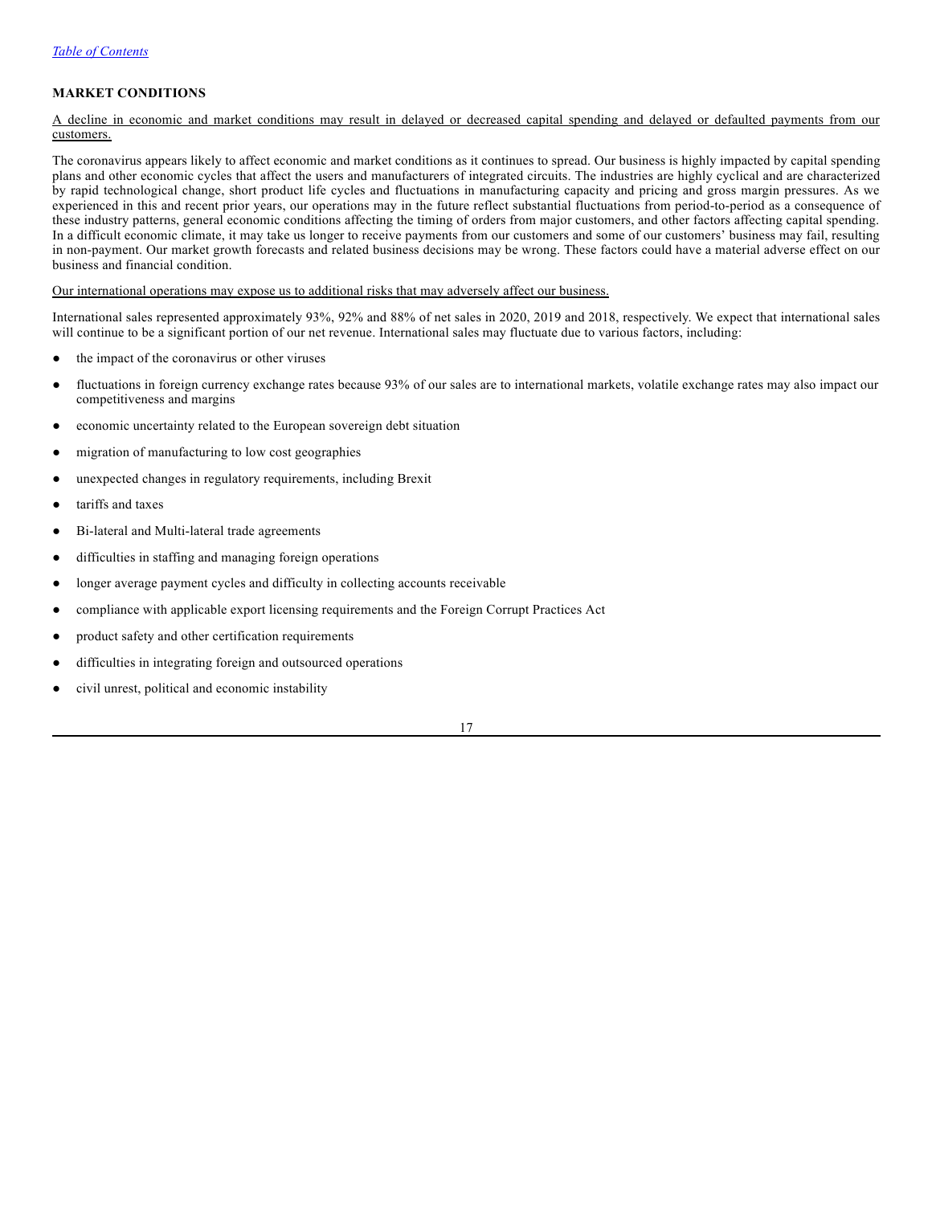## MARKET CONDITIONS

A decline in economic and market conditions may result in delayed or decreased capital spending and delayed or defaulted payments from our customers.

The coronavirus appears likely to affect economic and market conditions as it continues to spread. Our business is highly impacted by capital spending plans and other economic cycles that affect the users and manufacturers of integrated circuits. The industries are highly cyclical and are characterized by rapid technological change, short product life cycles and fluctuations in manufacturing capacity and pricing and gross margin pressures. As we experienced in this and recent prior years, our operations may in the future reflect substantial fluctuations from period-to-period as a consequence of these industry patterns, general economic conditions affecting the timing of orders from major customers, and other factors affecting capital spending. In a difficult economic climate, it may take us longer to receive payments from our customers and some of our customers' business may fail, resulting in non-payment. Our market growth forecasts and related business decisions may be wrong. These factors could have a material adverse effect on our business and financial condition.

Our international operations may expose us to additional risks that may adversely affect our business.

International sales represented approximately 93%, 92% and 88% of net sales in 2020, 2019 and 2018, respectively. We expect that international sales will continue to be a significant portion of our net revenue. International sales may fluctuate due to various factors, including:

- the impact of the coronavirus or other viruses
- fluctuations in foreign currency exchange rates because 93% of our sales are to international markets, volatile exchange rates may also impact our competitiveness and margins
- economic uncertainty related to the European sovereign debt situation
- migration of manufacturing to low cost geographies
- unexpected changes in regulatory requirements, including Brexit
- tariffs and taxes
- Bi-lateral and Multi-lateral trade agreements
- difficulties in staffing and managing foreign operations
- longer average payment cycles and difficulty in collecting accounts receivable
- compliance with applicable export licensing requirements and the Foreign Corrupt Practices Act
- product safety and other certification requirements
- difficulties in integrating foreign and outsourced operations
- civil unrest, political and economic instability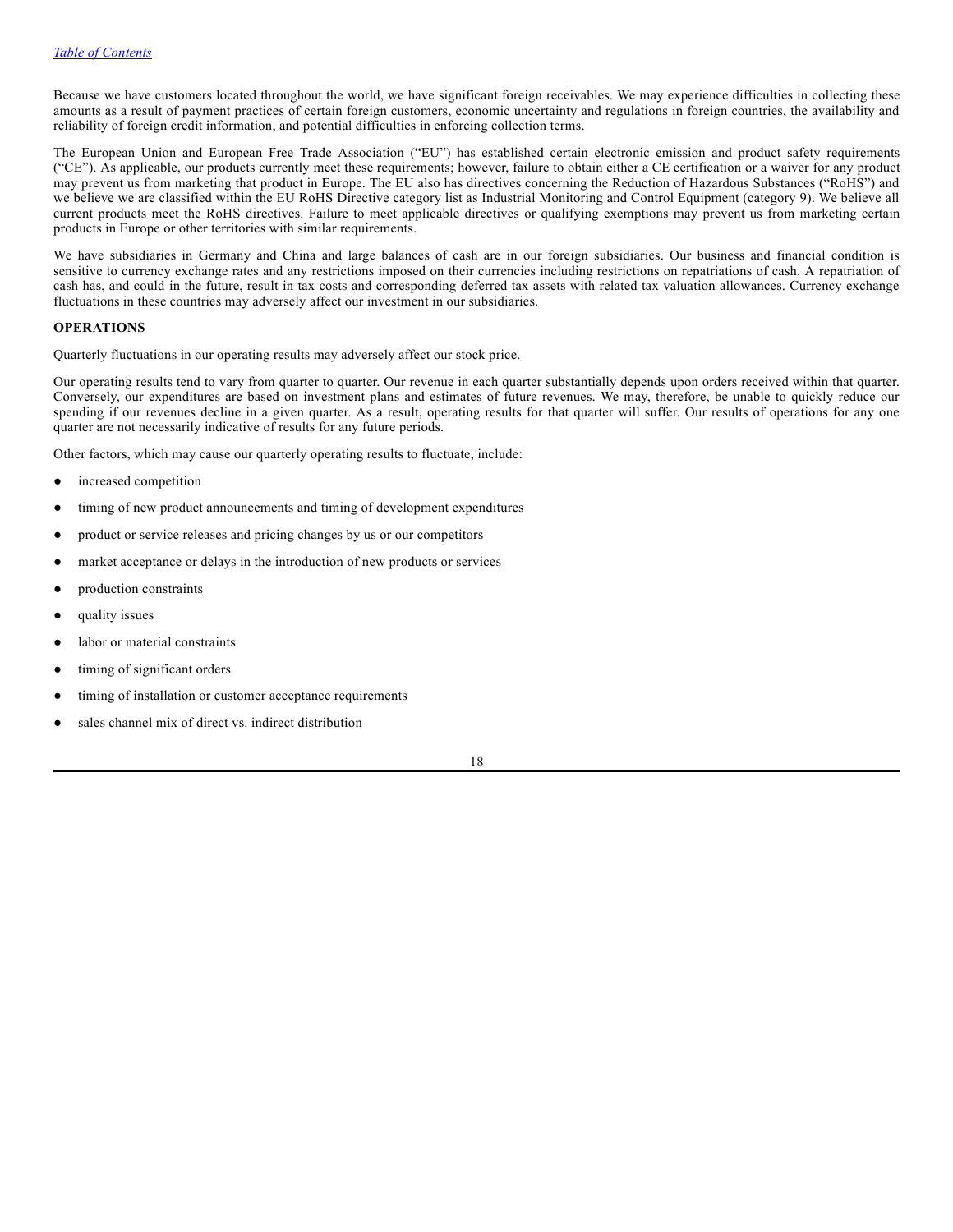Because we have customers located throughout the world, we have significant foreign receivables. We may experience difficulties in collecting these amounts as a result of payment practices of certain foreign customers, economic uncertainty and regulations in foreign countries, the availability and reliability of foreign credit information, and potential difficulties in enforcing collection terms.

The European Union and European Free Trade Association ("EU") has established certain electronic emission and product safety requirements ("CE"). As applicable, our products currently meet these requirements; however, failure to obtain either a CE certification or a waiver for any product may prevent us from marketing that product in Europe. The EU also has directives concerning the Reduction of Hazardous Substances ("RoHS") and we believe we are classified within the EU RoHS Directive category list as Industrial Monitoring and Control Equipment (category 9). We believe all current products meet the RoHS directives. Failure to meet applicable directives or qualifying exemptions may prevent us from marketing certain products in Europe or other territories with similar requirements.

We have subsidiaries in Germany and China and large balances of cash are in our foreign subsidiaries. Our business and financial condition is sensitive to currency exchange rates and any restrictions imposed on their currencies including restrictions on repatriations of cash. A repatriation of cash has, and could in the future, result in tax costs and corresponding deferred tax assets with related tax valuation allowances. Currency exchange fluctuations in these countries may adversely affect our investment in our subsidiaries.

**OPERATIONS**

Quarterly fluctuations in our operating results may adversely affect our stock price.

Our operating results tend to vary from quarter to quarter. Our revenue in each quarter substantially depends upon orders received within that quarter. Conversely, our expenditures are based on investment plans and estimates of future revenues. We may, therefore, be unable to quickly reduce our spending if our revenues decline in a given quarter. As a result, operating results for that quarter will suffer. Our results of operations for any one quarter are not necessarily indicative of results for any future periods.

Other factors, which may cause our quarterly operating results to fluctuate, include:

- increased competition
- timing of new product announcements and timing of development expenditures
- product or service releases and pricing changes by us or our competitors
- market acceptance or delays in the introduction of new products or services
- production constraints
- quality issues
- labor or material constraints
- timing of significant orders
- timing of installation or customer acceptance requirements
- sales channel mix of direct vs. indirect distribution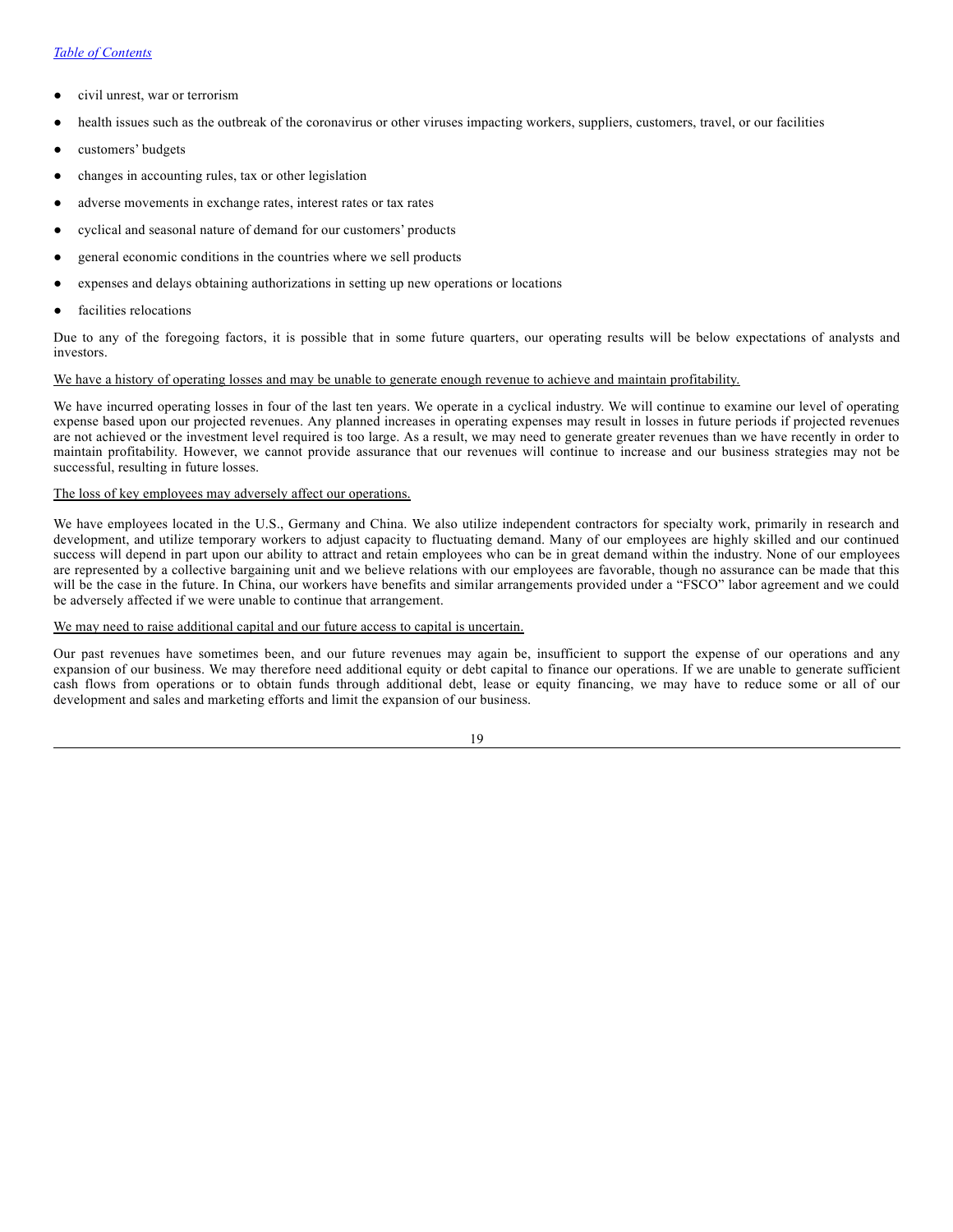- civil unrest, war or terrorism
- health issues such as the outbreak of the coronavirus or other viruses impacting workers, suppliers, customers, travel, or our facilities
- customers' budgets
- changes in accounting rules, tax or other legislation
- adverse movements in exchange rates, interest rates or tax rates
- cyclical and seasonal nature of demand for our customers' products
- general economic conditions in the countries where we sell products
- expenses and delays obtaining authorizations in setting up new operations or locations
- facilities relocations

Due to any of the foregoing factors, it is possible that in some future quarters, our operating results will be below expectations of analysts and investors.

We have a history of operating losses and may be unable to generate enough revenue to achieve and maintain profitability.

We have incurred operating losses in four of the last ten years. We operate in a cyclical industry. We will continue to examine our level of operating expense based upon our projected revenues. Any planned increases in operating expenses may result in losses in future periods if projected revenues are not achieved or the investment level required is too large. As a result, we may need to generate greater revenues than we have recently in order to maintain profitability. However, we cannot provide assurance that our revenues will continue to increase and our business strategies may not be successful, resulting in future losses.

The loss of key employees may adversely affect our operations.

We have employees located in the U.S., Germany and China. We also utilize independent contractors for specialty work, primarily in research and development, and utilize temporary workers to adjust capacity to fluctuating demand. Many of our employees are highly skilled and our continued success will depend in part upon our ability to attract and retain employees who can be in great demand within the industry. None of our employees are represented by a collective bargaining unit and we believe relations with our employees are favorable, though no assurance can be made that this will be the case in the future. In China, our workers have benefits and similar arrangements provided under a "FSCO" labor agreement and we could be adversely affected if we were unable to continue that arrangement.

We may need to raise additional capital and our future access to capital is uncertain.

Our past revenues have sometimes been, and our future revenues may again be, insufficient to support the expense of our operations and any expansion of our business. We may therefore need additional equity or debt capital to finance our operations. If we are unable to generate sufficient cash flows from operations or to obtain funds through additional debt, lease or equity financing, we may have to reduce some or all of our development and sales and marketing efforts and limit the expansion of our business.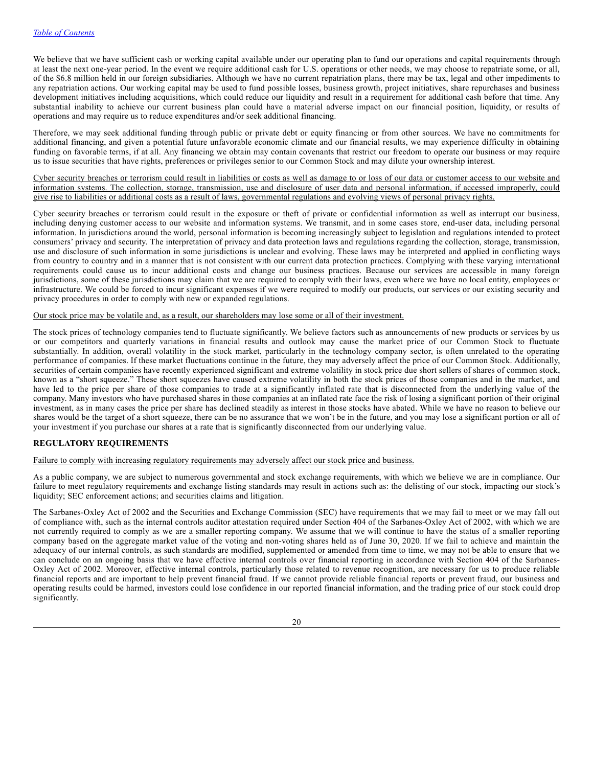We believe that we have sufficient cash or working capital available under our operating plan to fund our operations and capital requirements through at least the next one-year period. In the event we require additional cash for U.S. operations or other needs, we may choose to repatriate some, or all, of the $6.8 million held in our foreign subsidiaries. Although we have no current repatriation plans, there may be tax, legal and other impediments to any repatriation actions. Our working capital may be used to fund possible losses, business growth, project initiatives, share repurchases and business development initiatives including acquisitions, which could reduce our liquidity and result in a requirement for additional cash before that time. Any substantial inability to achieve our current business plan could have a material adverse impact on our financial position, liquidity, or results of operations and may require us to reduce expenditures and/or seek additional financing.

Therefore, we may seek additional funding through public or private debt or equity financing or from other sources. We have no commitments for additional financing, and given a potential future unfavorable economic climate and our financial results, we may experience difficulty in obtaining funding on favorable terms, if at all. Any financing we obtain may contain covenants that restrict our freedom to operate our business or may require us to issue securities that have rights, preferences or privileges senior to our Common Stock and may dilute your ownership interest.

Cyber security breaches or terrorism could result in liabilities or costs as well as damage to or loss of our data or customer access to our website and information systems. The collection, storage, transmission, use and disclosure of user data and personal information, if accessed improperly, could give rise to liabilities or additional costs as a result of laws, governmental regulations and evolving views of personal privacy rights.

Cyber security breaches or terrorism could result in the exposure or theft of private or confidential information as well as interrupt our business, including denying customer access to our website and information systems. We transmit, and in some cases store, end-user data, including personal information. In jurisdictions around the world, personal information is becoming increasingly subject to legislation and regulations intended to protect consumers' privacy and security. The interpretation of privacy and data protection laws and regulations regarding the collection, storage, transmission, use and disclosure of such information in some jurisdictions is unclear and evolving. These laws may be interpreted and applied in conflicting ways from country to country and in a manner that is not consistent with our current data protection practices. Complying with these varying international requirements could cause us to incur additional costs and change our business practices. Because our services are accessible in many foreign jurisdictions, some of these jurisdictions may claim that we are required to comply with their laws, even where we have no local entity, employees or infrastructure. We could be forced to incur significant expenses if we were required to modify our products, our services or our existing security and privacy procedures in order to comply with new or expanded regulations.

Our stock price may be volatile and, as a result, our shareholders may lose some or all of their investment.

The stock prices of technology companies tend to fluctuate significantly. We believe factors such as announcements of new products or services by us or our competitors and quarterly variations in financial results and outlook may cause the market price of our Common Stock to fluctuate substantially. In addition, overall volatility in the stock market, particularly in the technology company sector, is often unrelated to the operating performance of companies. If these market fluctuations continue in the future, they may adversely affect the price of our Common Stock. Additionally, securities of certain companies have recently experienced significant and extreme volatility in stock price due short sellers of shares of common stock, known as a "short squeeze." These short squeezes have caused extreme volatility in both the stock prices of those companies and in the market, and have led to the price per share of those companies to trade at a significantly inflated rate that is disconnected from the underlying value of the company. Many investors who have purchased shares in those companies at an inflated rate face the risk of losing a significant portion of their original investment, as in many cases the price per share has declined steadily as interest in those stocks have abated. While we have no reason to believe our shares would be the target of a short squeeze, there can be no assurance that we won't be in the future, and you may lose a significant portion or all of your investment if you purchase our shares at a rate that is significantly disconnected from our underlying value.

**REGULATORY REQUIREMENTS**

Failure to comply with increasing regulatory requirements may adversely affect our stock price and business.

As a public company, we are subject to numerous governmental and stock exchange requirements, with which we believe we are in compliance. Our failure to meet regulatory requirements and exchange listing standards may result in actions such as: the delisting of our stock, impacting our stock's liquidity; SEC enforcement actions; and securities claims and litigation.

The Sarbanes-Oxley Act of 2002 and the Securities and Exchange Commission (SEC) have requirements that we may fail to meet or we may fall out of compliance with, such as the internal controls auditor attestation required under Section 404 of the Sarbanes-Oxley Act of 2002, with which we are not currently required to comply as we are a smaller reporting company. We assume that we will continue to have the status of a smaller reporting company based on the aggregate market value of the voting and non-voting shares held as of June 30, 2020. If we fail to achieve and maintain the adequacy of our internal controls, as such standards are modified, supplemented or amended from time to time, we may not be able to ensure that we can conclude on an ongoing basis that we have effective internal controls over financial reporting in accordance with Section 404 of the Sarbanes-Oxley Act of 2002. Moreover, effective internal controls, particularly those related to revenue recognition, are necessary for us to produce reliable financial reports and are important to help prevent financial fraud. If we cannot provide reliable financial reports or prevent fraud, our business and operating results could be harmed, investors could lose confidence in our reported financial information, and the trading price of our stock could drop significantly.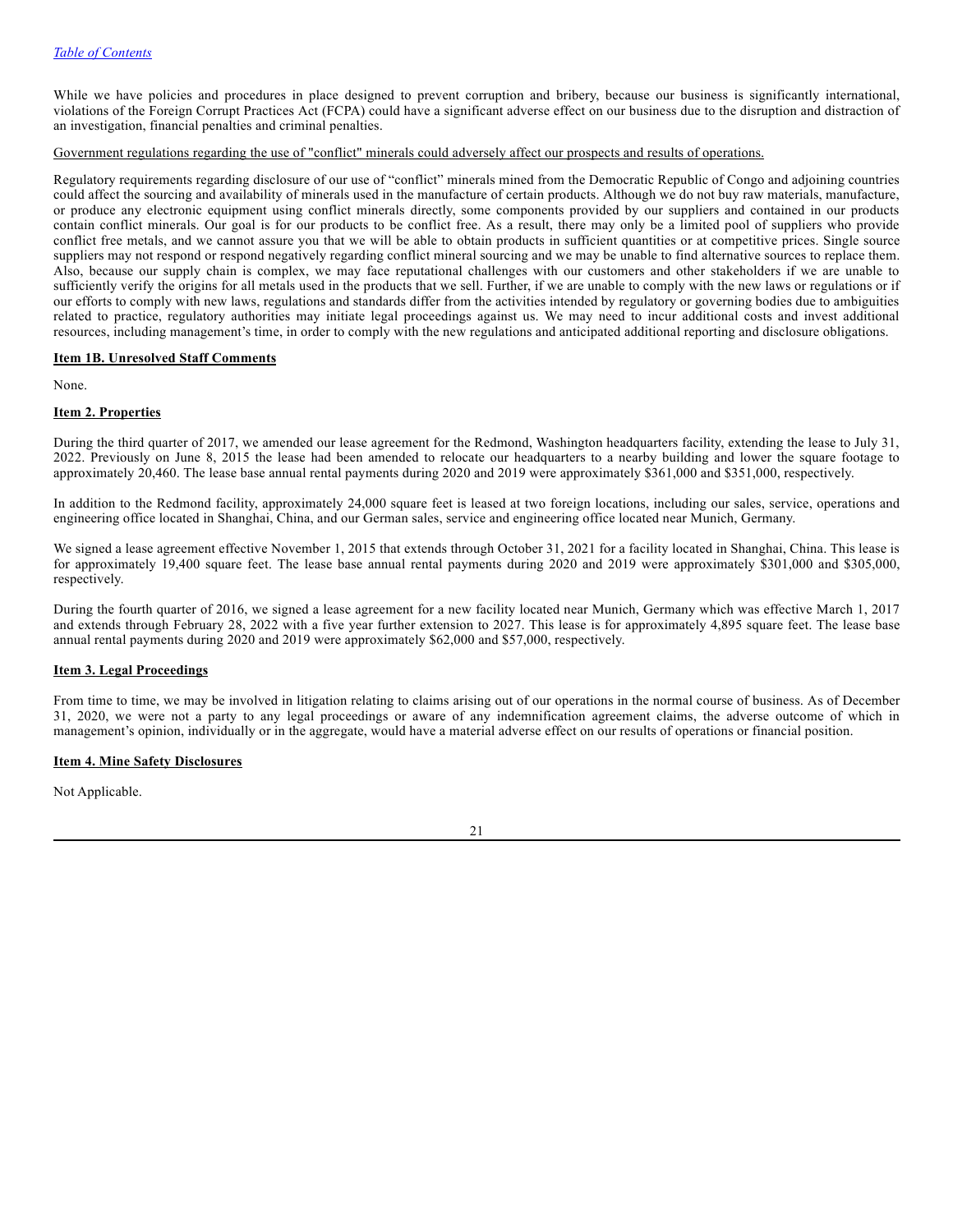While we have policies and procedures in place designed to prevent corruption and bribery, because our business is significantly international, violations of the Foreign Corrupt Practices Act (FCPA) could have a significant adverse effect on our business due to the disruption and distraction of an investigation, financial penalties and criminal penalties.

Government regulations regarding the use of "conflict" minerals could adversely affect our prospects and results of operations.

Regulatory requirements regarding disclosure of our use of “conflict” minerals mined from the Democratic Republic of Congo and adjoining countries could affect the sourcing and availability of minerals used in the manufacture of certain products. Although we do not buy raw materials, manufacture, or produce any electronic equipment using conflict minerals directly, some components provided by our suppliers and contained in our products contain conflict minerals. Our goal is for our products to be conflict free. As a result, there may only be a limited pool of suppliers who provide conflict free metals, and we cannot assure you that we will be able to obtain products in sufficient quantities or at competitive prices. Single source suppliers may not respond or respond negatively regarding conflict mineral sourcing and we may be unable to find alternative sources to replace them. Also, because our supply chain is complex, we may face reputational challenges with our customers and other stakeholders if we are unable to sufficiently verify the origins for all metals used in the products that we sell. Further, if we are unable to comply with the new laws or regulations or if our efforts to comply with new laws, regulations and standards differ from the activities intended by regulatory or governing bodies due to ambiguities related to practice, regulatory authorities may initiate legal proceedings against us. We may need to incur additional costs and invest additional resources, including management’s time, in order to comply with the new regulations and anticipated additional reporting and disclosure obligations.

## Item 1B. Unresolved Staff Comments

None.

## Item 2. Properties

During the third quarter of 2017, we amended our lease agreement for the Redmond, Washington headquarters facility, extending the lease to July 31, 2022. Previously on June 8, 2015 the lease had been amended to relocate our headquarters to a nearby building and lower the square footage to approximately 20,460. The lease base annual rental payments during 2020 and 2019 were approximately $361,000 and $351,000, respectively.

In addition to the Redmond facility, approximately 24,000 square feet is leased at two foreign locations, including our sales, service, operations and engineering office located in Shanghai, China, and our German sales, service and engineering office located near Munich, Germany.

We signed a lease agreement effective November 1, 2015 that extends through October 31, 2021 for a facility located in Shanghai, China. This lease is for approximately 19,400 square feet. The lease base annual rental payments during 2020 and 2019 were approximately $301,000 and $305,000, respectively.

During the fourth quarter of 2016, we signed a lease agreement for a new facility located near Munich, Germany which was effective March 1, 2017 and extends through February 28, 2022 with a five year further extension to 2027. This lease is for approximately 4,895 square feet. The lease base annual rental payments during 2020 and 2019 were approximately $62,000 and $57,000, respectively.

## Item 3. Legal Proceedings

From time to time, we may be involved in litigation relating to claims arising out of our operations in the normal course of business. As of December 31, 2020, we were not a party to any legal proceedings or aware of any indemnification agreement claims, the adverse outcome of which in management’s opinion, individually or in the aggregate, would have a material adverse effect on our results of operations or financial position.

## Item 4. Mine Safety Disclosures

Not Applicable.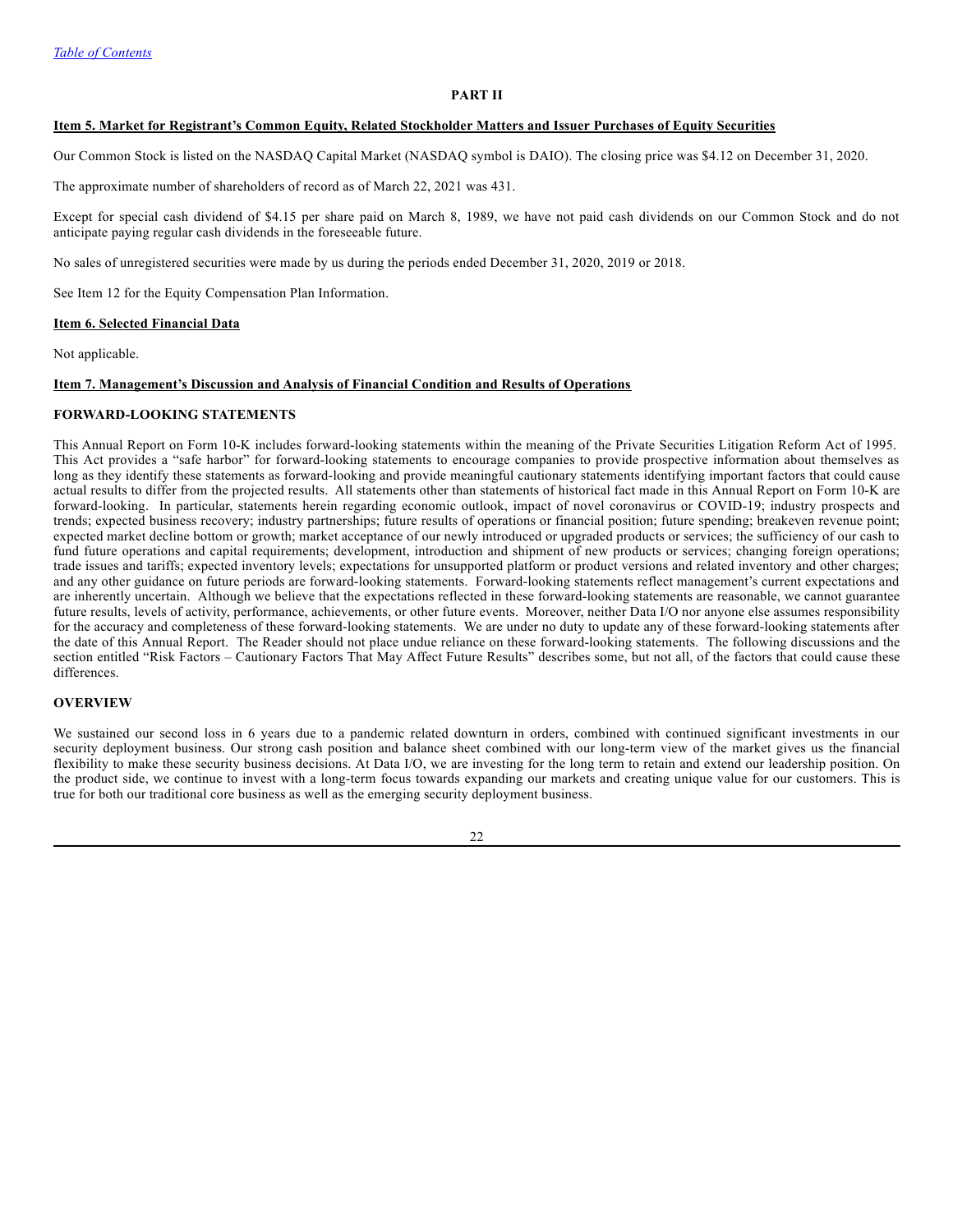## PART II

### Item 5. Market for Registrant's Common Equity, Related Stockholder Matters and Issuer Purchases of Equity Securities

Our Common Stock is listed on the NASDAQ Capital Market (NASDAQ symbol is DAIO). The closing price was $4.12 on December 31, 2020.

The approximate number of shareholders of record as of March 22, 2021 was 431.

Except for special cash dividend of $4.15 per share paid on March 8, 1989, we have not paid cash dividends on our Common Stock and do not anticipate paying regular cash dividends in the foreseeable future.

No sales of unregistered securities were made by us during the periods ended December 31, 2020, 2019 or 2018.

See Item 12 for the Equity Compensation Plan Information.

### Item 6. Selected Financial Data

Not applicable.

### Item 7. Management's Discussion and Analysis of Financial Condition and Results of Operations

#### FORWARD-LOOKING STATEMENTS

This Annual Report on Form 10-K includes forward-looking statements within the meaning of the Private Securities Litigation Reform Act of 1995. This Act provides a "safe harbor" for forward-looking statements to encourage companies to provide prospective information about themselves as long as they identify these statements as forward-looking and provide meaningful cautionary statements identifying important factors that could cause actual results to differ from the projected results. All statements other than statements of historical fact made in this Annual Report on Form 10-K are forward-looking. In particular, statements herein regarding economic outlook, impact of novel coronavirus or COVID-19; industry prospects and trends; expected business recovery; industry partnerships; future results of operations or financial position; future spending; breakeven revenue point; expected market decline bottom or growth; market acceptance of our newly introduced or upgraded products or services; the sufficiency of our cash to fund future operations and capital requirements; development, introduction and shipment of new products or services; changing foreign operations; trade issues and tariffs; expected inventory levels; expectations for unsupported platform or product versions and related inventory and other charges; and any other guidance on future periods are forward-looking statements. Forward-looking statements reflect management's current expectations and are inherently uncertain. Although we believe that the expectations reflected in these forward-looking statements are reasonable, we cannot guarantee future results, levels of activity, performance, achievements, or other future events. Moreover, neither Data I/O nor anyone else assumes responsibility for the accuracy and completeness of these forward-looking statements. We are under no duty to update any of these forward-looking statements after the date of this Annual Report. The Reader should not place undue reliance on these forward-looking statements. The following discussions and the section entitled "Risk Factors – Cautionary Factors That May Affect Future Results" describes some, but not all, of the factors that could cause these differences.

#### OVERVIEW

We sustained our second loss in 6 years due to a pandemic related downturn in orders, combined with continued significant investments in our security deployment business. Our strong cash position and balance sheet combined with our long-term view of the market gives us the financial flexibility to make these security business decisions. At Data I/O, we are investing for the long term to retain and extend our leadership position. On the product side, we continue to invest with a long-term focus towards expanding our markets and creating unique value for our customers. This is true for both our traditional core business as well as the emerging security deployment business.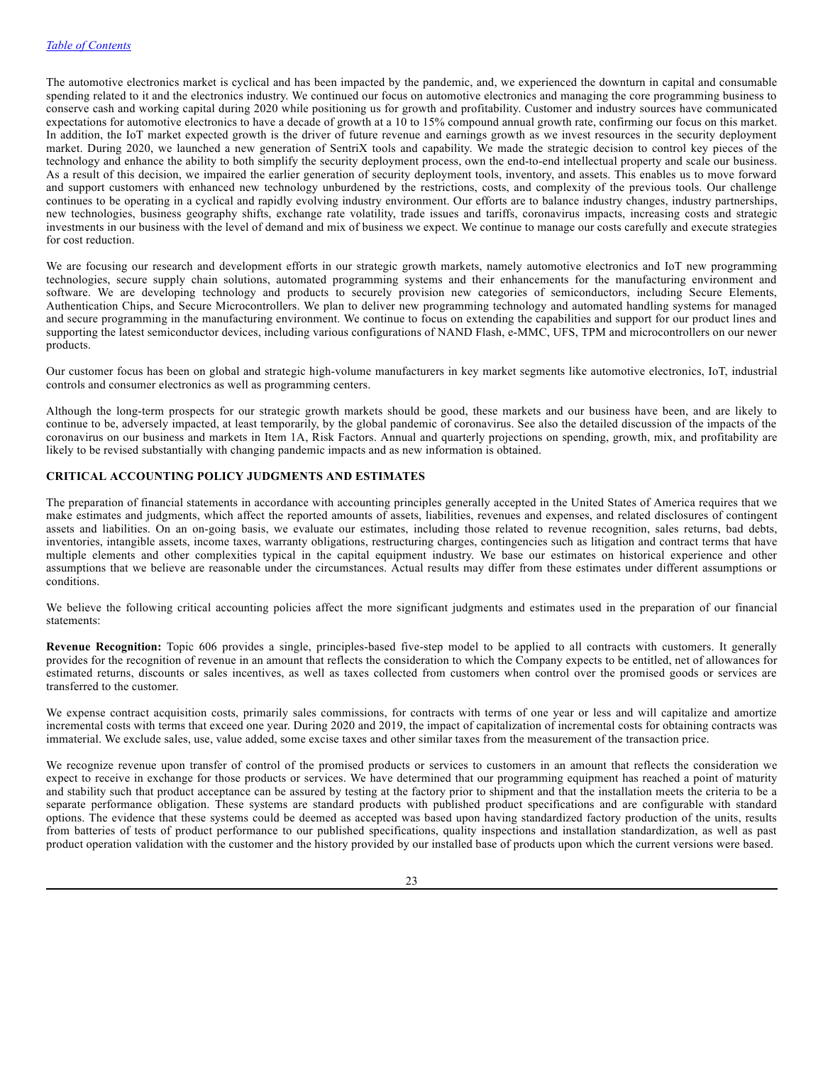The automotive electronics market is cyclical and has been impacted by the pandemic, and, we experienced the downturn in capital and consumable spending related to it and the electronics industry. We continued our focus on automotive electronics and managing the core programming business to conserve cash and working capital during 2020 while positioning us for growth and profitability. Customer and industry sources have communicated expectations for automotive electronics to have a decade of growth at a 10 to 15% compound annual growth rate, confirming our focus on this market. In addition, the IoT market expected growth is the driver of future revenue and earnings growth as we invest resources in the security deployment market. During 2020, we launched a new generation of SentriX tools and capability. We made the strategic decision to control key pieces of the technology and enhance the ability to both simplify the security deployment process, own the end-to-end intellectual property and scale our business. As a result of this decision, we impaired the earlier generation of security deployment tools, inventory, and assets. This enables us to move forward and support customers with enhanced new technology unburdened by the restrictions, costs, and complexity of the previous tools. Our challenge continues to be operating in a cyclical and rapidly evolving industry environment. Our efforts are to balance industry changes, industry partnerships, new technologies, business geography shifts, exchange rate volatility, trade issues and tariffs, coronavirus impacts, increasing costs and strategic investments in our business with the level of demand and mix of business we expect. We continue to manage our costs carefully and execute strategies for cost reduction.

We are focusing our research and development efforts in our strategic growth markets, namely automotive electronics and IoT new programming technologies, secure supply chain solutions, automated programming systems and their enhancements for the manufacturing environment and software. We are developing technology and products to securely provision new categories of semiconductors, including Secure Elements, Authentication Chips, and Secure Microcontrollers. We plan to deliver new programming technology and automated handling systems for managed and secure programming in the manufacturing environment. We continue to focus on extending the capabilities and support for our product lines and supporting the latest semiconductor devices, including various configurations of NAND Flash, e-MMC, UFS, TPM and microcontrollers on our newer products.

Our customer focus has been on global and strategic high-volume manufacturers in key market segments like automotive electronics, IoT, industrial controls and consumer electronics as well as programming centers.

Although the long-term prospects for our strategic growth markets should be good, these markets and our business have been, and are likely to continue to be, adversely impacted, at least temporarily, by the global pandemic of coronavirus. See also the detailed discussion of the impacts of the coronavirus on our business and markets in Item 1A, Risk Factors. Annual and quarterly projections on spending, growth, mix, and profitability are likely to be revised substantially with changing pandemic impacts and as new information is obtained.

## CRITICAL ACCOUNTING POLICY JUDGMENTS AND ESTIMATES

The preparation of financial statements in accordance with accounting principles generally accepted in the United States of America requires that we make estimates and judgments, which affect the reported amounts of assets, liabilities, revenues and expenses, and related disclosures of contingent assets and liabilities. On an on-going basis, we evaluate our estimates, including those related to revenue recognition, sales returns, bad debts, inventories, intangible assets, income taxes, warranty obligations, restructuring charges, contingencies such as litigation and contract terms that have multiple elements and other complexities typical in the capital equipment industry. We base our estimates on historical experience and other assumptions that we believe are reasonable under the circumstances. Actual results may differ from these estimates under different assumptions or conditions.

We believe the following critical accounting policies affect the more significant judgments and estimates used in the preparation of our financial statements:

**Revenue Recognition:** Topic 606 provides a single, principles-based five-step model to be applied to all contracts with customers. It generally provides for the recognition of revenue in an amount that reflects the consideration to which the Company expects to be entitled, net of allowances for estimated returns, discounts or sales incentives, as well as taxes collected from customers when control over the promised goods or services are transferred to the customer.

We expense contract acquisition costs, primarily sales commissions, for contracts with terms of one year or less and will capitalize and amortize incremental costs with terms that exceed one year. During 2020 and 2019, the impact of capitalization of incremental costs for obtaining contracts was immaterial. We exclude sales, use, value added, some excise taxes and other similar taxes from the measurement of the transaction price.

We recognize revenue upon transfer of control of the promised products or services to customers in an amount that reflects the consideration we expect to receive in exchange for those products or services. We have determined that our programming equipment has reached a point of maturity and stability such that product acceptance can be assured by testing at the factory prior to shipment and that the installation meets the criteria to be a separate performance obligation. These systems are standard products with published product specifications and are configurable with standard options. The evidence that these systems could be deemed as accepted was based upon having standardized factory production of the units, results from batteries of tests of product performance to our published specifications, quality inspections and installation standardization, as well as past product operation validation with the customer and the history provided by our installed base of products upon which the current versions were based.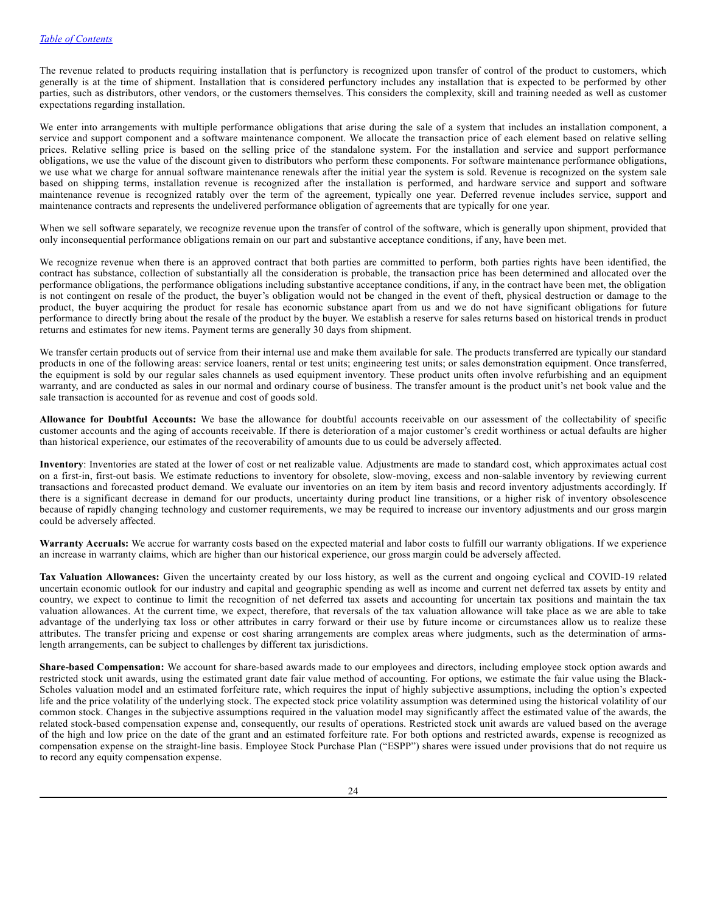The revenue related to products requiring installation that is perfunctory is recognized upon transfer of control of the product to customers, which generally is at the time of shipment. Installation that is considered perfunctory includes any installation that is expected to be performed by other parties, such as distributors, other vendors, or the customers themselves. This considers the complexity, skill and training needed as well as customer expectations regarding installation.

We enter into arrangements with multiple performance obligations that arise during the sale of a system that includes an installation component, a service and support component and a software maintenance component. We allocate the transaction price of each element based on relative selling prices. Relative selling price is based on the selling price of the standalone system. For the installation and service and support performance obligations, we use the value of the discount given to distributors who perform these components. For software maintenance performance obligations, we use what we charge for annual software maintenance renewals after the initial year the system is sold. Revenue is recognized on the system sale based on shipping terms, installation revenue is recognized after the installation is performed, and hardware service and support and software maintenance revenue is recognized ratably over the term of the agreement, typically one year. Deferred revenue includes service, support and maintenance contracts and represents the undelivered performance obligation of agreements that are typically for one year.

When we sell software separately, we recognize revenue upon the transfer of control of the software, which is generally upon shipment, provided that only inconsequential performance obligations remain on our part and substantive acceptance conditions, if any, have been met.

We recognize revenue when there is an approved contract that both parties are committed to perform, both parties rights have been identified, the contract has substance, collection of substantially all the consideration is probable, the transaction price has been determined and allocated over the performance obligations, the performance obligations including substantive acceptance conditions, if any, in the contract have been met, the obligation is not contingent on resale of the product, the buyer's obligation would not be changed in the event of theft, physical destruction or damage to the product, the buyer acquiring the product for resale has economic substance apart from us and we do not have significant obligations for future performance to directly bring about the resale of the product by the buyer. We establish a reserve for sales returns based on historical trends in product returns and estimates for new items. Payment terms are generally 30 days from shipment.

We transfer certain products out of service from their internal use and make them available for sale. The products transferred are typically our standard products in one of the following areas: service loaners, rental or test units; engineering test units; or sales demonstration equipment. Once transferred, the equipment is sold by our regular sales channels as used equipment inventory. These product units often involve refurbishing and an equipment warranty, and are conducted as sales in our normal and ordinary course of business. The transfer amount is the product unit's net book value and the sale transaction is accounted for as revenue and cost of goods sold.

**Allowance for Doubtful Accounts:** We base the allowance for doubtful accounts receivable on our assessment of the collectability of specific customer accounts and the aging of accounts receivable. If there is deterioration of a major customer's credit worthiness or actual defaults are higher than historical experience, our estimates of the recoverability of amounts due to us could be adversely affected.

**Inventory**: Inventories are stated at the lower of cost or net realizable value. Adjustments are made to standard cost, which approximates actual cost on a first-in, first-out basis. We estimate reductions to inventory for obsolete, slow-moving, excess and non-salable inventory by reviewing current transactions and forecasted product demand. We evaluate our inventories on an item by item basis and record inventory adjustments accordingly. If there is a significant decrease in demand for our products, uncertainty during product line transitions, or a higher risk of inventory obsolescence because of rapidly changing technology and customer requirements, we may be required to increase our inventory adjustments and our gross margin could be adversely affected.

**Warranty Accruals:** We accrue for warranty costs based on the expected material and labor costs to fulfill our warranty obligations. If we experience an increase in warranty claims, which are higher than our historical experience, our gross margin could be adversely affected.

**Tax Valuation Allowances:** Given the uncertainty created by our loss history, as well as the current and ongoing cyclical and COVID-19 related uncertain economic outlook for our industry and capital and geographic spending as well as income and current net deferred tax assets by entity and country, we expect to continue to limit the recognition of net deferred tax assets and accounting for uncertain tax positions and maintain the tax valuation allowances. At the current time, we expect, therefore, that reversals of the tax valuation allowance will take place as we are able to take advantage of the underlying tax loss or other attributes in carry forward or their use by future income or circumstances allow us to realize these attributes. The transfer pricing and expense or cost sharing arrangements are complex areas where judgments, such as the determination of arms-length arrangements, can be subject to challenges by different tax jurisdictions.

**Share-based Compensation:** We account for share-based awards made to our employees and directors, including employee stock option awards and restricted stock unit awards, using the estimated grant date fair value method of accounting. For options, we estimate the fair value using the Black-Scholes valuation model and an estimated forfeiture rate, which requires the input of highly subjective assumptions, including the option's expected life and the price volatility of the underlying stock. The expected stock price volatility assumption was determined using the historical volatility of our common stock. Changes in the subjective assumptions required in the valuation model may significantly affect the estimated value of the awards, the related stock-based compensation expense and, consequently, our results of operations. Restricted stock unit awards are valued based on the average of the high and low price on the date of the grant and an estimated forfeiture rate. For both options and restricted awards, expense is recognized as compensation expense on the straight-line basis. Employee Stock Purchase Plan ("ESPP") shares were issued under provisions that do not require us to record any equity compensation expense.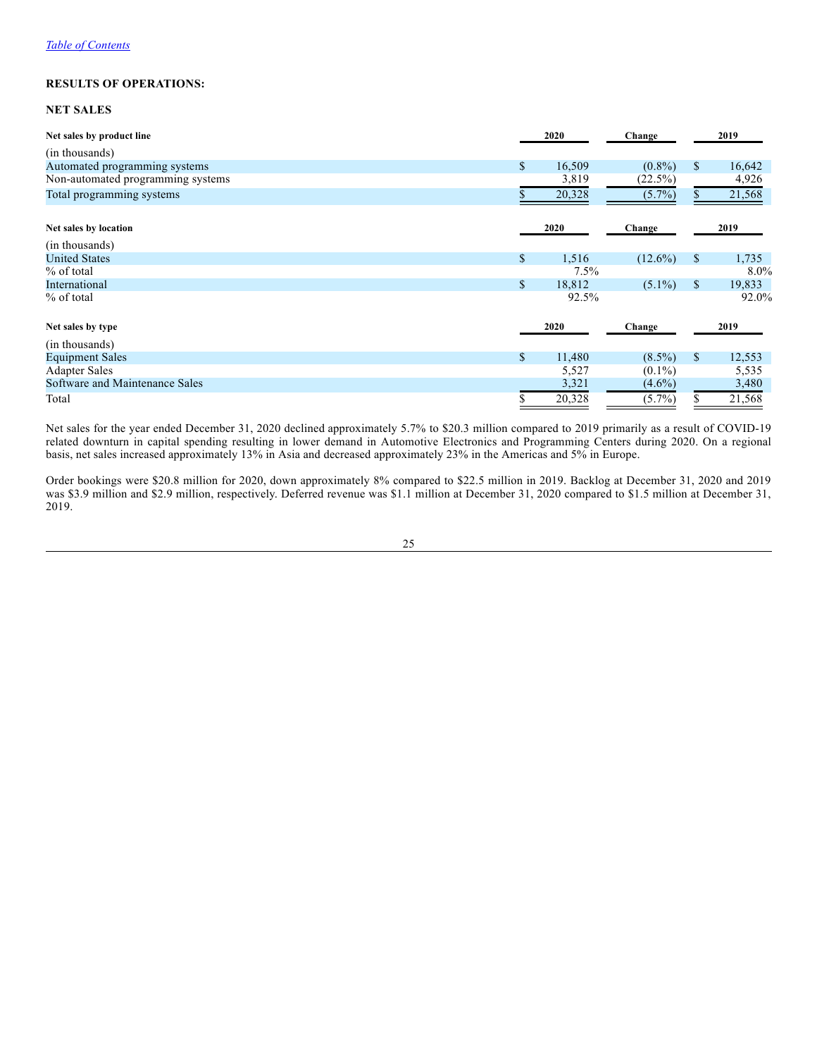## RESULTS OF OPERATIONS:

### NET SALES

| Net sales by product line | 2020 | Change | 2019 |
|---|---|---|---|
| (in thousands) | | | |
| Automated programming systems | $ 16,509 | (0.8%) | $ 16,642 |
| Non-automated programming systems | 3,819 | (22.5%) | 4,926 |
| Total programming systems | $ 20,328 | (5.7%) | $ 21,568 |

| Net sales by location | 2020 | Change | 2019 |
|---|---|---|---|
| (in thousands) | | | |
| United States | $ 1,516 | (12.6%) | $ 1,735 |
| % of total | 7.5% | | 8.0% |
| International | $ 18,812 | (5.1%) | $ 19,833 |
| % of total | 92.5% | | 92.0% |

| Net sales by type | 2020 | Change | 2019 |
|---|---|---|---|
| (in thousands) | | | |
| Equipment Sales | $ 11,480 | (8.5%) | $ 12,553 |
| Adapter Sales | 5,527 | (0.1%) | 5,535 |
| Software and Maintenance Sales | 3,321 | (4.6%) | 3,480 |
| Total | $ 20,328 | (5.7%) | $ 21,568 |

Net sales for the year ended December 31, 2020 declined approximately 5.7% to $20.3 million compared to 2019 primarily as a result of COVID-19 related downturn in capital spending resulting in lower demand in Automotive Electronics and Programming Centers during 2020. On a regional basis, net sales increased approximately 13% in Asia and decreased approximately 23% in the Americas and 5% in Europe.

Order bookings were $20.8 million for 2020, down approximately 8% compared to $22.5 million in 2019. Backlog at December 31, 2020 and 2019 was $3.9 million and $2.9 million, respectively. Deferred revenue was $1.1 million at December 31, 2020 compared to $1.5 million at December 31, 2019.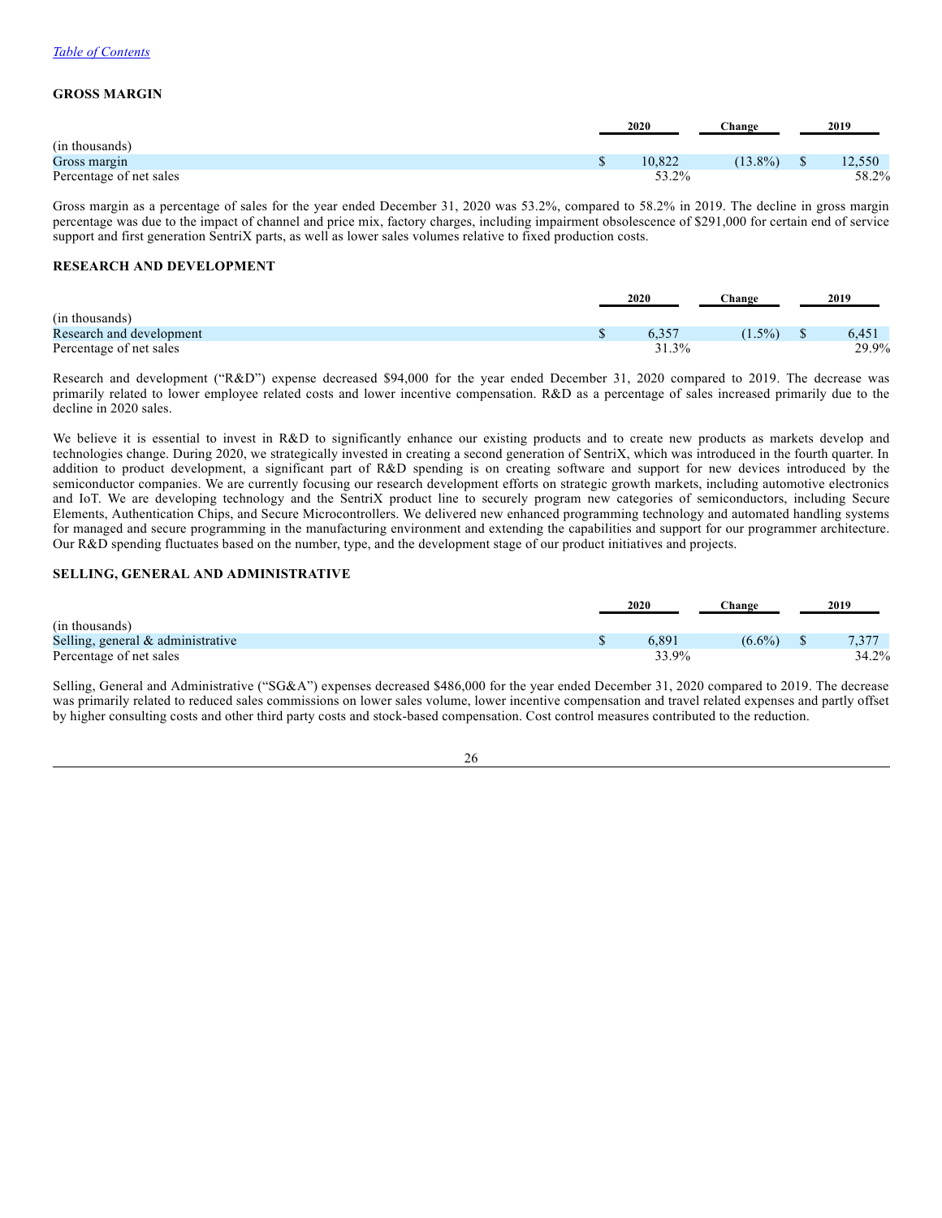*Table of Contents*

## GROSS MARGIN

| (in thousands) | 2020 | Change | 2019 |
|---|---|---|---|
| Gross margin | $ 10,822 | (13.8%) | $ 12,550 |
| Percentage of net sales | 53.2% | | 58.2% |

Gross margin as a percentage of sales for the year ended December 31, 2020 was 53.2%, compared to 58.2% in 2019. The decline in gross margin percentage was due to the impact of channel and price mix, factory charges, including impairment obsolescence of $291,000 for certain end of service support and first generation SentriX parts, as well as lower sales volumes relative to fixed production costs.

## RESEARCH AND DEVELOPMENT

| (in thousands) | 2020 | Change | 2019 |
|---|---|---|---|
| Research and development | $ 6,357 | (1.5%) | $ 6,451 |
| Percentage of net sales | 31.3% | | 29.9% |

Research and development ("R&D") expense decreased $94,000 for the year ended December 31, 2020 compared to 2019. The decrease was primarily related to lower employee related costs and lower incentive compensation. R&D as a percentage of sales increased primarily due to the decline in 2020 sales.

We believe it is essential to invest in R&D to significantly enhance our existing products and to create new products as markets develop and technologies change. During 2020, we strategically invested in creating a second generation of SentriX, which was introduced in the fourth quarter. In addition to product development, a significant part of R&D spending is on creating software and support for new devices introduced by the semiconductor companies. We are currently focusing our research development efforts on strategic growth markets, including automotive electronics and IoT. We are developing technology and the SentriX product line to securely program new categories of semiconductors, including Secure Elements, Authentication Chips, and Secure Microcontrollers. We delivered new enhanced programming technology and automated handling systems for managed and secure programming in the manufacturing environment and extending the capabilities and support for our programmer architecture. Our R&D spending fluctuates based on the number, type, and the development stage of our product initiatives and projects.

## SELLING, GENERAL AND ADMINISTRATIVE

| (in thousands) | 2020 | Change | 2019 |
|---|---|---|---|
| Selling, general & administrative | $ 6,891 | (6.6%) | $ 7,377 |
| Percentage of net sales | 33.9% | | 34.2% |

Selling, General and Administrative ("SG&A") expenses decreased $486,000 for the year ended December 31, 2020 compared to 2019. The decrease was primarily related to reduced sales commissions on lower sales volume, lower incentive compensation and travel related expenses and partly offset by higher consulting costs and other third party costs and stock-based compensation. Cost control measures contributed to the reduction.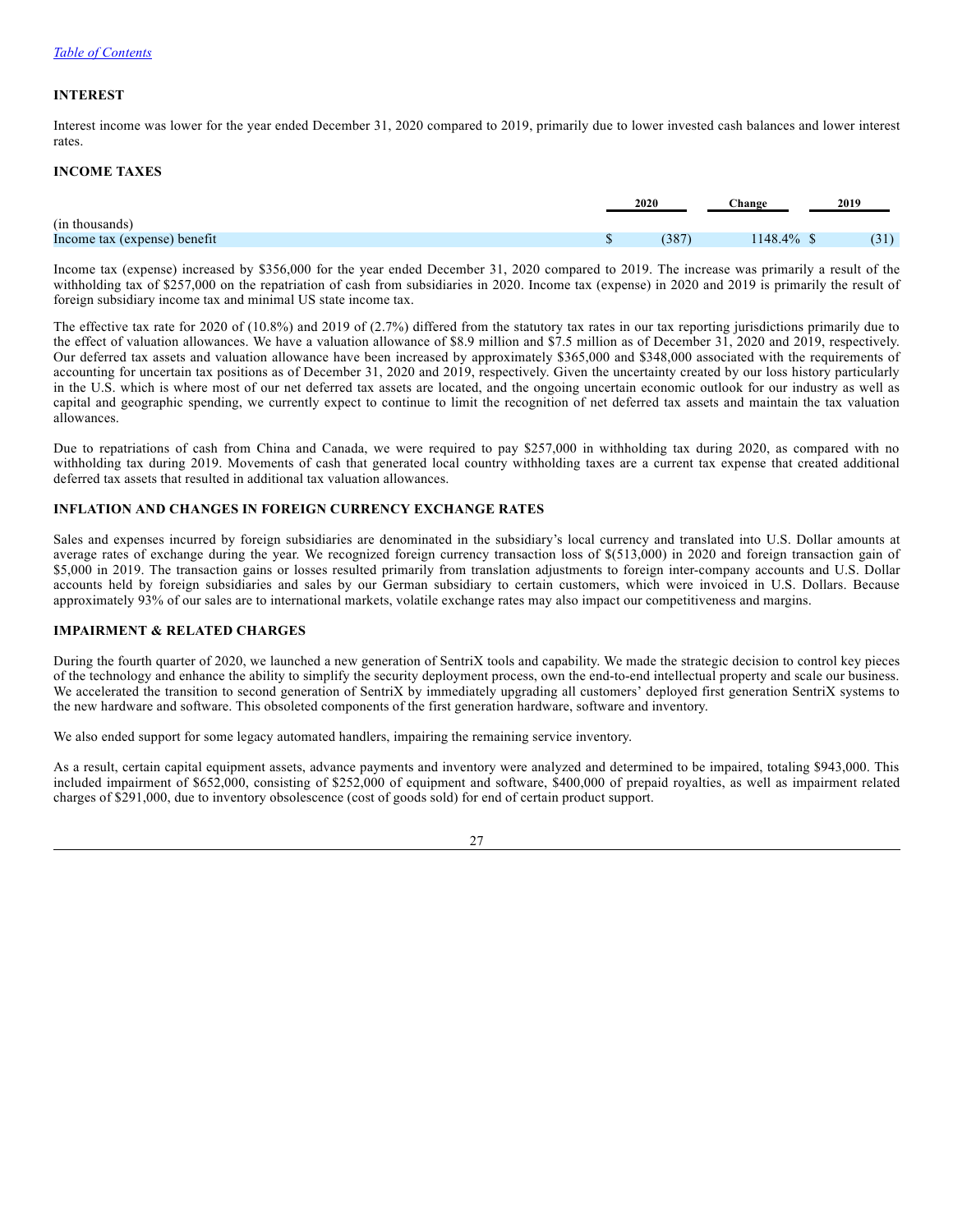### INTEREST

Interest income was lower for the year ended December 31, 2020 compared to 2019, primarily due to lower invested cash balances and lower interest rates.

### INCOME TAXES

| (in thousands) | 2020 | Change | 2019 |
|---|---|---|---|
| Income tax (expense) benefit | $ (387) | 1148.4% | $ (31) |

Income tax (expense) increased by $356,000 for the year ended December 31, 2020 compared to 2019. The increase was primarily a result of the withholding tax of $257,000 on the repatriation of cash from subsidiaries in 2020. Income tax (expense) in 2020 and 2019 is primarily the result of foreign subsidiary income tax and minimal US state income tax.

The effective tax rate for 2020 of (10.8%) and 2019 of (2.7%) differed from the statutory tax rates in our tax reporting jurisdictions primarily due to the effect of valuation allowances. We have a valuation allowance of $8.9 million and $7.5 million as of December 31, 2020 and 2019, respectively. Our deferred tax assets and valuation allowance have been increased by approximately $365,000 and $348,000 associated with the requirements of accounting for uncertain tax positions as of December 31, 2020 and 2019, respectively. Given the uncertainty created by our loss history particularly in the U.S. which is where most of our net deferred tax assets are located, and the ongoing uncertain economic outlook for our industry as well as capital and geographic spending, we currently expect to continue to limit the recognition of net deferred tax assets and maintain the tax valuation allowances.

Due to repatriations of cash from China and Canada, we were required to pay $257,000 in withholding tax during 2020, as compared with no withholding tax during 2019. Movements of cash that generated local country withholding taxes are a current tax expense that created additional deferred tax assets that resulted in additional tax valuation allowances.

### INFLATION AND CHANGES IN FOREIGN CURRENCY EXCHANGE RATES

Sales and expenses incurred by foreign subsidiaries are denominated in the subsidiary's local currency and translated into U.S. Dollar amounts at average rates of exchange during the year. We recognized foreign currency transaction loss of $(513,000) in 2020 and foreign transaction gain of $5,000 in 2019. The transaction gains or losses resulted primarily from translation adjustments to foreign inter-company accounts and U.S. Dollar accounts held by foreign subsidiaries and sales by our German subsidiary to certain customers, which were invoiced in U.S. Dollars. Because approximately 93% of our sales are to international markets, volatile exchange rates may also impact our competitiveness and margins.

### IMPAIRMENT & RELATED CHARGES

During the fourth quarter of 2020, we launched a new generation of SentriX tools and capability. We made the strategic decision to control key pieces of the technology and enhance the ability to simplify the security deployment process, own the end-to-end intellectual property and scale our business. We accelerated the transition to second generation of SentriX by immediately upgrading all customers' deployed first generation SentriX systems to the new hardware and software. This obsoleted components of the first generation hardware, software and inventory.

We also ended support for some legacy automated handlers, impairing the remaining service inventory.

As a result, certain capital equipment assets, advance payments and inventory were analyzed and determined to be impaired, totaling $943,000. This included impairment of $652,000, consisting of $252,000 of equipment and software, $400,000 of prepaid royalties, as well as impairment related charges of $291,000, due to inventory obsolescence (cost of goods sold) for end of certain product support.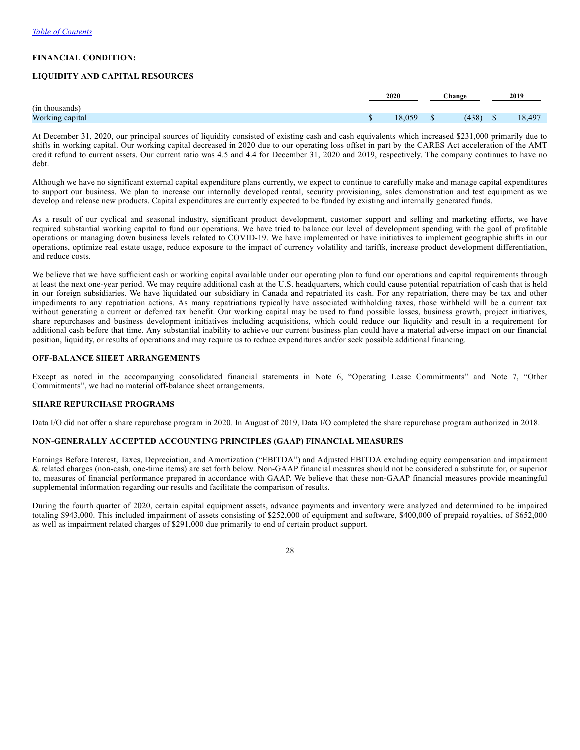[Table of Contents](#)

**FINANCIAL CONDITION:**

**LIQUIDITY AND CAPITAL RESOURCES**

| (in thousands) | 2020 | Change | 2019 |
|---|---|---|---|
| Working capital | $ 18,059 | $ (438) | $ 18,497 |

At December 31, 2020, our principal sources of liquidity consisted of existing cash and cash equivalents which increased $231,000 primarily due to shifts in working capital. Our working capital decreased in 2020 due to our operating loss offset in part by the CARES Act acceleration of the AMT credit refund to current assets. Our current ratio was 4.5 and 4.4 for December 31, 2020 and 2019, respectively. The company continues to have no debt.

Although we have no significant external capital expenditure plans currently, we expect to continue to carefully make and manage capital expenditures to support our business. We plan to increase our internally developed rental, security provisioning, sales demonstration and test equipment as we develop and release new products. Capital expenditures are currently expected to be funded by existing and internally generated funds.

As a result of our cyclical and seasonal industry, significant product development, customer support and selling and marketing efforts, we have required substantial working capital to fund our operations. We have tried to balance our level of development spending with the goal of profitable operations or managing down business levels related to COVID-19. We have implemented or have initiatives to implement geographic shifts in our operations, optimize real estate usage, reduce exposure to the impact of currency volatility and tariffs, increase product development differentiation, and reduce costs.

We believe that we have sufficient cash or working capital available under our operating plan to fund our operations and capital requirements through at least the next one-year period. We may require additional cash at the U.S. headquarters, which could cause potential repatriation of cash that is held in our foreign subsidiaries. We have liquidated our subsidiary in Canada and repatriated its cash. For any repatriation, there may be tax and other impediments to any repatriation actions. As many repatriations typically have associated withholding taxes, those withheld will be a current tax without generating a current or deferred tax benefit. Our working capital may be used to fund possible losses, business growth, project initiatives, share repurchases and business development initiatives including acquisitions, which could reduce our liquidity and result in a requirement for additional cash before that time. Any substantial inability to achieve our current business plan could have a material adverse impact on our financial position, liquidity, or results of operations and may require us to reduce expenditures and/or seek possible additional financing.

**OFF-BALANCE SHEET ARRANGEMENTS**

Except as noted in the accompanying consolidated financial statements in Note 6, "Operating Lease Commitments" and Note 7, "Other Commitments", we had no material off-balance sheet arrangements.

**SHARE REPURCHASE PROGRAMS**

Data I/O did not offer a share repurchase program in 2020. In August of 2019, Data I/O completed the share repurchase program authorized in 2018.

**NON-GENERALLY ACCEPTED ACCOUNTING PRINCIPLES (GAAP) FINANCIAL MEASURES**

Earnings Before Interest, Taxes, Depreciation, and Amortization ("EBITDA") and Adjusted EBITDA excluding equity compensation and impairment & related charges (non-cash, one-time items) are set forth below. Non-GAAP financial measures should not be considered a substitute for, or superior to, measures of financial performance prepared in accordance with GAAP. We believe that these non-GAAP financial measures provide meaningful supplemental information regarding our results and facilitate the comparison of results.

During the fourth quarter of 2020, certain capital equipment assets, advance payments and inventory were analyzed and determined to be impaired totaling $943,000. This included impairment of assets consisting of $252,000 of equipment and software, $400,000 of prepaid royalties, of $652,000 as well as impairment related charges of $291,000 due primarily to end of certain product support.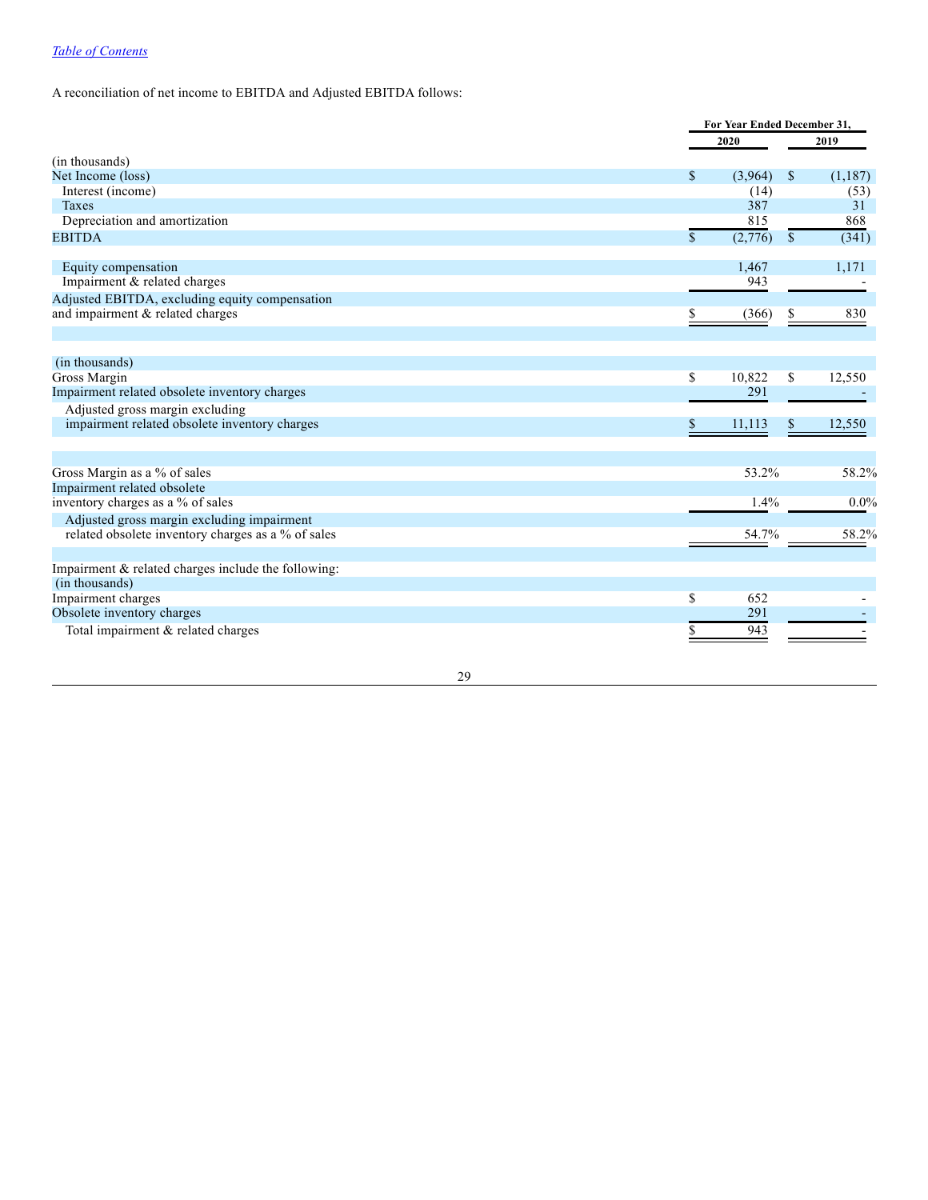A reconciliation of net income to EBITDA and Adjusted EBITDA follows:

| | For Year Ended December 31, | |
|---|---|---|
| | 2020 | 2019 |
| (in thousands) | | |
| Net Income (loss) | $ (3,964) | $ (1,187) |
| Interest (income) | (14) | (53) |
| Taxes | 387 | 31 |
| Depreciation and amortization | 815 | 868 |
| EBITDA | $ (2,776) | $ (341) |
| Equity compensation | 1,467 | 1,171 |
| Impairment & related charges | 943 | - |
| Adjusted EBITDA, excluding equity compensation and impairment & related charges | $ (366) | $ 830 |

| | 2020 | 2019 |
|---|---|---|
| (in thousands) | | |
| Gross Margin | $ 10,822 | $ 12,550 |
| Impairment related obsolete inventory charges | 291 | - |
| Adjusted gross margin excluding impairment related obsolete inventory charges | $ 11,113 | $ 12,550 |

| | 2020 | 2019 |
|---|---|---|
| Gross Margin as a % of sales | 53.2% | 58.2% |
| Impairment related obsolete inventory charges as a % of sales | 1.4% | 0.0% |
| Adjusted gross margin excluding impairment related obsolete inventory charges as a % of sales | 54.7% | 58.2% |

Impairment & related charges include the following:

| | 2020 | 2019 |
|---|---|---|
| (in thousands) | | |
| Impairment charges | $ 652 | - |
| Obsolete inventory charges | 291 | - |
| Total impairment & related charges | $ 943 | - |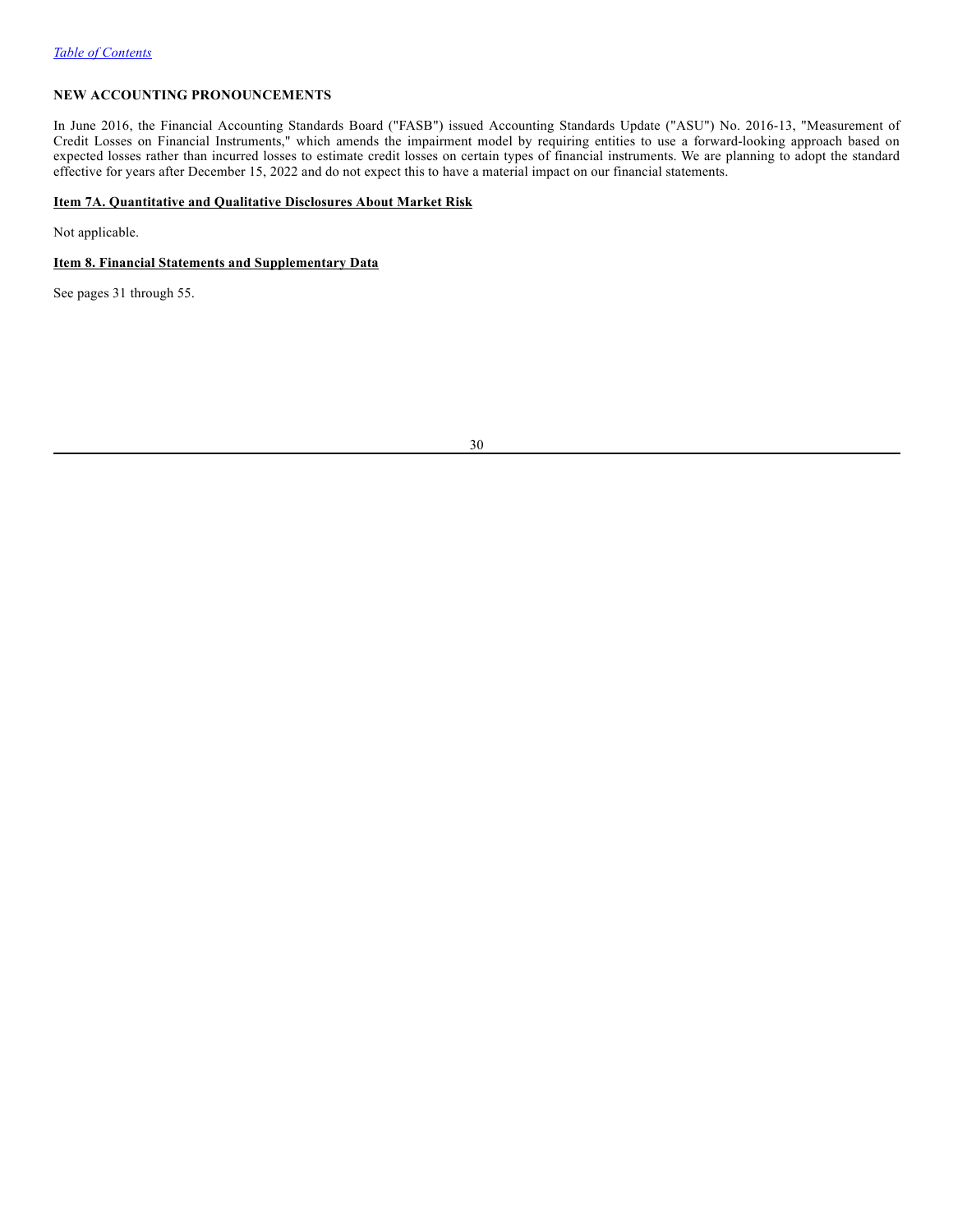## NEW ACCOUNTING PRONOUNCEMENTS

In June 2016, the Financial Accounting Standards Board ("FASB") issued Accounting Standards Update ("ASU") No. 2016-13, "Measurement of Credit Losses on Financial Instruments," which amends the impairment model by requiring entities to use a forward-looking approach based on expected losses rather than incurred losses to estimate credit losses on certain types of financial instruments. We are planning to adopt the standard effective for years after December 15, 2022 and do not expect this to have a material impact on our financial statements.

## Item 7A. Quantitative and Qualitative Disclosures About Market Risk

Not applicable.

## Item 8. Financial Statements and Supplementary Data

See pages 31 through 55.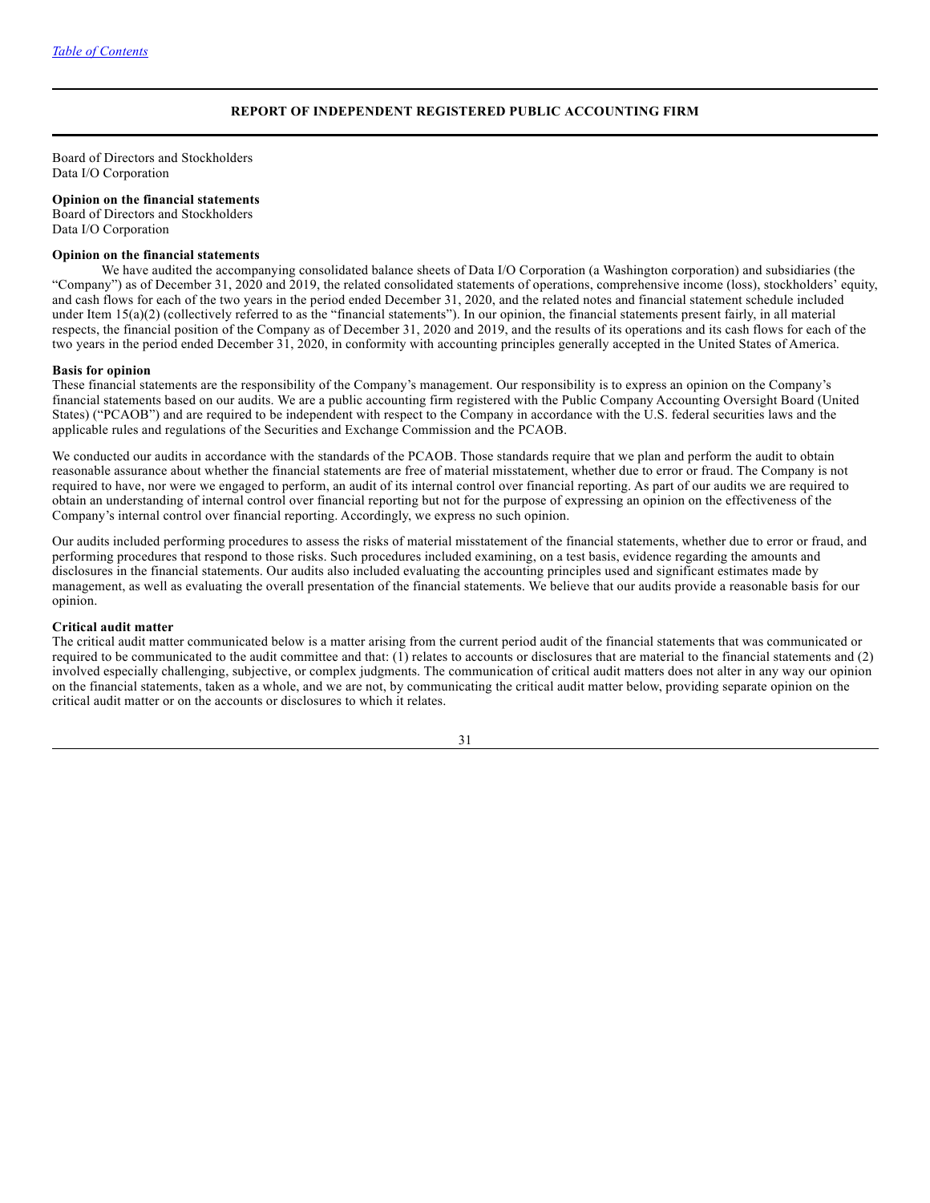## REPORT OF INDEPENDENT REGISTERED PUBLIC ACCOUNTING FIRM

Board of Directors and Stockholders
Data I/O Corporation

**Opinion on the financial statements**
Board of Directors and Stockholders
Data I/O Corporation

**Opinion on the financial statements**

We have audited the accompanying consolidated balance sheets of Data I/O Corporation (a Washington corporation) and subsidiaries (the "Company") as of December 31, 2020 and 2019, the related consolidated statements of operations, comprehensive income (loss), stockholders' equity, and cash flows for each of the two years in the period ended December 31, 2020, and the related notes and financial statement schedule included under Item 15(a)(2) (collectively referred to as the "financial statements"). In our opinion, the financial statements present fairly, in all material respects, the financial position of the Company as of December 31, 2020 and 2019, and the results of its operations and its cash flows for each of the two years in the period ended December 31, 2020, in conformity with accounting principles generally accepted in the United States of America.

**Basis for opinion**

These financial statements are the responsibility of the Company's management. Our responsibility is to express an opinion on the Company's financial statements based on our audits. We are a public accounting firm registered with the Public Company Accounting Oversight Board (United States) ("PCAOB") and are required to be independent with respect to the Company in accordance with the U.S. federal securities laws and the applicable rules and regulations of the Securities and Exchange Commission and the PCAOB.

We conducted our audits in accordance with the standards of the PCAOB. Those standards require that we plan and perform the audit to obtain reasonable assurance about whether the financial statements are free of material misstatement, whether due to error or fraud. The Company is not required to have, nor were we engaged to perform, an audit of its internal control over financial reporting. As part of our audits we are required to obtain an understanding of internal control over financial reporting but not for the purpose of expressing an opinion on the effectiveness of the Company's internal control over financial reporting. Accordingly, we express no such opinion.

Our audits included performing procedures to assess the risks of material misstatement of the financial statements, whether due to error or fraud, and performing procedures that respond to those risks. Such procedures included examining, on a test basis, evidence regarding the amounts and disclosures in the financial statements. Our audits also included evaluating the accounting principles used and significant estimates made by management, as well as evaluating the overall presentation of the financial statements. We believe that our audits provide a reasonable basis for our opinion.

**Critical audit matter**

The critical audit matter communicated below is a matter arising from the current period audit of the financial statements that was communicated or required to be communicated to the audit committee and that: (1) relates to accounts or disclosures that are material to the financial statements and (2) involved especially challenging, subjective, or complex judgments. The communication of critical audit matters does not alter in any way our opinion on the financial statements, taken as a whole, and we are not, by communicating the critical audit matter below, providing separate opinion on the critical audit matter or on the accounts or disclosures to which it relates.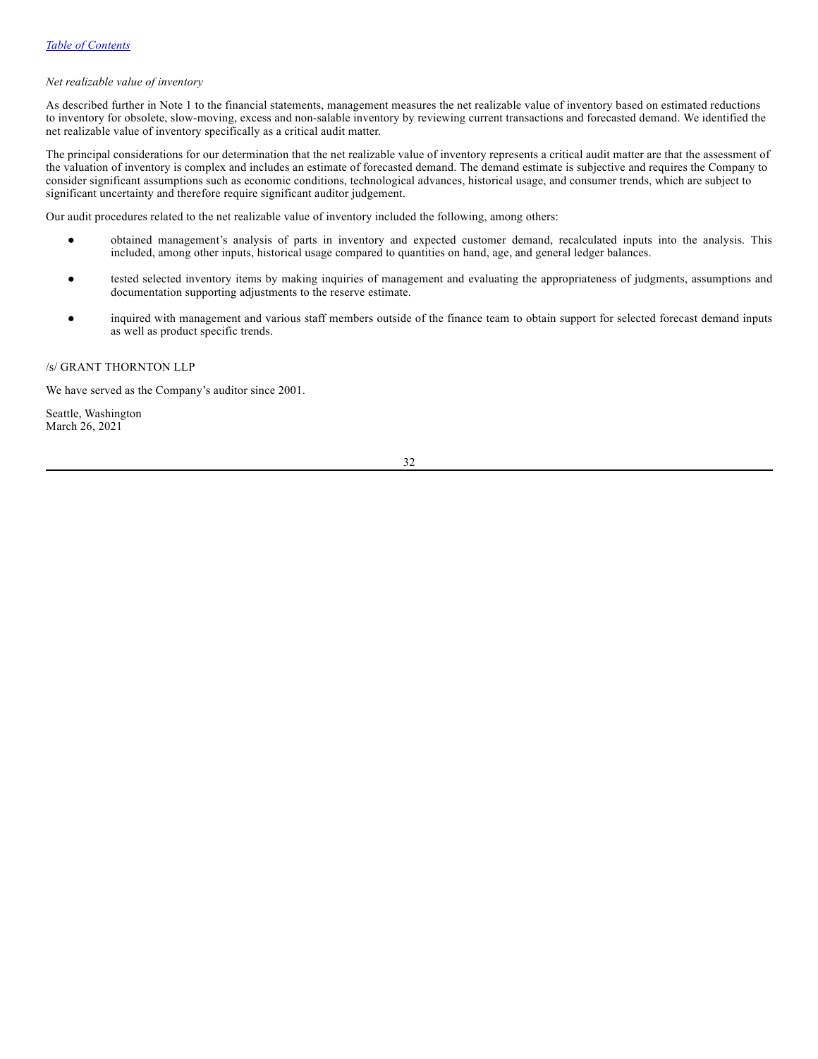*Net realizable value of inventory*

As described further in Note 1 to the financial statements, management measures the net realizable value of inventory based on estimated reductions to inventory for obsolete, slow-moving, excess and non-salable inventory by reviewing current transactions and forecasted demand. We identified the net realizable value of inventory specifically as a critical audit matter.

The principal considerations for our determination that the net realizable value of inventory represents a critical audit matter are that the assessment of the valuation of inventory is complex and includes an estimate of forecasted demand. The demand estimate is subjective and requires the Company to consider significant assumptions such as economic conditions, technological advances, historical usage, and consumer trends, which are subject to significant uncertainty and therefore require significant auditor judgement.

Our audit procedures related to the net realizable value of inventory included the following, among others:

- obtained management's analysis of parts in inventory and expected customer demand, recalculated inputs into the analysis. This included, among other inputs, historical usage compared to quantities on hand, age, and general ledger balances.
- tested selected inventory items by making inquiries of management and evaluating the appropriateness of judgments, assumptions and documentation supporting adjustments to the reserve estimate.
- inquired with management and various staff members outside of the finance team to obtain support for selected forecast demand inputs as well as product specific trends.

/s/ GRANT THORNTON LLP

We have served as the Company's auditor since 2001.

Seattle, Washington
March 26, 2021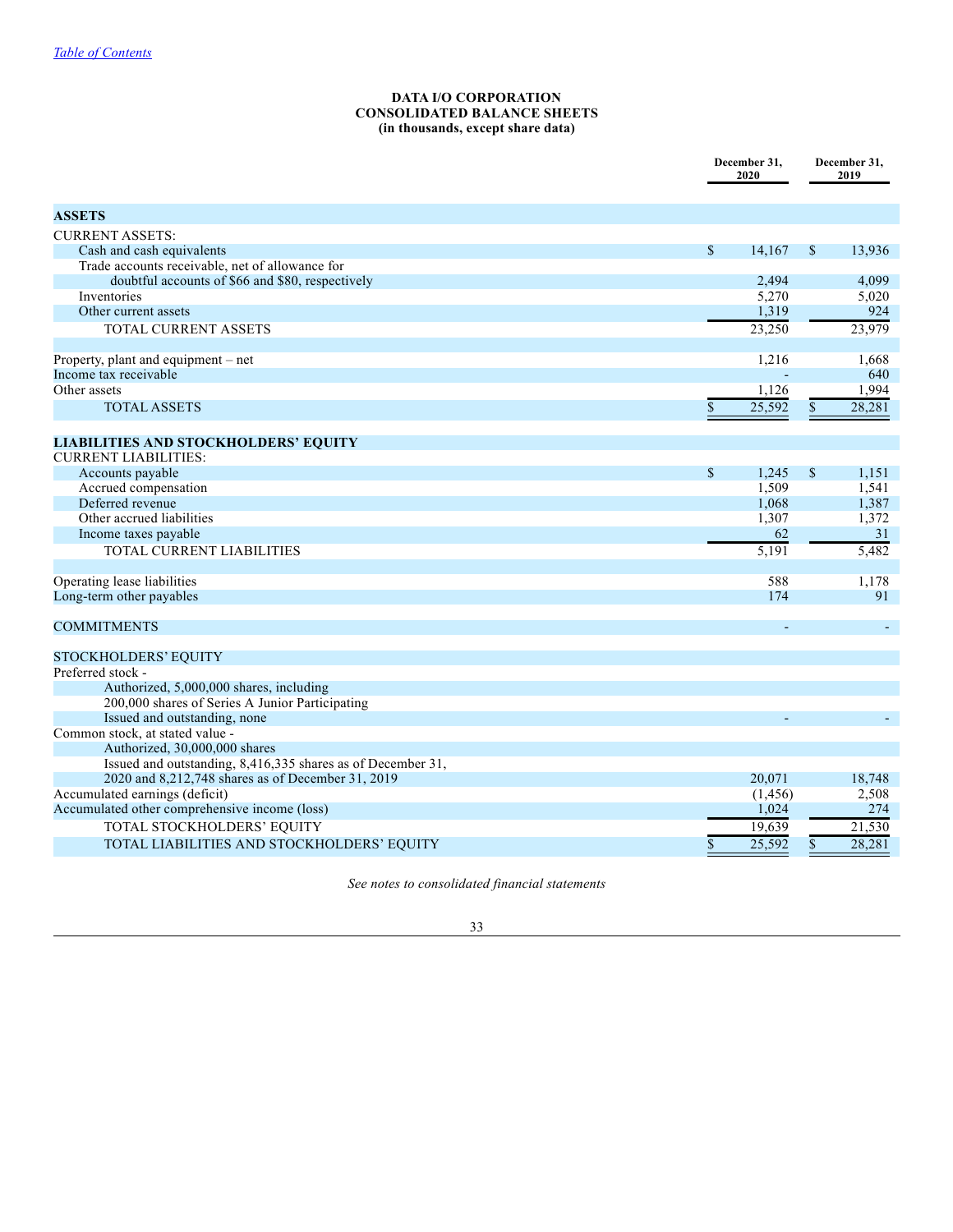*Table of Contents*

**DATA I/O CORPORATION**
**CONSOLIDATED BALANCE SHEETS**
**(in thousands, except share data)**

| | December 31, 2020 | December 31, 2019 |
|---|---|---|
| **ASSETS** | | |
| CURRENT ASSETS: | | |
| Cash and cash equivalents | $ 14,167 | $ 13,936 |
| Trade accounts receivable, net of allowance for doubtful accounts of $66 and $80, respectively | 2,494 | 4,099 |
| Inventories | 5,270 | 5,020 |
| Other current assets | 1,319 | 924 |
| TOTAL CURRENT ASSETS | 23,250 | 23,979 |
| | | |
| Property, plant and equipment – net | 1,216 | 1,668 |
| Income tax receivable | - | 640 |
| Other assets | 1,126 | 1,994 |
| TOTAL ASSETS | $ 25,592 | $ 28,281 |
| | | |
| **LIABILITIES AND STOCKHOLDERS' EQUITY** | | |
| CURRENT LIABILITIES: | | |
| Accounts payable | $ 1,245 | $ 1,151 |
| Accrued compensation | 1,509 | 1,541 |
| Deferred revenue | 1,068 | 1,387 |
| Other accrued liabilities | 1,307 | 1,372 |
| Income taxes payable | 62 | 31 |
| TOTAL CURRENT LIABILITIES | 5,191 | 5,482 |
| | | |
| Operating lease liabilities | 588 | 1,178 |
| Long-term other payables | 174 | 91 |
| | | |
| COMMITMENTS | - | - |
| | | |
| STOCKHOLDERS' EQUITY | | |
| Preferred stock - | | |
| Authorized, 5,000,000 shares, including 200,000 shares of Series A Junior Participating | | |
| Issued and outstanding, none | - | - |
| Common stock, at stated value - | | |
| Authorized, 30,000,000 shares | | |
| Issued and outstanding, 8,416,335 shares as of December 31, 2020 and 8,212,748 shares as of December 31, 2019 | 20,071 | 18,748 |
| Accumulated earnings (deficit) | (1,456) | 2,508 |
| Accumulated other comprehensive income (loss) | 1,024 | 274 |
| TOTAL STOCKHOLDERS' EQUITY | 19,639 | 21,530 |
| TOTAL LIABILITIES AND STOCKHOLDERS' EQUITY | $ 25,592 | $ 28,281 |

*See notes to consolidated financial statements*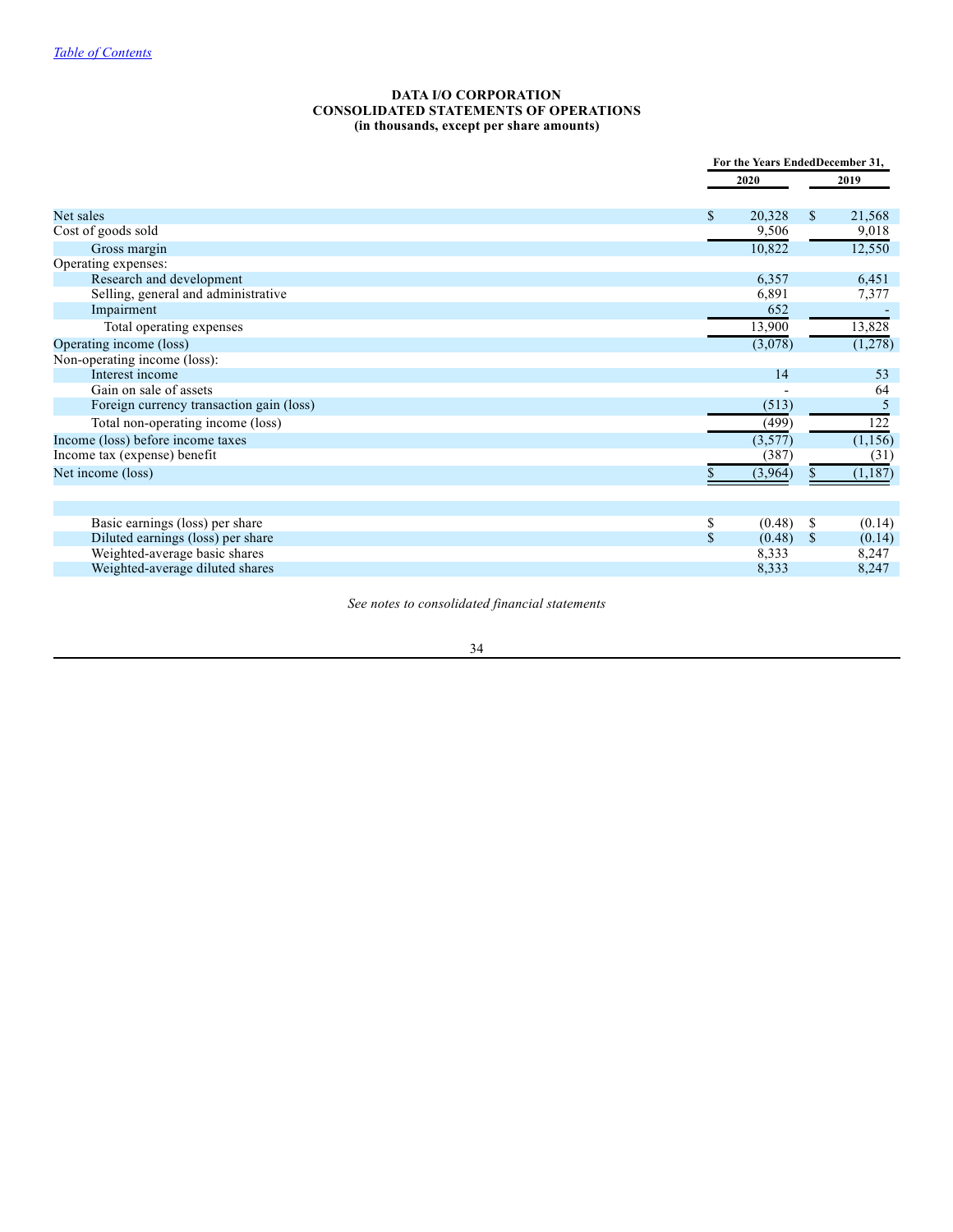[Table of Contents](#)

**DATA I/O CORPORATION**
**CONSOLIDATED STATEMENTS OF OPERATIONS**
**(in thousands, except per share amounts)**

| | For the Years Ended December 31, | |
|---|---|---|
| | 2020 | 2019 |
| Net sales | $ 20,328 | $ 21,568 |
| Cost of goods sold | 9,506 | 9,018 |
| Gross margin | 10,822 | 12,550 |
| Operating expenses: | | |
| Research and development | 6,357 | 6,451 |
| Selling, general and administrative | 6,891 | 7,377 |
| Impairment | 652 | - |
| Total operating expenses | 13,900 | 13,828 |
| Operating income (loss) | (3,078) | (1,278) |
| Non-operating income (loss): | | |
| Interest income | 14 | 53 |
| Gain on sale of assets | - | 64 |
| Foreign currency transaction gain (loss) | (513) | 5 |
| Total non-operating income (loss) | (499) | 122 |
| Income (loss) before income taxes | (3,577) | (1,156) |
| Income tax (expense) benefit | (387) | (31) |
| Net income (loss) | $ (3,964) | $ (1,187) |
| | | |
| Basic earnings (loss) per share | $ (0.48) | $ (0.14) |
| Diluted earnings (loss) per share | $ (0.48) | $ (0.14) |
| Weighted-average basic shares | 8,333 | 8,247 |
| Weighted-average diluted shares | 8,333 | 8,247 |

*See notes to consolidated financial statements*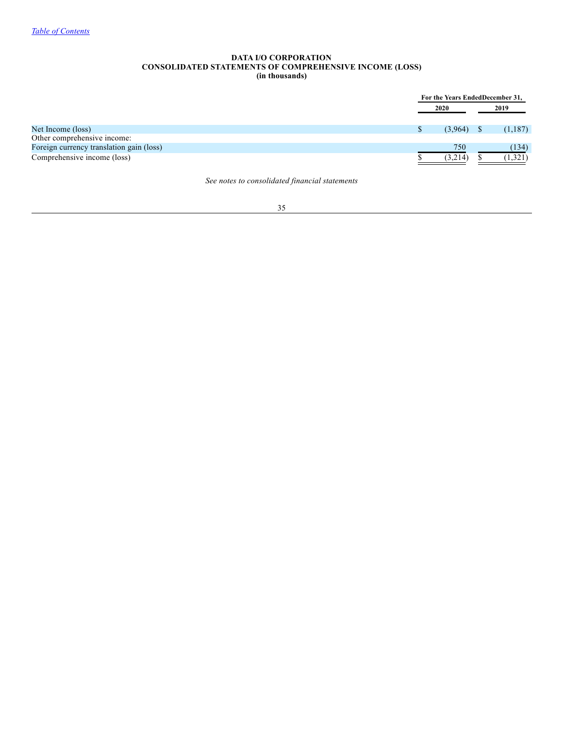[Table of Contents](#)

**DATA I/O CORPORATION**
**CONSOLIDATED STATEMENTS OF COMPREHENSIVE INCOME (LOSS)**
**(in thousands)**

| | For the Years Ended December 31, | |
|---|---|---|
| | 2020 | 2019 |
| Net Income (loss) | $ (3,964) | $ (1,187) |
| Other comprehensive income: | | |
| Foreign currency translation gain (loss) | 750 | (134) |
| Comprehensive income (loss) | $ (3,214) | $ (1,321) |

*See notes to consolidated financial statements*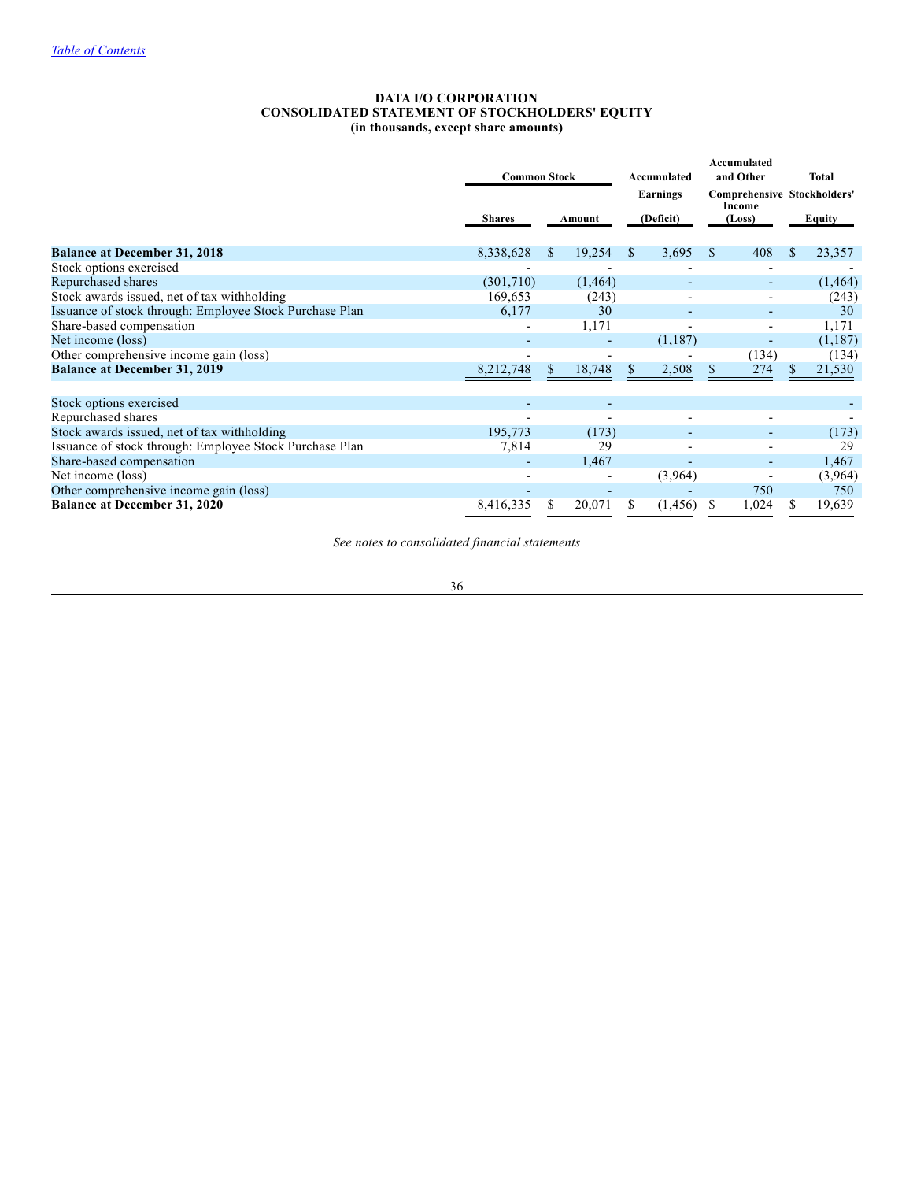*Table of Contents*

**DATA I/O CORPORATION**
**CONSOLIDATED STATEMENT OF STOCKHOLDERS' EQUITY**
**(in thousands, except share amounts)**

| | Common Stock | | Accumulated Earnings (Deficit) | Accumulated and Other Comprehensive Income (Loss) | Total Stockholders' Equity |
|---|---|---|---|---|---|
| | Shares | Amount | | | |
| **Balance at December 31, 2018** | 8,338,628 | $ 19,254 | $ 3,695 | $ 408 | $ 23,357 |
| Stock options exercised | - | - | - | - | - |
| Repurchased shares | (301,710) | (1,464) | - | - | (1,464) |
| Stock awards issued, net of tax withholding | 169,653 | (243) | - | - | (243) |
| Issuance of stock through: Employee Stock Purchase Plan | 6,177 | 30 | - | - | 30 |
| Share-based compensation | - | 1,171 | - | - | 1,171 |
| Net income (loss) | - | - | (1,187) | - | (1,187) |
| Other comprehensive income gain (loss) | - | - | - | (134) | (134) |
| **Balance at December 31, 2019** | 8,212,748 | $ 18,748 | $ 2,508 | $ 274 | $ 21,530 |
| | | | | | |
| Stock options exercised | - | - | | | - |
| Repurchased shares | - | - | - | - | - |
| Stock awards issued, net of tax withholding | 195,773 | (173) | - | - | (173) |
| Issuance of stock through: Employee Stock Purchase Plan | 7,814 | 29 | - | - | 29 |
| Share-based compensation | - | 1,467 | - | - | 1,467 |
| Net income (loss) | - | - | (3,964) | - | (3,964) |
| Other comprehensive income gain (loss) | - | - | - | 750 | 750 |
| **Balance at December 31, 2020** | 8,416,335 | $ 20,071 | $ (1,456) | $ 1,024 | $ 19,639 |

*See notes to consolidated financial statements*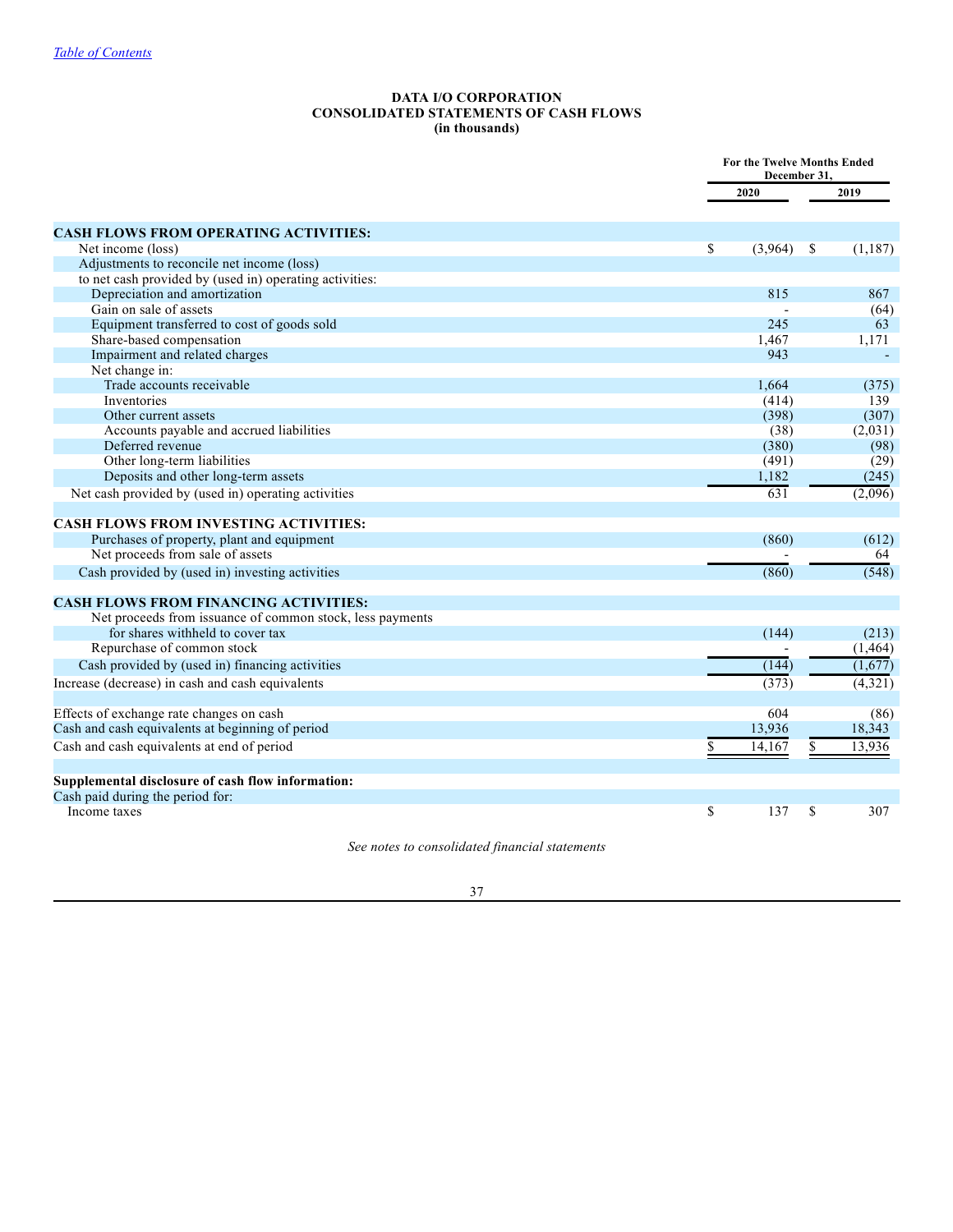**DATA I/O CORPORATION**
**CONSOLIDATED STATEMENTS OF CASH FLOWS**
**(in thousands)**

| | For the Twelve Months Ended December 31, | |
|---|---|---|
| | 2020 | 2019 |
| **CASH FLOWS FROM OPERATING ACTIVITIES:** | | |
| Net income (loss) | $ (3,964) | $ (1,187) |
| Adjustments to reconcile net income (loss) | | |
| to net cash provided by (used in) operating activities: | | |
| Depreciation and amortization | 815 | 867 |
| Gain on sale of assets | - | (64) |
| Equipment transferred to cost of goods sold | 245 | 63 |
| Share-based compensation | 1,467 | 1,171 |
| Impairment and related charges | 943 | - |
| Net change in: | | |
| Trade accounts receivable | 1,664 | (375) |
| Inventories | (414) | 139 |
| Other current assets | (398) | (307) |
| Accounts payable and accrued liabilities | (38) | (2,031) |
| Deferred revenue | (380) | (98) |
| Other long-term liabilities | (491) | (29) |
| Deposits and other long-term assets | 1,182 | (245) |
| Net cash provided by (used in) operating activities | 631 | (2,096) |
| **CASH FLOWS FROM INVESTING ACTIVITIES:** | | |
| Purchases of property, plant and equipment | (860) | (612) |
| Net proceeds from sale of assets | - | 64 |
| Cash provided by (used in) investing activities | (860) | (548) |
| **CASH FLOWS FROM FINANCING ACTIVITIES:** | | |
| Net proceeds from issuance of common stock, less payments for shares withheld to cover tax | (144) | (213) |
| Repurchase of common stock | - | (1,464) |
| Cash provided by (used in) financing activities | (144) | (1,677) |
| Increase (decrease) in cash and cash equivalents | (373) | (4,321) |
| Effects of exchange rate changes on cash | 604 | (86) |
| Cash and cash equivalents at beginning of period | 13,936 | 18,343 |
| Cash and cash equivalents at end of period | $ 14,167 | $ 13,936 |
| **Supplemental disclosure of cash flow information:** | | |
| Cash paid during the period for: | | |
| Income taxes | $ 137 | $ 307 |

*See notes to consolidated financial statements*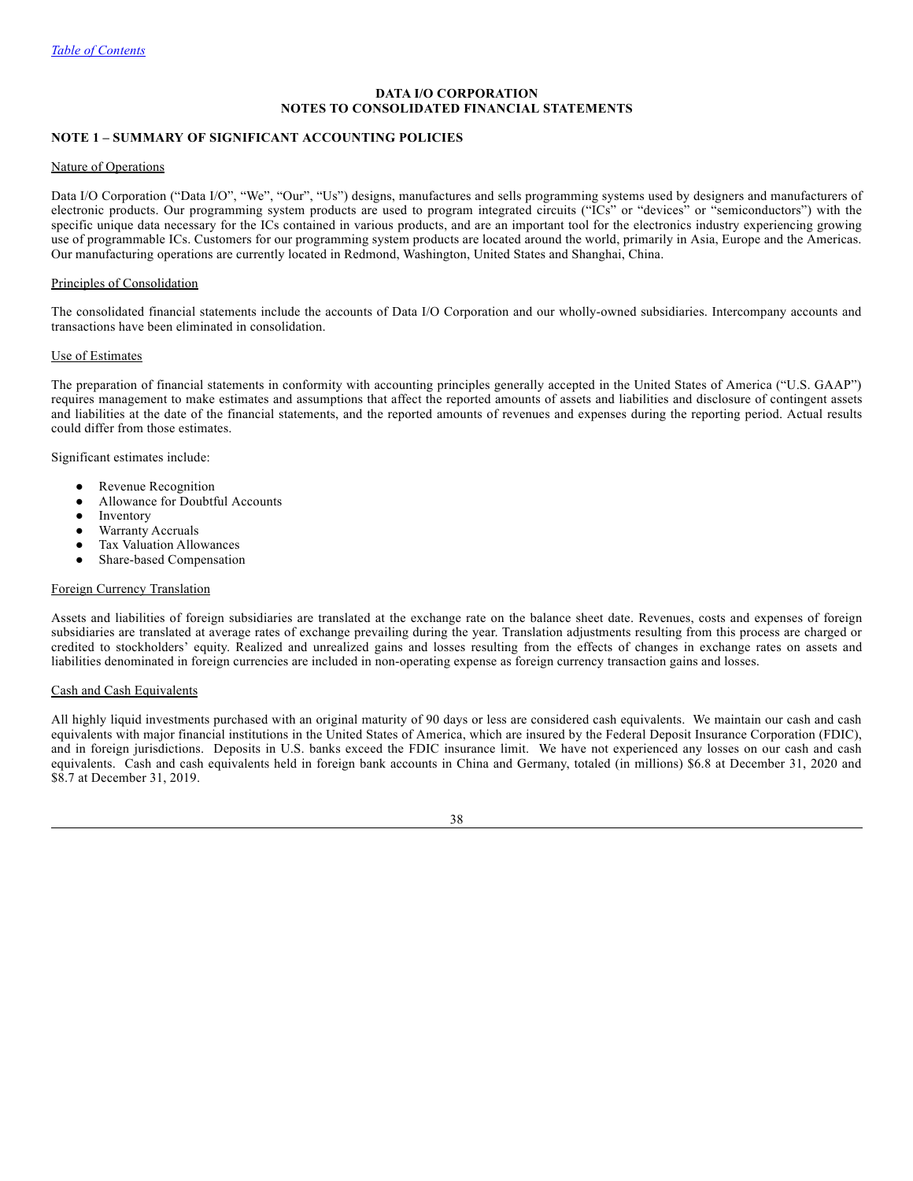# DATA I/O CORPORATION
# NOTES TO CONSOLIDATED FINANCIAL STATEMENTS

## NOTE 1 – SUMMARY OF SIGNIFICANT ACCOUNTING POLICIES

### Nature of Operations

Data I/O Corporation ("Data I/O", "We", "Our", "Us") designs, manufactures and sells programming systems used by designers and manufacturers of electronic products. Our programming system products are used to program integrated circuits ("ICs" or "devices" or "semiconductors") with the specific unique data necessary for the ICs contained in various products, and are an important tool for the electronics industry experiencing growing use of programmable ICs. Customers for our programming system products are located around the world, primarily in Asia, Europe and the Americas. Our manufacturing operations are currently located in Redmond, Washington, United States and Shanghai, China.

### Principles of Consolidation

The consolidated financial statements include the accounts of Data I/O Corporation and our wholly-owned subsidiaries. Intercompany accounts and transactions have been eliminated in consolidation.

### Use of Estimates

The preparation of financial statements in conformity with accounting principles generally accepted in the United States of America ("U.S. GAAP") requires management to make estimates and assumptions that affect the reported amounts of assets and liabilities and disclosure of contingent assets and liabilities at the date of the financial statements, and the reported amounts of revenues and expenses during the reporting period. Actual results could differ from those estimates.

Significant estimates include:

- Revenue Recognition
- Allowance for Doubtful Accounts
- Inventory
- Warranty Accruals
- Tax Valuation Allowances
- Share-based Compensation

### Foreign Currency Translation

Assets and liabilities of foreign subsidiaries are translated at the exchange rate on the balance sheet date. Revenues, costs and expenses of foreign subsidiaries are translated at average rates of exchange prevailing during the year. Translation adjustments resulting from this process are charged or credited to stockholders' equity. Realized and unrealized gains and losses resulting from the effects of changes in exchange rates on assets and liabilities denominated in foreign currencies are included in non-operating expense as foreign currency transaction gains and losses.

### Cash and Cash Equivalents

All highly liquid investments purchased with an original maturity of 90 days or less are considered cash equivalents. We maintain our cash and cash equivalents with major financial institutions in the United States of America, which are insured by the Federal Deposit Insurance Corporation (FDIC), and in foreign jurisdictions. Deposits in U.S. banks exceed the FDIC insurance limit. We have not experienced any losses on our cash and cash equivalents. Cash and cash equivalents held in foreign bank accounts in China and Germany, totaled (in millions) $6.8 at December 31, 2020 and $8.7 at December 31, 2019.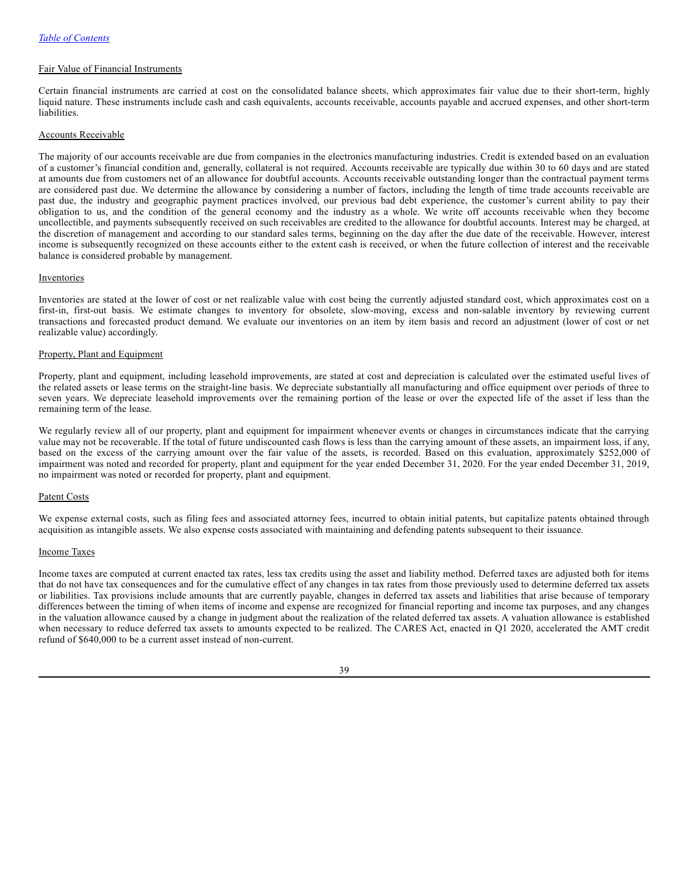Fair Value of Financial Instruments

Certain financial instruments are carried at cost on the consolidated balance sheets, which approximates fair value due to their short-term, highly liquid nature. These instruments include cash and cash equivalents, accounts receivable, accounts payable and accrued expenses, and other short-term liabilities.

Accounts Receivable

The majority of our accounts receivable are due from companies in the electronics manufacturing industries. Credit is extended based on an evaluation of a customer's financial condition and, generally, collateral is not required. Accounts receivable are typically due within 30 to 60 days and are stated at amounts due from customers net of an allowance for doubtful accounts. Accounts receivable outstanding longer than the contractual payment terms are considered past due. We determine the allowance by considering a number of factors, including the length of time trade accounts receivable are past due, the industry and geographic payment practices involved, our previous bad debt experience, the customer's current ability to pay their obligation to us, and the condition of the general economy and the industry as a whole. We write off accounts receivable when they become uncollectible, and payments subsequently received on such receivables are credited to the allowance for doubtful accounts. Interest may be charged, at the discretion of management and according to our standard sales terms, beginning on the day after the due date of the receivable. However, interest income is subsequently recognized on these accounts either to the extent cash is received, or when the future collection of interest and the receivable balance is considered probable by management.

Inventories

Inventories are stated at the lower of cost or net realizable value with cost being the currently adjusted standard cost, which approximates cost on a first-in, first-out basis. We estimate changes to inventory for obsolete, slow-moving, excess and non-salable inventory by reviewing current transactions and forecasted product demand. We evaluate our inventories on an item by item basis and record an adjustment (lower of cost or net realizable value) accordingly.

Property, Plant and Equipment

Property, plant and equipment, including leasehold improvements, are stated at cost and depreciation is calculated over the estimated useful lives of the related assets or lease terms on the straight-line basis. We depreciate substantially all manufacturing and office equipment over periods of three to seven years. We depreciate leasehold improvements over the remaining portion of the lease or over the expected life of the asset if less than the remaining term of the lease.

We regularly review all of our property, plant and equipment for impairment whenever events or changes in circumstances indicate that the carrying value may not be recoverable. If the total of future undiscounted cash flows is less than the carrying amount of these assets, an impairment loss, if any, based on the excess of the carrying amount over the fair value of the assets, is recorded. Based on this evaluation, approximately $252,000 of impairment was noted and recorded for property, plant and equipment for the year ended December 31, 2020. For the year ended December 31, 2019, no impairment was noted or recorded for property, plant and equipment.

Patent Costs

We expense external costs, such as filing fees and associated attorney fees, incurred to obtain initial patents, but capitalize patents obtained through acquisition as intangible assets. We also expense costs associated with maintaining and defending patents subsequent to their issuance.

Income Taxes

Income taxes are computed at current enacted tax rates, less tax credits using the asset and liability method. Deferred taxes are adjusted both for items that do not have tax consequences and for the cumulative effect of any changes in tax rates from those previously used to determine deferred tax assets or liabilities. Tax provisions include amounts that are currently payable, changes in deferred tax assets and liabilities that arise because of temporary differences between the timing of when items of income and expense are recognized for financial reporting and income tax purposes, and any changes in the valuation allowance caused by a change in judgment about the realization of the related deferred tax assets. A valuation allowance is established when necessary to reduce deferred tax assets to amounts expected to be realized. The CARES Act, enacted in Q1 2020, accelerated the AMT credit refund of $640,000 to be a current asset instead of non-current.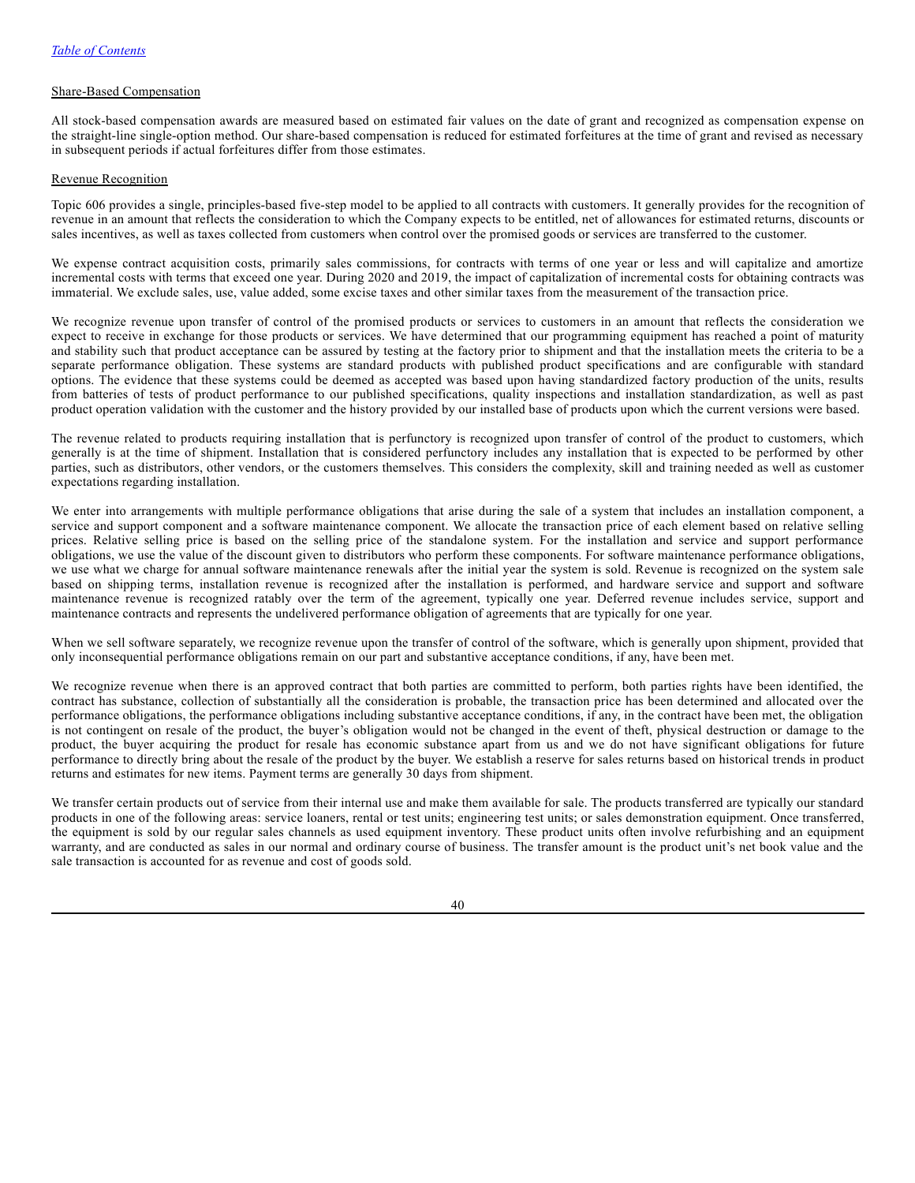[Table of Contents](#)

Share-Based Compensation

All stock-based compensation awards are measured based on estimated fair values on the date of grant and recognized as compensation expense on the straight-line single-option method. Our share-based compensation is reduced for estimated forfeitures at the time of grant and revised as necessary in subsequent periods if actual forfeitures differ from those estimates.

Revenue Recognition

Topic 606 provides a single, principles-based five-step model to be applied to all contracts with customers. It generally provides for the recognition of revenue in an amount that reflects the consideration to which the Company expects to be entitled, net of allowances for estimated returns, discounts or sales incentives, as well as taxes collected from customers when control over the promised goods or services are transferred to the customer.

We expense contract acquisition costs, primarily sales commissions, for contracts with terms of one year or less and will capitalize and amortize incremental costs with terms that exceed one year. During 2020 and 2019, the impact of capitalization of incremental costs for obtaining contracts was immaterial. We exclude sales, use, value added, some excise taxes and other similar taxes from the measurement of the transaction price.

We recognize revenue upon transfer of control of the promised products or services to customers in an amount that reflects the consideration we expect to receive in exchange for those products or services. We have determined that our programming equipment has reached a point of maturity and stability such that product acceptance can be assured by testing at the factory prior to shipment and that the installation meets the criteria to be a separate performance obligation. These systems are standard products with published product specifications and are configurable with standard options. The evidence that these systems could be deemed as accepted was based upon having standardized factory production of the units, results from batteries of tests of product performance to our published specifications, quality inspections and installation standardization, as well as past product operation validation with the customer and the history provided by our installed base of products upon which the current versions were based.

The revenue related to products requiring installation that is perfunctory is recognized upon transfer of control of the product to customers, which generally is at the time of shipment. Installation that is considered perfunctory includes any installation that is expected to be performed by other parties, such as distributors, other vendors, or the customers themselves. This considers the complexity, skill and training needed as well as customer expectations regarding installation.

We enter into arrangements with multiple performance obligations that arise during the sale of a system that includes an installation component, a service and support component and a software maintenance component. We allocate the transaction price of each element based on relative selling prices. Relative selling price is based on the selling price of the standalone system. For the installation and service and support performance obligations, we use the value of the discount given to distributors who perform these components. For software maintenance performance obligations, we use what we charge for annual software maintenance renewals after the initial year the system is sold. Revenue is recognized on the system sale based on shipping terms, installation revenue is recognized after the installation is performed, and hardware service and support and software maintenance revenue is recognized ratably over the term of the agreement, typically one year. Deferred revenue includes service, support and maintenance contracts and represents the undelivered performance obligation of agreements that are typically for one year.

When we sell software separately, we recognize revenue upon the transfer of control of the software, which is generally upon shipment, provided that only inconsequential performance obligations remain on our part and substantive acceptance conditions, if any, have been met.

We recognize revenue when there is an approved contract that both parties are committed to perform, both parties rights have been identified, the contract has substance, collection of substantially all the consideration is probable, the transaction price has been determined and allocated over the performance obligations, the performance obligations including substantive acceptance conditions, if any, in the contract have been met, the obligation is not contingent on resale of the product, the buyer's obligation would not be changed in the event of theft, physical destruction or damage to the product, the buyer acquiring the product for resale has economic substance apart from us and we do not have significant obligations for future performance to directly bring about the resale of the product by the buyer. We establish a reserve for sales returns based on historical trends in product returns and estimates for new items. Payment terms are generally 30 days from shipment.

We transfer certain products out of service from their internal use and make them available for sale. The products transferred are typically our standard products in one of the following areas: service loaners, rental or test units; engineering test units; or sales demonstration equipment. Once transferred, the equipment is sold by our regular sales channels as used equipment inventory. These product units often involve refurbishing and an equipment warranty, and are conducted as sales in our normal and ordinary course of business. The transfer amount is the product unit's net book value and the sale transaction is accounted for as revenue and cost of goods sold.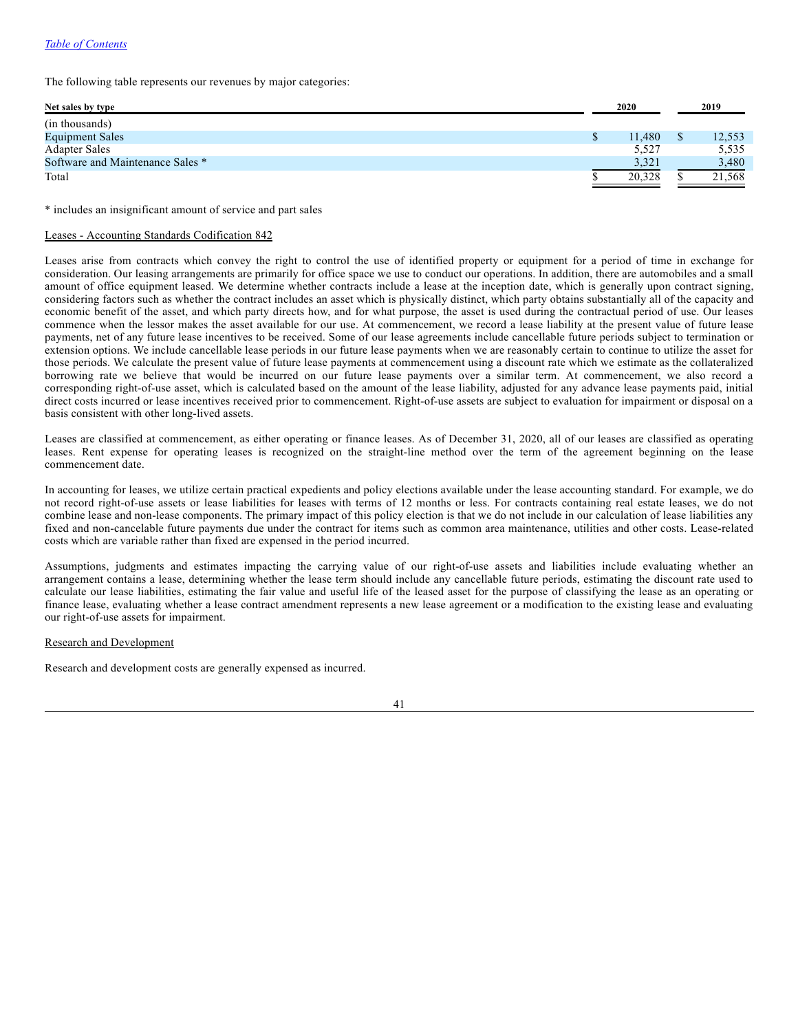The following table represents our revenues by major categories:

| Net sales by type | 2020 | 2019 |
|---|---|---|
| (in thousands) | | |
| Equipment Sales | $ 11,480 | $ 12,553 |
| Adapter Sales | 5,527 | 5,535 |
| Software and Maintenance Sales * | 3,321 | 3,480 |
| Total | $ 20,328 | $ 21,568 |

* includes an insignificant amount of service and part sales

Leases - Accounting Standards Codification 842

Leases arise from contracts which convey the right to control the use of identified property or equipment for a period of time in exchange for consideration. Our leasing arrangements are primarily for office space we use to conduct our operations. In addition, there are automobiles and a small amount of office equipment leased. We determine whether contracts include a lease at the inception date, which is generally upon contract signing, considering factors such as whether the contract includes an asset which is physically distinct, which party obtains substantially all of the capacity and economic benefit of the asset, and which party directs how, and for what purpose, the asset is used during the contractual period of use. Our leases commence when the lessor makes the asset available for our use. At commencement, we record a lease liability at the present value of future lease payments, net of any future lease incentives to be received. Some of our lease agreements include cancellable future periods subject to termination or extension options. We include cancellable lease periods in our future lease payments when we are reasonably certain to continue to utilize the asset for those periods. We calculate the present value of future lease payments at commencement using a discount rate which we estimate as the collateralized borrowing rate we believe that would be incurred on our future lease payments over a similar term. At commencement, we also record a corresponding right-of-use asset, which is calculated based on the amount of the lease liability, adjusted for any advance lease payments paid, initial direct costs incurred or lease incentives received prior to commencement. Right-of-use assets are subject to evaluation for impairment or disposal on a basis consistent with other long-lived assets.

Leases are classified at commencement, as either operating or finance leases. As of December 31, 2020, all of our leases are classified as operating leases. Rent expense for operating leases is recognized on the straight-line method over the term of the agreement beginning on the lease commencement date.

In accounting for leases, we utilize certain practical expedients and policy elections available under the lease accounting standard. For example, we do not record right-of-use assets or lease liabilities for leases with terms of 12 months or less. For contracts containing real estate leases, we do not combine lease and non-lease components. The primary impact of this policy election is that we do not include in our calculation of lease liabilities any fixed and non-cancelable future payments due under the contract for items such as common area maintenance, utilities and other costs. Lease-related costs which are variable rather than fixed are expensed in the period incurred.

Assumptions, judgments and estimates impacting the carrying value of our right-of-use assets and liabilities include evaluating whether an arrangement contains a lease, determining whether the lease term should include any cancellable future periods, estimating the discount rate used to calculate our lease liabilities, estimating the fair value and useful life of the leased asset for the purpose of classifying the lease as an operating or finance lease, evaluating whether a lease contract amendment represents a new lease agreement or a modification to the existing lease and evaluating our right-of-use assets for impairment.

Research and Development

Research and development costs are generally expensed as incurred.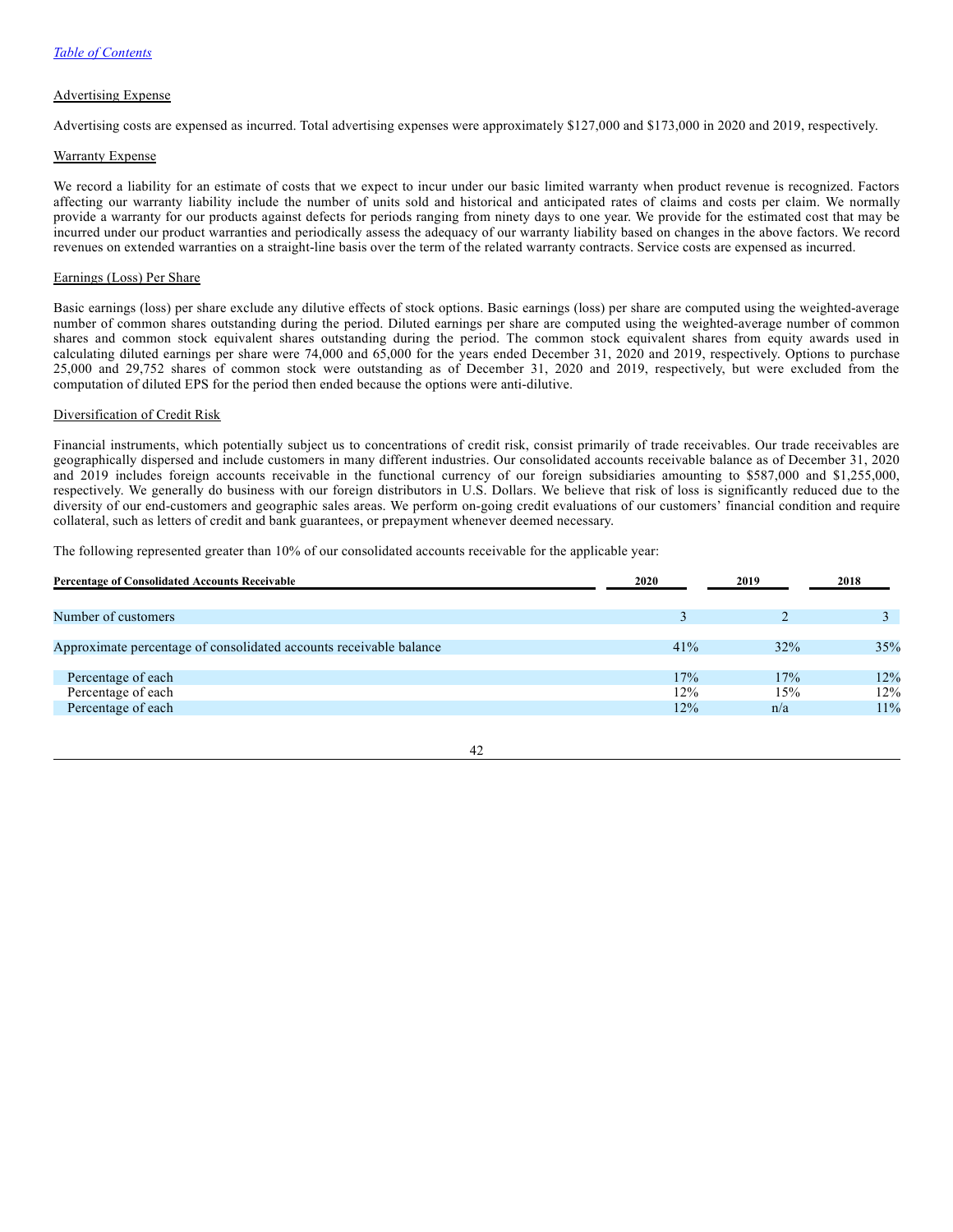[Table of Contents](#)

## Advertising Expense

Advertising costs are expensed as incurred. Total advertising expenses were approximately $127,000 and $173,000 in 2020 and 2019, respectively.

## Warranty Expense

We record a liability for an estimate of costs that we expect to incur under our basic limited warranty when product revenue is recognized. Factors affecting our warranty liability include the number of units sold and historical and anticipated rates of claims and costs per claim. We normally provide a warranty for our products against defects for periods ranging from ninety days to one year. We provide for the estimated cost that may be incurred under our product warranties and periodically assess the adequacy of our warranty liability based on changes in the above factors. We record revenues on extended warranties on a straight-line basis over the term of the related warranty contracts. Service costs are expensed as incurred.

## Earnings (Loss) Per Share

Basic earnings (loss) per share exclude any dilutive effects of stock options. Basic earnings (loss) per share are computed using the weighted-average number of common shares outstanding during the period. Diluted earnings per share are computed using the weighted-average number of common shares and common stock equivalent shares outstanding during the period. The common stock equivalent shares from equity awards used in calculating diluted earnings per share were 74,000 and 65,000 for the years ended December 31, 2020 and 2019, respectively. Options to purchase 25,000 and 29,752 shares of common stock were outstanding as of December 31, 2020 and 2019, respectively, but were excluded from the computation of diluted EPS for the period then ended because the options were anti-dilutive.

## Diversification of Credit Risk

Financial instruments, which potentially subject us to concentrations of credit risk, consist primarily of trade receivables. Our trade receivables are geographically dispersed and include customers in many different industries. Our consolidated accounts receivable balance as of December 31, 2020 and 2019 includes foreign accounts receivable in the functional currency of our foreign subsidiaries amounting to $587,000 and $1,255,000, respectively. We generally do business with our foreign distributors in U.S. Dollars. We believe that risk of loss is significantly reduced due to the diversity of our end-customers and geographic sales areas. We perform on-going credit evaluations of our customers' financial condition and require collateral, such as letters of credit and bank guarantees, or prepayment whenever deemed necessary.

The following represented greater than 10% of our consolidated accounts receivable for the applicable year:

| **Percentage of Consolidated Accounts Receivable** | **2020** | **2019** | **2018** |
|---|---|---|---|
| Number of customers | 3 | 2 | 3 |
| Approximate percentage of consolidated accounts receivable balance | 41% | 32% | 35% |
| Percentage of each | 17% | 17% | 12% |
| Percentage of each | 12% | 15% | 12% |
| Percentage of each | 12% | n/a | 11% |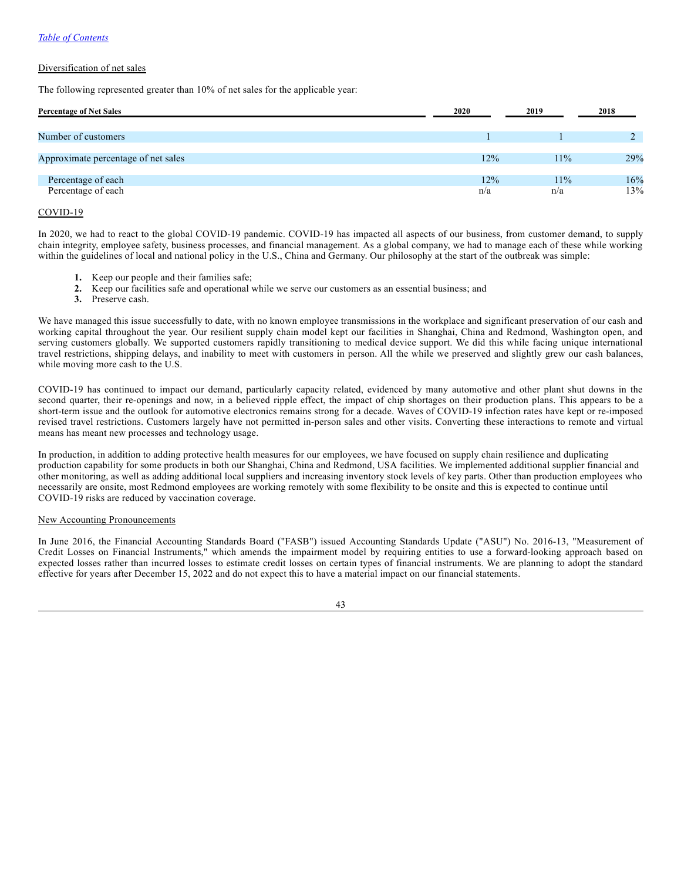[Table of Contents](#)

Diversification of net sales

The following represented greater than 10% of net sales for the applicable year:

| Percentage of Net Sales | 2020 | 2019 | 2018 |
|---|---|---|---|
| Number of customers | 1 | 1 | 2 |
| Approximate percentage of net sales | 12% | 11% | 29% |
| Percentage of each | 12% | 11% | 16% |
| Percentage of each | n/a | n/a | 13% |

COVID-19

In 2020, we had to react to the global COVID-19 pandemic. COVID-19 has impacted all aspects of our business, from customer demand, to supply chain integrity, employee safety, business processes, and financial management. As a global company, we had to manage each of these while working within the guidelines of local and national policy in the U.S., China and Germany. Our philosophy at the start of the outbreak was simple:

1. Keep our people and their families safe;
2. Keep our facilities safe and operational while we serve our customers as an essential business; and
3. Preserve cash.

We have managed this issue successfully to date, with no known employee transmissions in the workplace and significant preservation of our cash and working capital throughout the year. Our resilient supply chain model kept our facilities in Shanghai, China and Redmond, Washington open, and serving customers globally. We supported customers rapidly transitioning to medical device support. We did this while facing unique international travel restrictions, shipping delays, and inability to meet with customers in person. All the while we preserved and slightly grew our cash balances, while moving more cash to the U.S.

COVID-19 has continued to impact our demand, particularly capacity related, evidenced by many automotive and other plant shut downs in the second quarter, their re-openings and now, in a believed ripple effect, the impact of chip shortages on their production plans. This appears to be a short-term issue and the outlook for automotive electronics remains strong for a decade. Waves of COVID-19 infection rates have kept or re-imposed revised travel restrictions. Customers largely have not permitted in-person sales and other visits. Converting these interactions to remote and virtual means has meant new processes and technology usage.

In production, in addition to adding protective health measures for our employees, we have focused on supply chain resilience and duplicating production capability for some products in both our Shanghai, China and Redmond, USA facilities. We implemented additional supplier financial and other monitoring, as well as adding additional local suppliers and increasing inventory stock levels of key parts. Other than production employees who necessarily are onsite, most Redmond employees are working remotely with some flexibility to be onsite and this is expected to continue until COVID-19 risks are reduced by vaccination coverage.

New Accounting Pronouncements

In June 2016, the Financial Accounting Standards Board ("FASB") issued Accounting Standards Update ("ASU") No. 2016-13, "Measurement of Credit Losses on Financial Instruments," which amends the impairment model by requiring entities to use a forward-looking approach based on expected losses rather than incurred losses to estimate credit losses on certain types of financial instruments. We are planning to adopt the standard effective for years after December 15, 2022 and do not expect this to have a material impact on our financial statements.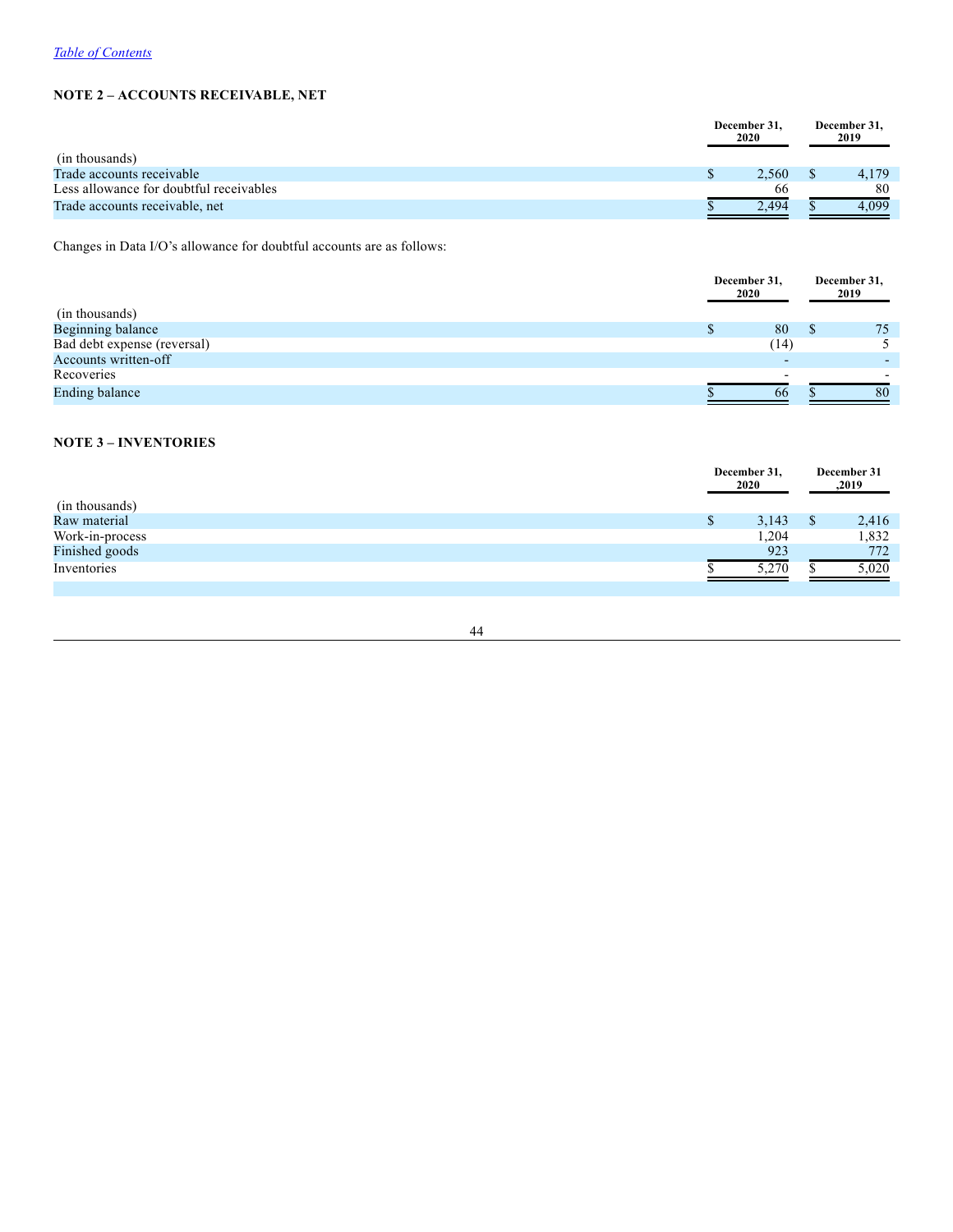[Table of Contents](#)

**NOTE 2 – ACCOUNTS RECEIVABLE, NET**

| (in thousands) | December 31, 2020 | December 31, 2019 |
|---|---|---|
| Trade accounts receivable | $ 2,560 | $ 4,179 |
| Less allowance for doubtful receivables | 66 | 80 |
| Trade accounts receivable, net | $ 2,494 | $ 4,099 |

Changes in Data I/O's allowance for doubtful accounts are as follows:

| (in thousands) | December 31, 2020 | December 31, 2019 |
|---|---|---|
| Beginning balance | $ 80 | $ 75 |
| Bad debt expense (reversal) | (14) | 5 |
| Accounts written-off | - | - |
| Recoveries | - | - |
| Ending balance | $ 66 | $ 80 |

**NOTE 3 – INVENTORIES**

| (in thousands) | December 31, 2020 | December 31 ,2019 |
|---|---|---|
| Raw material | $ 3,143 | $ 2,416 |
| Work-in-process | 1,204 | 1,832 |
| Finished goods | 923 | 772 |
| Inventories | $ 5,270 | $ 5,020 |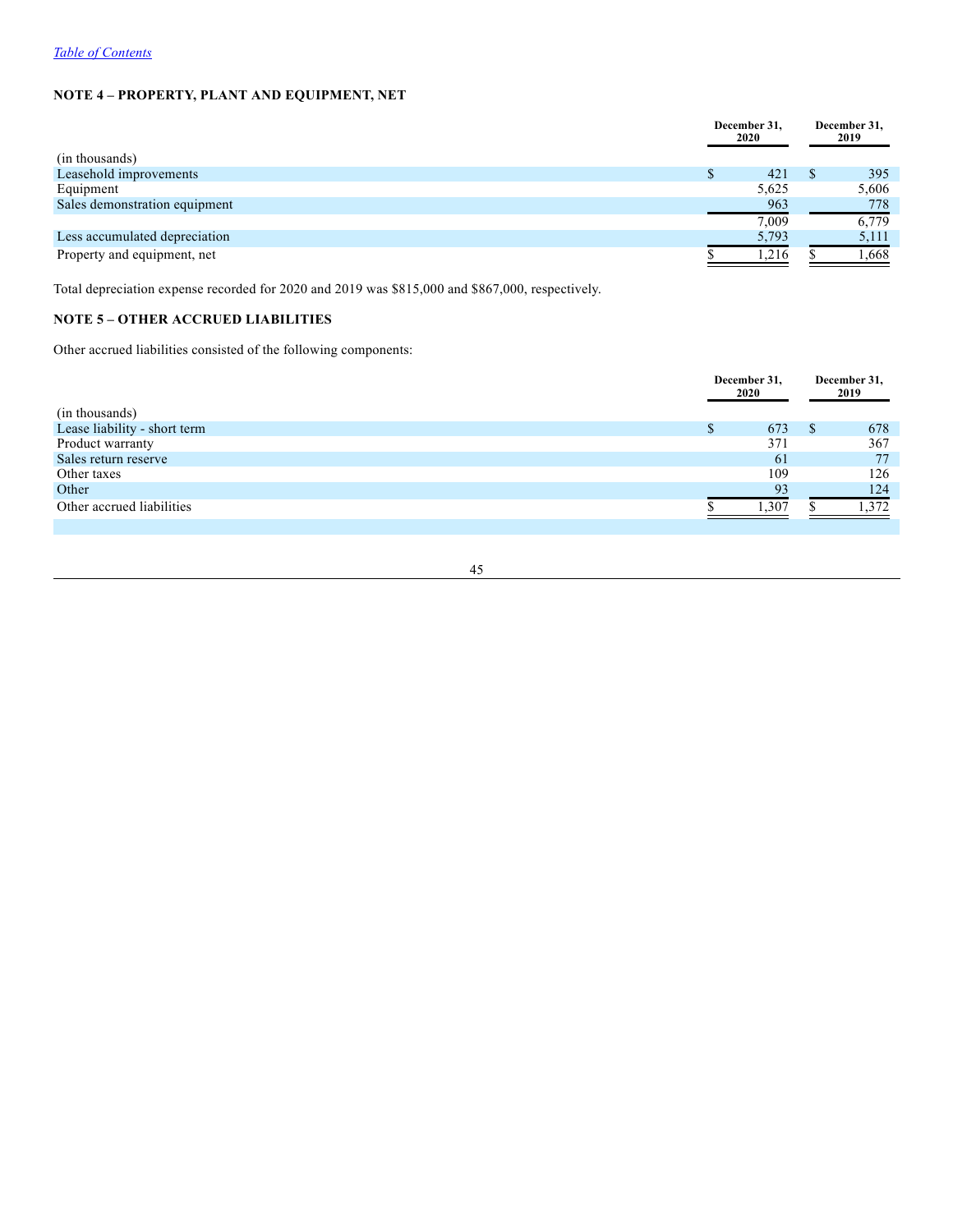[Table of Contents](#)

## NOTE 4 – PROPERTY, PLANT AND EQUIPMENT, NET

| (in thousands) | December 31, 2020 | December 31, 2019 |
|---|---|---|
| Leasehold improvements | $ 421 | $ 395 |
| Equipment | 5,625 | 5,606 |
| Sales demonstration equipment | 963 | 778 |
| | 7,009 | 6,779 |
| Less accumulated depreciation | 5,793 | 5,111 |
| Property and equipment, net | $ 1,216 | $ 1,668 |

Total depreciation expense recorded for 2020 and 2019 was $815,000 and $867,000, respectively.

## NOTE 5 – OTHER ACCRUED LIABILITIES

Other accrued liabilities consisted of the following components:

| (in thousands) | December 31, 2020 | December 31, 2019 |
|---|---|---|
| Lease liability - short term | $ 673 | $ 678 |
| Product warranty | 371 | 367 |
| Sales return reserve | 61 | 77 |
| Other taxes | 109 | 126 |
| Other | 93 | 124 |
| Other accrued liabilities | $ 1,307 | $ 1,372 |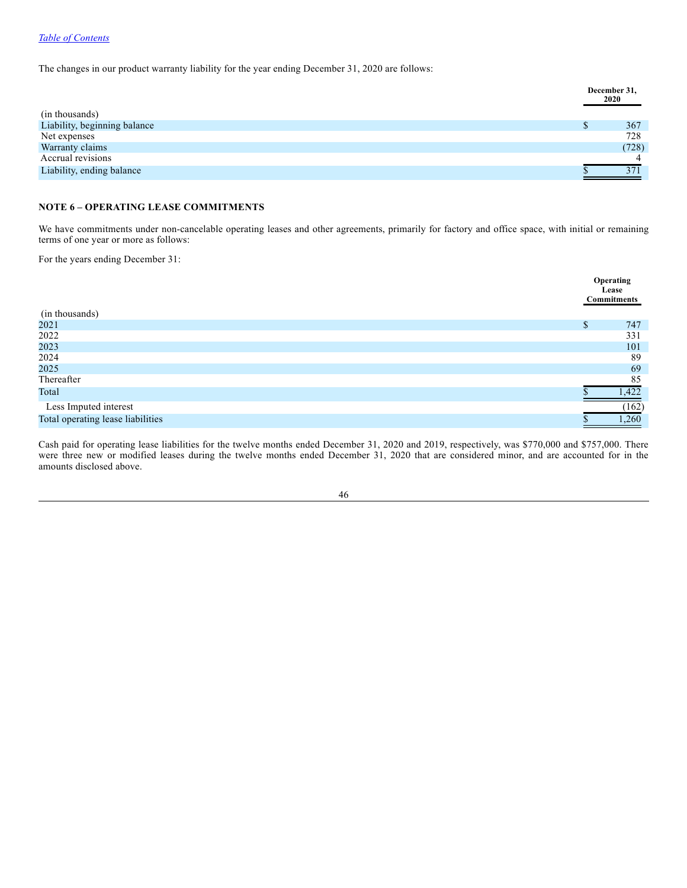The changes in our product warranty liability for the year ending December 31, 2020 are follows:

| (in thousands) | December 31, 2020 |
|---|---|
| Liability, beginning balance | $ 367 |
| Net expenses | 728 |
| Warranty claims | (728) |
| Accrual revisions | 4 |
| Liability, ending balance | $ 371 |

**NOTE 6 – OPERATING LEASE COMMITMENTS**

We have commitments under non-cancelable operating leases and other agreements, primarily for factory and office space, with initial or remaining terms of one year or more as follows:

For the years ending December 31:

| (in thousands) | Operating Lease Commitments |
|---|---|
| 2021 | $ 747 |
| 2022 | 331 |
| 2023 | 101 |
| 2024 | 89 |
| 2025 | 69 |
| Thereafter | 85 |
| Total | $ 1,422 |
| Less Imputed interest | (162) |
| Total operating lease liabilities | $ 1,260 |

Cash paid for operating lease liabilities for the twelve months ended December 31, 2020 and 2019, respectively, was $770,000 and $757,000. There were three new or modified leases during the twelve months ended December 31, 2020 that are considered minor, and are accounted for in the amounts disclosed above.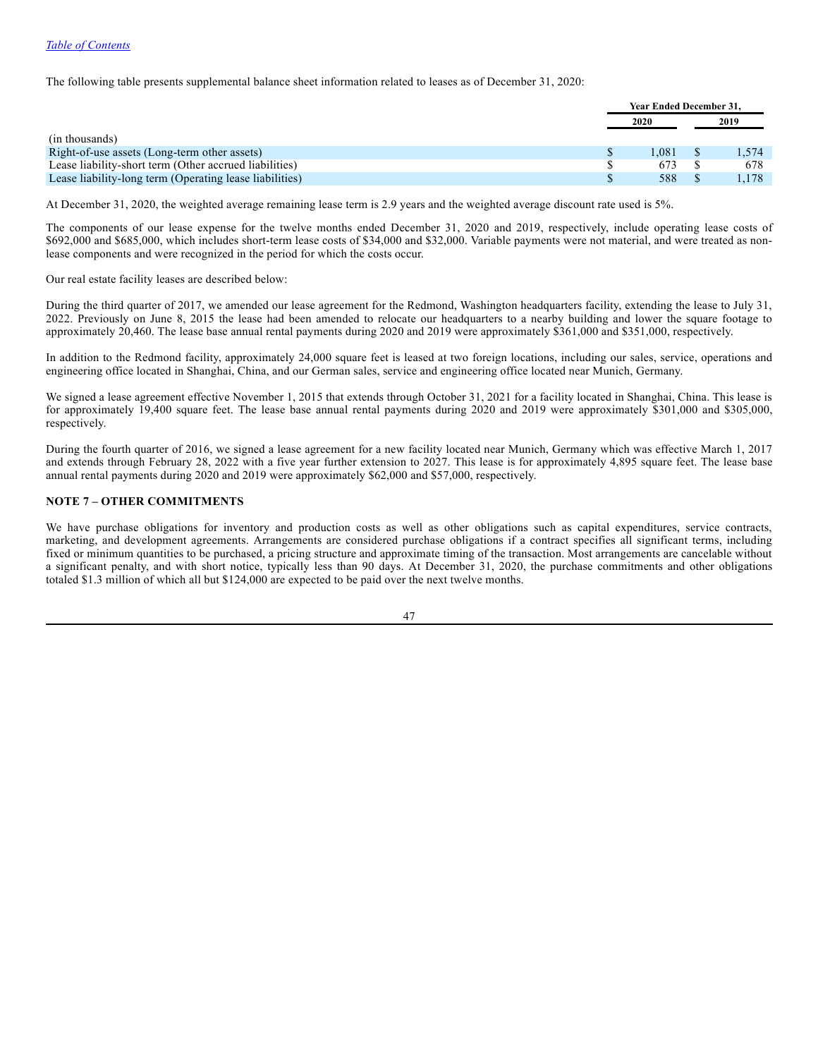*Table of Contents*

The following table presents supplemental balance sheet information related to leases as of December 31, 2020:

| | Year Ended December 31, | |
|---|---|---|
| | 2020 | 2019 |
| (in thousands) | | |
| Right-of-use assets (Long-term other assets) | $ 1,081 | $ 1,574 |
| Lease liability-short term (Other accrued liabilities) | $ 673 | $ 678 |
| Lease liability-long term (Operating lease liabilities) | $ 588 | $ 1,178 |

At December 31, 2020, the weighted average remaining lease term is 2.9 years and the weighted average discount rate used is 5%.

The components of our lease expense for the twelve months ended December 31, 2020 and 2019, respectively, include operating lease costs of $692,000 and $685,000, which includes short-term lease costs of $34,000 and $32,000. Variable payments were not material, and were treated as non-lease components and were recognized in the period for which the costs occur.

Our real estate facility leases are described below:

During the third quarter of 2017, we amended our lease agreement for the Redmond, Washington headquarters facility, extending the lease to July 31, 2022. Previously on June 8, 2015 the lease had been amended to relocate our headquarters to a nearby building and lower the square footage to approximately 20,460. The lease base annual rental payments during 2020 and 2019 were approximately $361,000 and $351,000, respectively.

In addition to the Redmond facility, approximately 24,000 square feet is leased at two foreign locations, including our sales, service, operations and engineering office located in Shanghai, China, and our German sales, service and engineering office located near Munich, Germany.

We signed a lease agreement effective November 1, 2015 that extends through October 31, 2021 for a facility located in Shanghai, China. This lease is for approximately 19,400 square feet. The lease base annual rental payments during 2020 and 2019 were approximately $301,000 and $305,000, respectively.

During the fourth quarter of 2016, we signed a lease agreement for a new facility located near Munich, Germany which was effective March 1, 2017 and extends through February 28, 2022 with a five year further extension to 2027. This lease is for approximately 4,895 square feet. The lease base annual rental payments during 2020 and 2019 were approximately $62,000 and $57,000, respectively.

## NOTE 7 – OTHER COMMITMENTS

We have purchase obligations for inventory and production costs as well as other obligations such as capital expenditures, service contracts, marketing, and development agreements. Arrangements are considered purchase obligations if a contract specifies all significant terms, including fixed or minimum quantities to be purchased, a pricing structure and approximate timing of the transaction. Most arrangements are cancelable without a significant penalty, and with short notice, typically less than 90 days. At December 31, 2020, the purchase commitments and other obligations totaled $1.3 million of which all but $124,000 are expected to be paid over the next twelve months.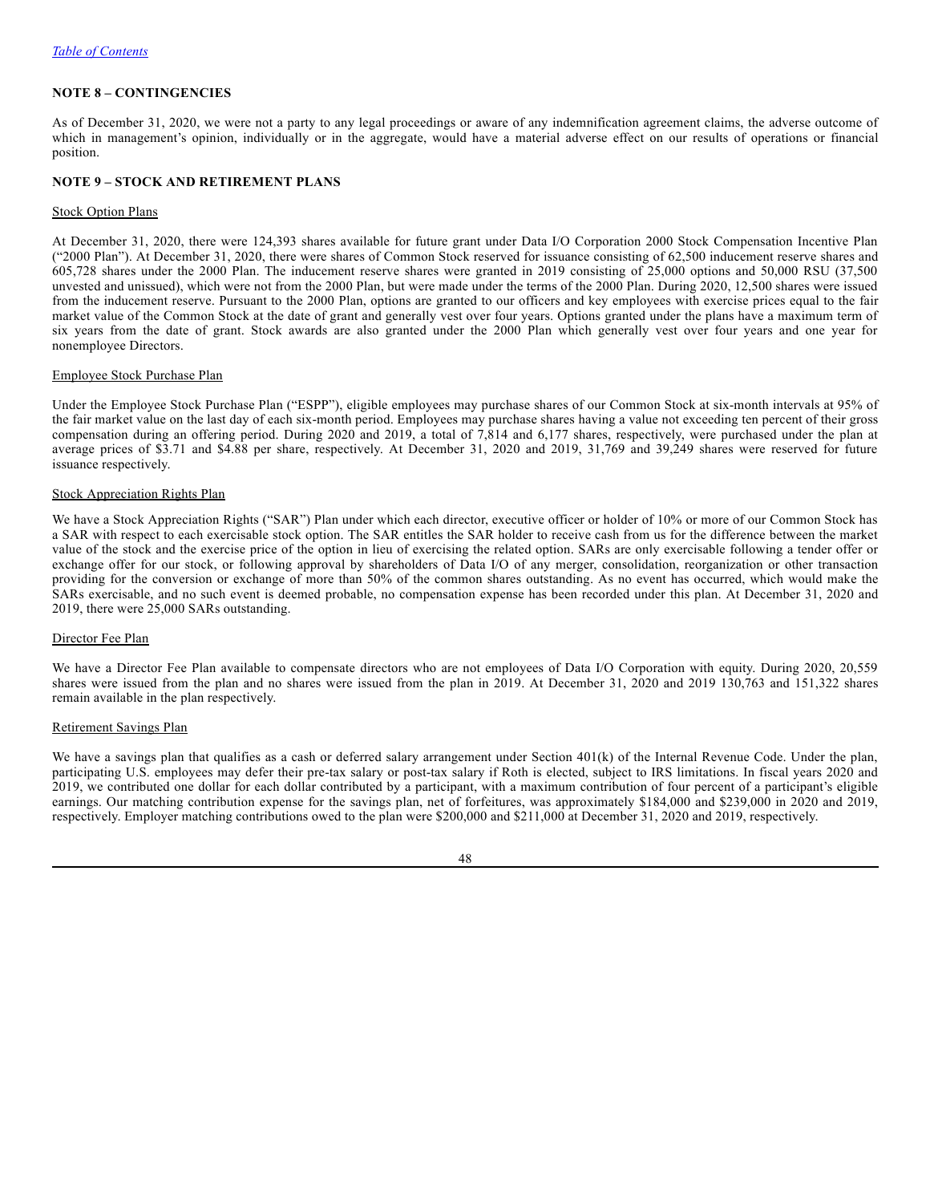[Table of Contents](#)

**NOTE 8 – CONTINGENCIES**

As of December 31, 2020, we were not a party to any legal proceedings or aware of any indemnification agreement claims, the adverse outcome of which in management's opinion, individually or in the aggregate, would have a material adverse effect on our results of operations or financial position.

**NOTE 9 – STOCK AND RETIREMENT PLANS**

Stock Option Plans

At December 31, 2020, there were 124,393 shares available for future grant under Data I/O Corporation 2000 Stock Compensation Incentive Plan ("2000 Plan"). At December 31, 2020, there were shares of Common Stock reserved for issuance consisting of 62,500 inducement reserve shares and 605,728 shares under the 2000 Plan. The inducement reserve shares were granted in 2019 consisting of 25,000 options and 50,000 RSU (37,500 unvested and unissued), which were not from the 2000 Plan, but were made under the terms of the 2000 Plan. During 2020, 12,500 shares were issued from the inducement reserve. Pursuant to the 2000 Plan, options are granted to our officers and key employees with exercise prices equal to the fair market value of the Common Stock at the date of grant and generally vest over four years. Options granted under the plans have a maximum term of six years from the date of grant. Stock awards are also granted under the 2000 Plan which generally vest over four years and one year for nonemployee Directors.

Employee Stock Purchase Plan

Under the Employee Stock Purchase Plan ("ESPP"), eligible employees may purchase shares of our Common Stock at six-month intervals at 95% of the fair market value on the last day of each six-month period. Employees may purchase shares having a value not exceeding ten percent of their gross compensation during an offering period. During 2020 and 2019, a total of 7,814 and 6,177 shares, respectively, were purchased under the plan at average prices of $3.71 and $4.88 per share, respectively. At December 31, 2020 and 2019, 31,769 and 39,249 shares were reserved for future issuance respectively.

Stock Appreciation Rights Plan

We have a Stock Appreciation Rights ("SAR") Plan under which each director, executive officer or holder of 10% or more of our Common Stock has a SAR with respect to each exercisable stock option. The SAR entitles the SAR holder to receive cash from us for the difference between the market value of the stock and the exercise price of the option in lieu of exercising the related option. SARs are only exercisable following a tender offer or exchange offer for our stock, or following approval by shareholders of Data I/O of any merger, consolidation, reorganization or other transaction providing for the conversion or exchange of more than 50% of the common shares outstanding. As no event has occurred, which would make the SARs exercisable, and no such event is deemed probable, no compensation expense has been recorded under this plan. At December 31, 2020 and 2019, there were 25,000 SARs outstanding.

Director Fee Plan

We have a Director Fee Plan available to compensate directors who are not employees of Data I/O Corporation with equity. During 2020, 20,559 shares were issued from the plan and no shares were issued from the plan in 2019. At December 31, 2020 and 2019 130,763 and 151,322 shares remain available in the plan respectively.

Retirement Savings Plan

We have a savings plan that qualifies as a cash or deferred salary arrangement under Section 401(k) of the Internal Revenue Code. Under the plan, participating U.S. employees may defer their pre-tax salary or post-tax salary if Roth is elected, subject to IRS limitations. In fiscal years 2020 and 2019, we contributed one dollar for each dollar contributed by a participant, with a maximum contribution of four percent of a participant's eligible earnings. Our matching contribution expense for the savings plan, net of forfeitures, was approximately $184,000 and $239,000 in 2020 and 2019, respectively. Employer matching contributions owed to the plan were $200,000 and $211,000 at December 31, 2020 and 2019, respectively.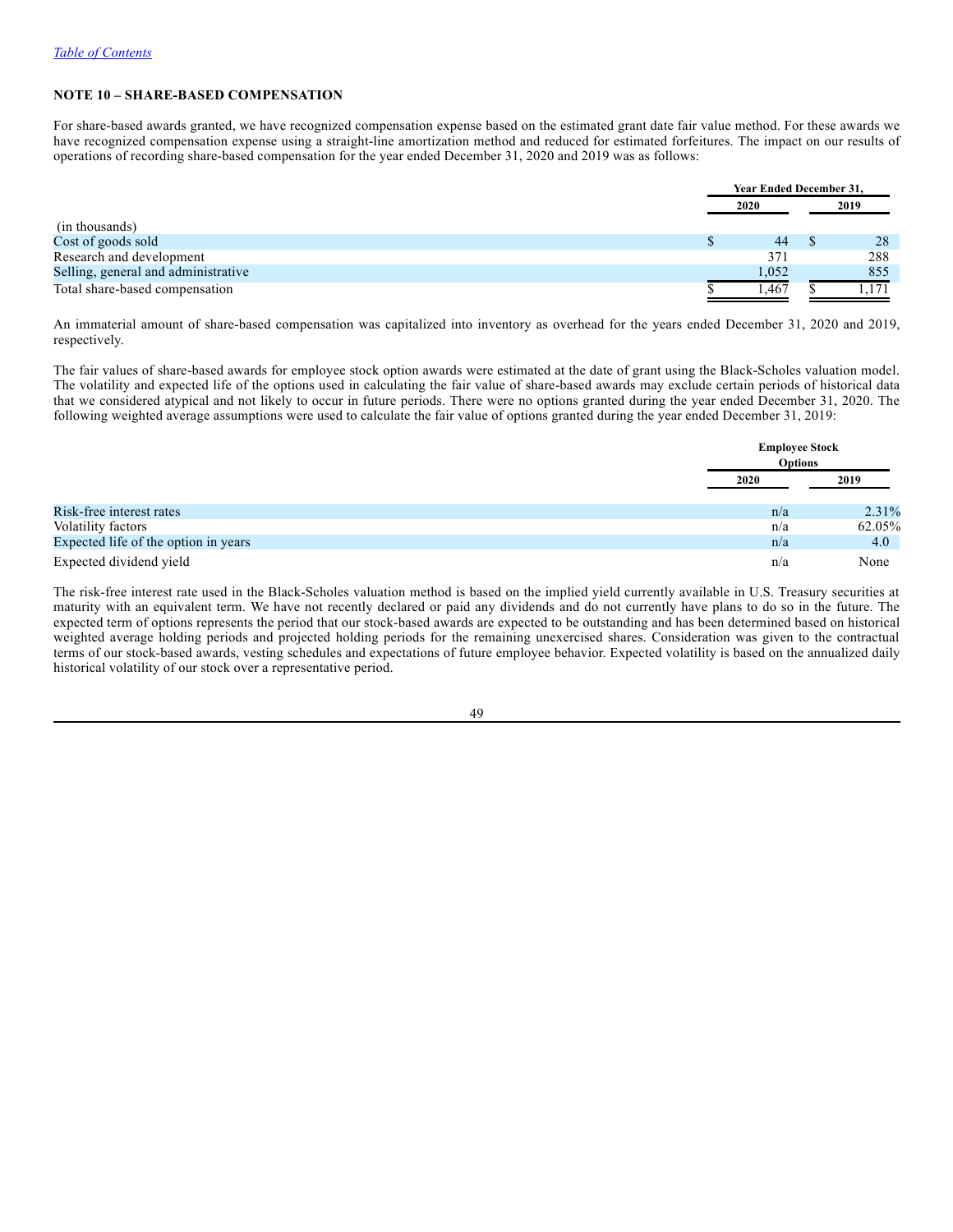[Table of Contents](#)

## NOTE 10 – SHARE-BASED COMPENSATION

For share-based awards granted, we have recognized compensation expense based on the estimated grant date fair value method. For these awards we have recognized compensation expense using a straight-line amortization method and reduced for estimated forfeitures. The impact on our results of operations of recording share-based compensation for the year ended December 31, 2020 and 2019 was as follows:

| | Year Ended December 31, | |
|---|---|---|
| | 2020 | 2019 |
| (in thousands) | | |
| Cost of goods sold | $ 44 | $ 28 |
| Research and development | 371 | 288 |
| Selling, general and administrative | 1,052 | 855 |
| Total share-based compensation | $ 1,467 | $ 1,171 |

An immaterial amount of share-based compensation was capitalized into inventory as overhead for the years ended December 31, 2020 and 2019, respectively.

The fair values of share-based awards for employee stock option awards were estimated at the date of grant using the Black-Scholes valuation model. The volatility and expected life of the options used in calculating the fair value of share-based awards may exclude certain periods of historical data that we considered atypical and not likely to occur in future periods. There were no options granted during the year ended December 31, 2020. The following weighted average assumptions were used to calculate the fair value of options granted during the year ended December 31, 2019:

| | Employee Stock Options | |
|---|---|---|
| | 2020 | 2019 |
| Risk-free interest rates | n/a | 2.31% |
| Volatility factors | n/a | 62.05% |
| Expected life of the option in years | n/a | 4.0 |
| Expected dividend yield | n/a | None |

The risk-free interest rate used in the Black-Scholes valuation method is based on the implied yield currently available in U.S. Treasury securities at maturity with an equivalent term. We have not recently declared or paid any dividends and do not currently have plans to do so in the future. The expected term of options represents the period that our stock-based awards are expected to be outstanding and has been determined based on historical weighted average holding periods and projected holding periods for the remaining unexercised shares. Consideration was given to the contractual terms of our stock-based awards, vesting schedules and expectations of future employee behavior. Expected volatility is based on the annualized daily historical volatility of our stock over a representative period.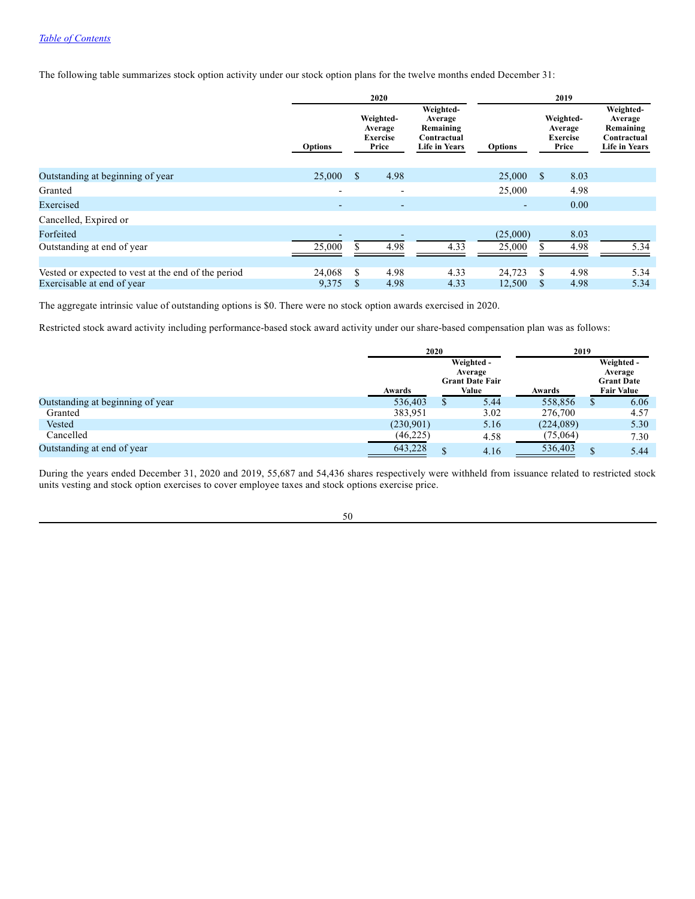[Table of Contents](#)

The following table summarizes stock option activity under our stock option plans for the twelve months ended December 31:

| | 2020 | | | 2019 | | |
|---|---|---|---|---|---|---|
| | Options | Weighted-Average Exercise Price | Weighted-Average Remaining Contractual Life in Years | Options | Weighted-Average Exercise Price | Weighted-Average Remaining Contractual Life in Years |
| Outstanding at beginning of year | 25,000 | $ 4.98 | | 25,000 | $ 8.03 | |
| Granted | - | - | | 25,000 | 4.98 | |
| Exercised | - | - | | - | 0.00 | |
| Cancelled, Expired or Forfeited | - | - | | (25,000) | 8.03 | |
| Outstanding at end of year | 25,000 | $ 4.98 | 4.33 | 25,000 | $ 4.98 | 5.34 |
| | | | | | | |
| Vested or expected to vest at the end of the period | 24,068 | $ 4.98 | 4.33 | 24,723 | $ 4.98 | 5.34 |
| Exercisable at end of year | 9,375 | $ 4.98 | 4.33 | 12,500 | $ 4.98 | 5.34 |

The aggregate intrinsic value of outstanding options is $0. There were no stock option awards exercised in 2020.

Restricted stock award activity including performance-based stock award activity under our share-based compensation plan was as follows:

| | 2020 | | 2019 | |
|---|---|---|---|---|
| | Awards | Weighted - Average Grant Date Fair Value | Awards | Weighted - Average Grant Date Fair Value |
| Outstanding at beginning of year | 536,403 | $ 5.44 | 558,856 | $ 6.06 |
| Granted | 383,951 | 3.02 | 276,700 | 4.57 |
| Vested | (230,901) | 5.16 | (224,089) | 5.30 |
| Cancelled | (46,225) | 4.58 | (75,064) | 7.30 |
| Outstanding at end of year | 643,228 | $ 4.16 | 536,403 | $ 5.44 |

During the years ended December 31, 2020 and 2019, 55,687 and 54,436 shares respectively were withheld from issuance related to restricted stock units vesting and stock option exercises to cover employee taxes and stock options exercise price.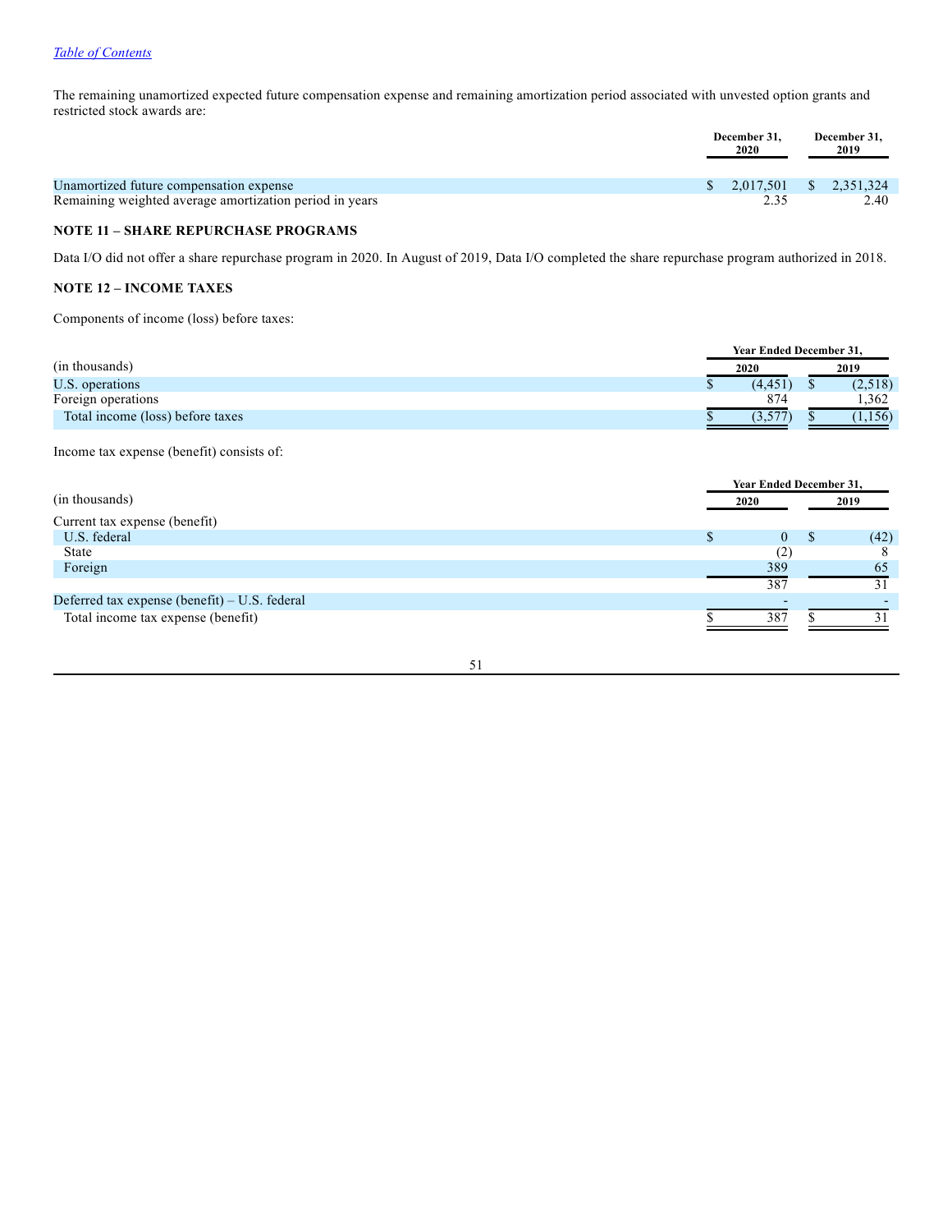The remaining unamortized expected future compensation expense and remaining amortization period associated with unvested option grants and restricted stock awards are:

| | December 31, 2020 | December 31, 2019 |
|---|---|---|
| Unamortized future compensation expense | $ 2,017,501 | $ 2,351,324 |
| Remaining weighted average amortization period in years | 2.35 | 2.40 |

## NOTE 11 – SHARE REPURCHASE PROGRAMS

Data I/O did not offer a share repurchase program in 2020. In August of 2019, Data I/O completed the share repurchase program authorized in 2018.

## NOTE 12 – INCOME TAXES

Components of income (loss) before taxes:

| | Year Ended December 31, | |
|---|---|---|
| (in thousands) | 2020 | 2019 |
| U.S. operations | $ (4,451) | $ (2,518) |
| Foreign operations | 874 | 1,362 |
| Total income (loss) before taxes | $ (3,577) | $ (1,156) |

Income tax expense (benefit) consists of:

| | Year Ended December 31, | |
|---|---|---|
| (in thousands) | 2020 | 2019 |
| Current tax expense (benefit) | | |
| U.S. federal | $ 0 | $ (42) |
| State | (2) | 8 |
| Foreign | 389 | 65 |
| | 387 | 31 |
| Deferred tax expense (benefit) – U.S. federal | - | - |
| Total income tax expense (benefit) | $ 387 | $ 31 |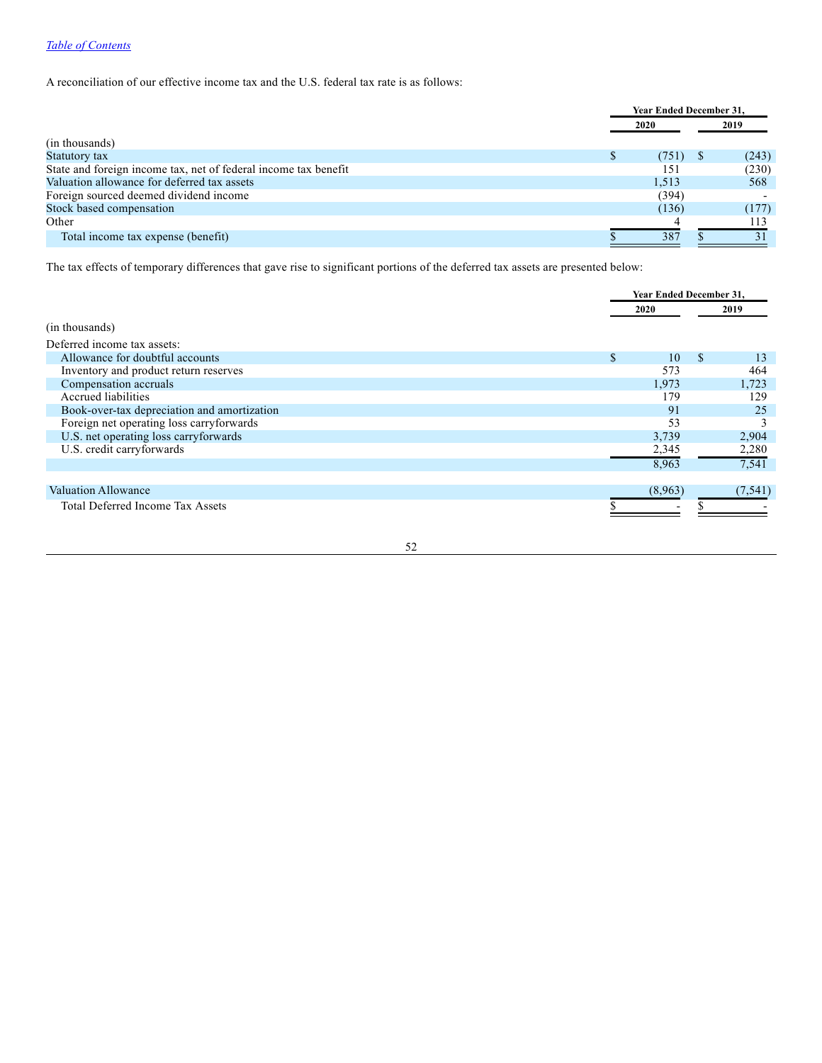[Table of Contents](#)

A reconciliation of our effective income tax and the U.S. federal tax rate is as follows:

| | Year Ended December 31, | |
|---|---|---|
| | 2020 | 2019 |
| (in thousands) | | |
| Statutory tax | $ (751) | $ (243) |
| State and foreign income tax, net of federal income tax benefit | 151 | (230) |
| Valuation allowance for deferred tax assets | 1,513 | 568 |
| Foreign sourced deemed dividend income | (394) | - |
| Stock based compensation | (136) | (177) |
| Other | 4 | 113 |
| Total income tax expense (benefit) | $ 387 | $ 31 |

The tax effects of temporary differences that gave rise to significant portions of the deferred tax assets are presented below:

| | Year Ended December 31, | |
|---|---|---|
| | 2020 | 2019 |
| (in thousands) | | |
| Deferred income tax assets: | | |
| Allowance for doubtful accounts | $ 10 | $ 13 |
| Inventory and product return reserves | 573 | 464 |
| Compensation accruals | 1,973 | 1,723 |
| Accrued liabilities | 179 | 129 |
| Book-over-tax depreciation and amortization | 91 | 25 |
| Foreign net operating loss carryforwards | 53 | 3 |
| U.S. net operating loss carryforwards | 3,739 | 2,904 |
| U.S. credit carryforwards | 2,345 | 2,280 |
| | 8,963 | 7,541 |
| Valuation Allowance | (8,963) | (7,541) |
| Total Deferred Income Tax Assets | $ - | $ - |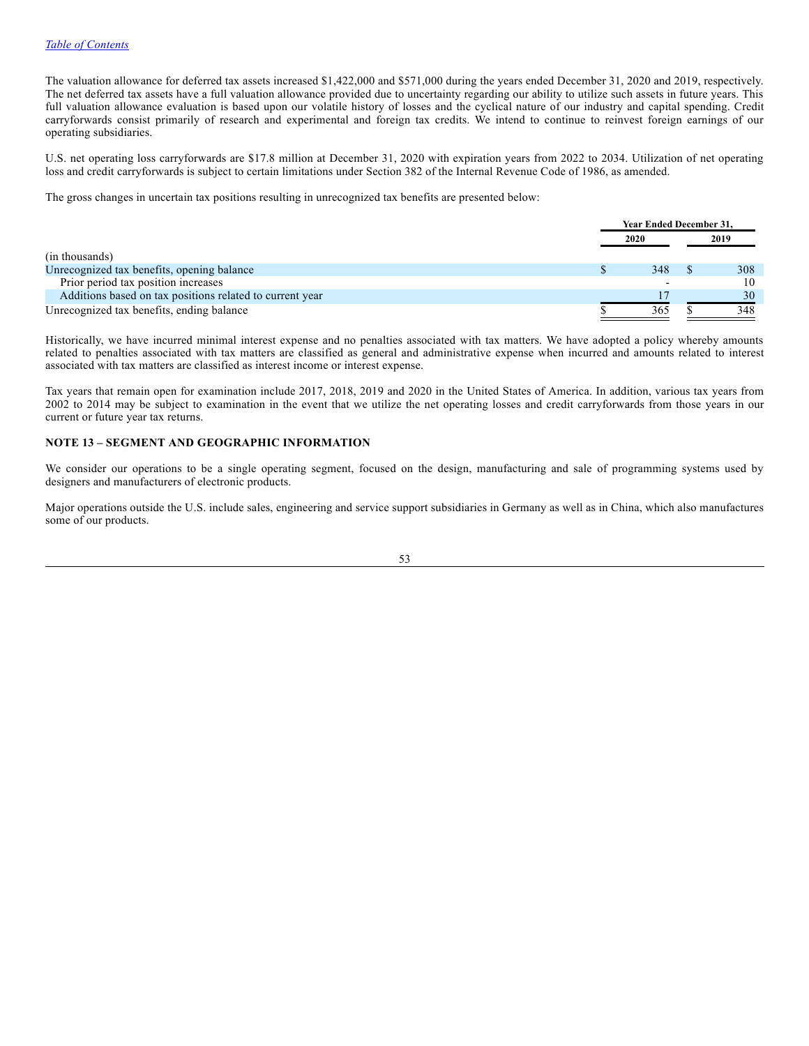The valuation allowance for deferred tax assets increased $1,422,000 and $571,000 during the years ended December 31, 2020 and 2019, respectively. The net deferred tax assets have a full valuation allowance provided due to uncertainty regarding our ability to utilize such assets in future years. This full valuation allowance evaluation is based upon our volatile history of losses and the cyclical nature of our industry and capital spending. Credit carryforwards consist primarily of research and experimental and foreign tax credits. We intend to continue to reinvest foreign earnings of our operating subsidiaries.

U.S. net operating loss carryforwards are $17.8 million at December 31, 2020 with expiration years from 2022 to 2034. Utilization of net operating loss and credit carryforwards is subject to certain limitations under Section 382 of the Internal Revenue Code of 1986, as amended.

The gross changes in uncertain tax positions resulting in unrecognized tax benefits are presented below:

| | Year Ended December 31, | |
|---|---|---|
| | 2020 | 2019 |
| (in thousands) | | |
| Unrecognized tax benefits, opening balance | $ 348 | $ 308 |
| Prior period tax position increases | - | 10 |
| Additions based on tax positions related to current year | 17 | 30 |
| Unrecognized tax benefits, ending balance | $ 365 | $ 348 |

Historically, we have incurred minimal interest expense and no penalties associated with tax matters. We have adopted a policy whereby amounts related to penalties associated with tax matters are classified as general and administrative expense when incurred and amounts related to interest associated with tax matters are classified as interest income or interest expense.

Tax years that remain open for examination include 2017, 2018, 2019 and 2020 in the United States of America. In addition, various tax years from 2002 to 2014 may be subject to examination in the event that we utilize the net operating losses and credit carryforwards from those years in our current or future year tax returns.

## NOTE 13 – SEGMENT AND GEOGRAPHIC INFORMATION

We consider our operations to be a single operating segment, focused on the design, manufacturing and sale of programming systems used by designers and manufacturers of electronic products.

Major operations outside the U.S. include sales, engineering and service support subsidiaries in Germany as well as in China, which also manufactures some of our products.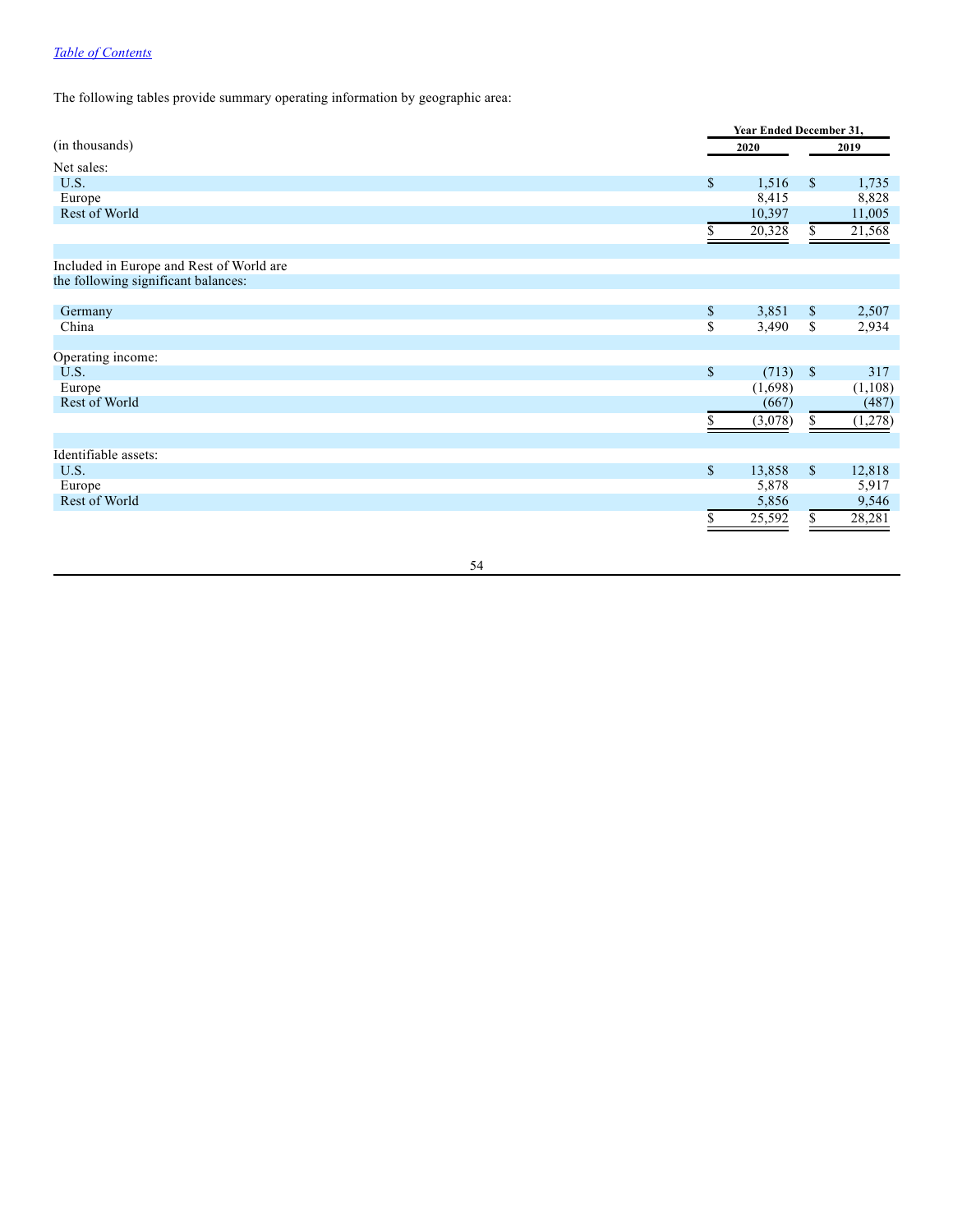The following tables provide summary operating information by geographic area:

| (in thousands) | Year Ended December 31, 2020 | Year Ended December 31, 2019 |
|---|---|---|
| Net sales: | | |
| U.S. | $ 1,516 | $ 1,735 |
| Europe | 8,415 | 8,828 |
| Rest of World | 10,397 | 11,005 |
| | $ 20,328 | $ 21,568 |
| | | |
| Included in Europe and Rest of World are the following significant balances: | | |
| Germany | $ 3,851 | $ 2,507 |
| China | $ 3,490 | $ 2,934 |
| | | |
| Operating income: | | |
| U.S. | $ (713) | $ 317 |
| Europe | (1,698) | (1,108) |
| Rest of World | (667) | (487) |
| | $ (3,078) | $ (1,278) |
| | | |
| Identifiable assets: | | |
| U.S. | $ 13,858 | $ 12,818 |
| Europe | 5,878 | 5,917 |
| Rest of World | 5,856 | 9,546 |
| | $ 25,592 | $ 28,281 |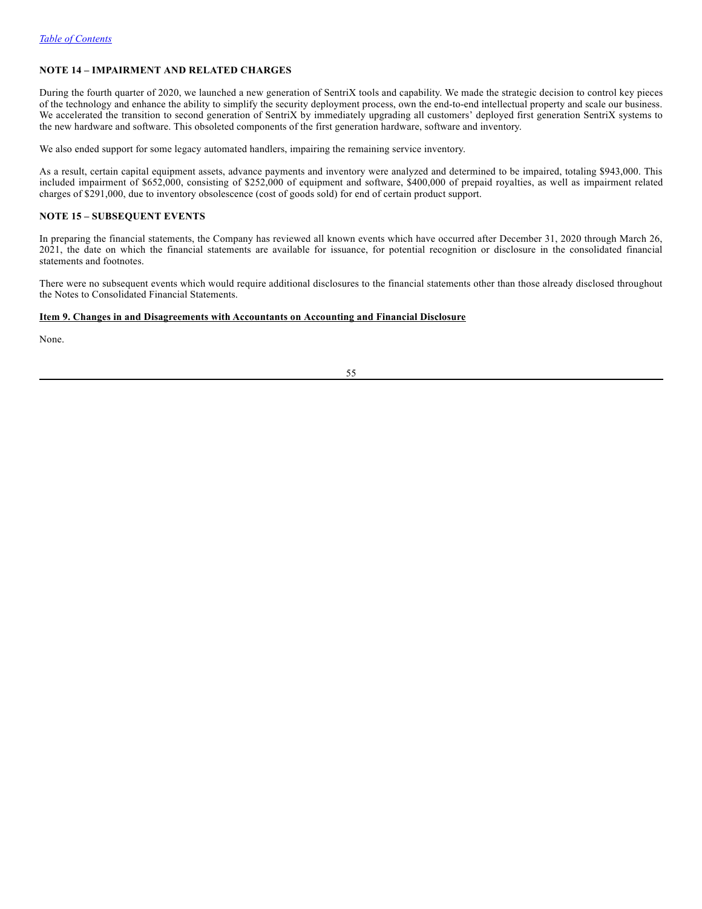[Table of Contents](#)

### NOTE 14 – IMPAIRMENT AND RELATED CHARGES

During the fourth quarter of 2020, we launched a new generation of SentriX tools and capability. We made the strategic decision to control key pieces of the technology and enhance the ability to simplify the security deployment process, own the end-to-end intellectual property and scale our business. We accelerated the transition to second generation of SentriX by immediately upgrading all customers' deployed first generation SentriX systems to the new hardware and software. This obsoleted components of the first generation hardware, software and inventory.

We also ended support for some legacy automated handlers, impairing the remaining service inventory.

As a result, certain capital equipment assets, advance payments and inventory were analyzed and determined to be impaired, totaling $943,000. This included impairment of $652,000, consisting of $252,000 of equipment and software, $400,000 of prepaid royalties, as well as impairment related charges of $291,000, due to inventory obsolescence (cost of goods sold) for end of certain product support.

### NOTE 15 – SUBSEQUENT EVENTS

In preparing the financial statements, the Company has reviewed all known events which have occurred after December 31, 2020 through March 26, 2021, the date on which the financial statements are available for issuance, for potential recognition or disclosure in the consolidated financial statements and footnotes.

There were no subsequent events which would require additional disclosures to the financial statements other than those already disclosed throughout the Notes to Consolidated Financial Statements.

## Item 9. Changes in and Disagreements with Accountants on Accounting and Financial Disclosure

None.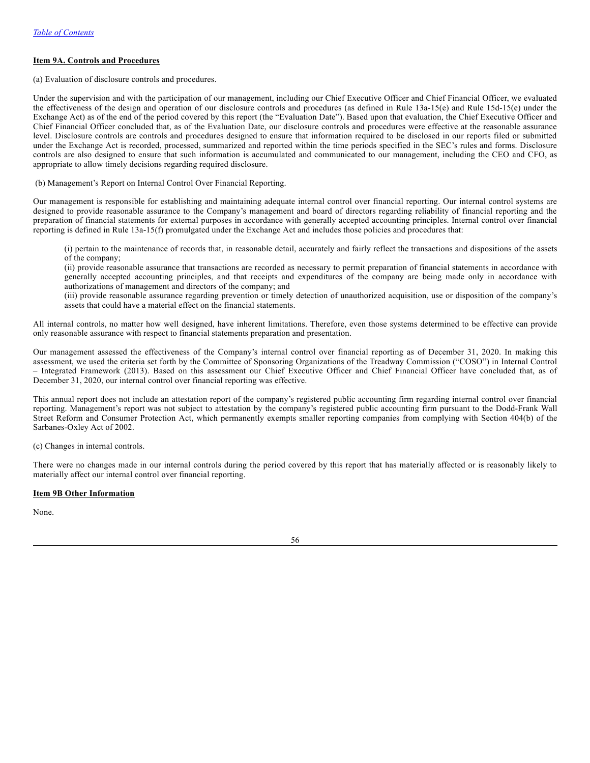## Item 9A. Controls and Procedures

(a) Evaluation of disclosure controls and procedures.

Under the supervision and with the participation of our management, including our Chief Executive Officer and Chief Financial Officer, we evaluated the effectiveness of the design and operation of our disclosure controls and procedures (as defined in Rule 13a-15(e) and Rule 15d-15(e) under the Exchange Act) as of the end of the period covered by this report (the "Evaluation Date"). Based upon that evaluation, the Chief Executive Officer and Chief Financial Officer concluded that, as of the Evaluation Date, our disclosure controls and procedures were effective at the reasonable assurance level. Disclosure controls are controls and procedures designed to ensure that information required to be disclosed in our reports filed or submitted under the Exchange Act is recorded, processed, summarized and reported within the time periods specified in the SEC's rules and forms. Disclosure controls are also designed to ensure that such information is accumulated and communicated to our management, including the CEO and CFO, as appropriate to allow timely decisions regarding required disclosure.

(b) Management's Report on Internal Control Over Financial Reporting.

Our management is responsible for establishing and maintaining adequate internal control over financial reporting. Our internal control systems are designed to provide reasonable assurance to the Company's management and board of directors regarding reliability of financial reporting and the preparation of financial statements for external purposes in accordance with generally accepted accounting principles. Internal control over financial reporting is defined in Rule 13a-15(f) promulgated under the Exchange Act and includes those policies and procedures that:

(i) pertain to the maintenance of records that, in reasonable detail, accurately and fairly reflect the transactions and dispositions of the assets of the company;
(ii) provide reasonable assurance that transactions are recorded as necessary to permit preparation of financial statements in accordance with generally accepted accounting principles, and that receipts and expenditures of the company are being made only in accordance with authorizations of management and directors of the company; and
(iii) provide reasonable assurance regarding prevention or timely detection of unauthorized acquisition, use or disposition of the company's assets that could have a material effect on the financial statements.

All internal controls, no matter how well designed, have inherent limitations. Therefore, even those systems determined to be effective can provide only reasonable assurance with respect to financial statements preparation and presentation.

Our management assessed the effectiveness of the Company's internal control over financial reporting as of December 31, 2020. In making this assessment, we used the criteria set forth by the Committee of Sponsoring Organizations of the Treadway Commission ("COSO") in Internal Control – Integrated Framework (2013). Based on this assessment our Chief Executive Officer and Chief Financial Officer have concluded that, as of December 31, 2020, our internal control over financial reporting was effective.

This annual report does not include an attestation report of the company's registered public accounting firm regarding internal control over financial reporting. Management's report was not subject to attestation by the company's registered public accounting firm pursuant to the Dodd-Frank Wall Street Reform and Consumer Protection Act, which permanently exempts smaller reporting companies from complying with Section 404(b) of the Sarbanes-Oxley Act of 2002.

(c) Changes in internal controls.

There were no changes made in our internal controls during the period covered by this report that has materially affected or is reasonably likely to materially affect our internal control over financial reporting.

## Item 9B Other Information

None.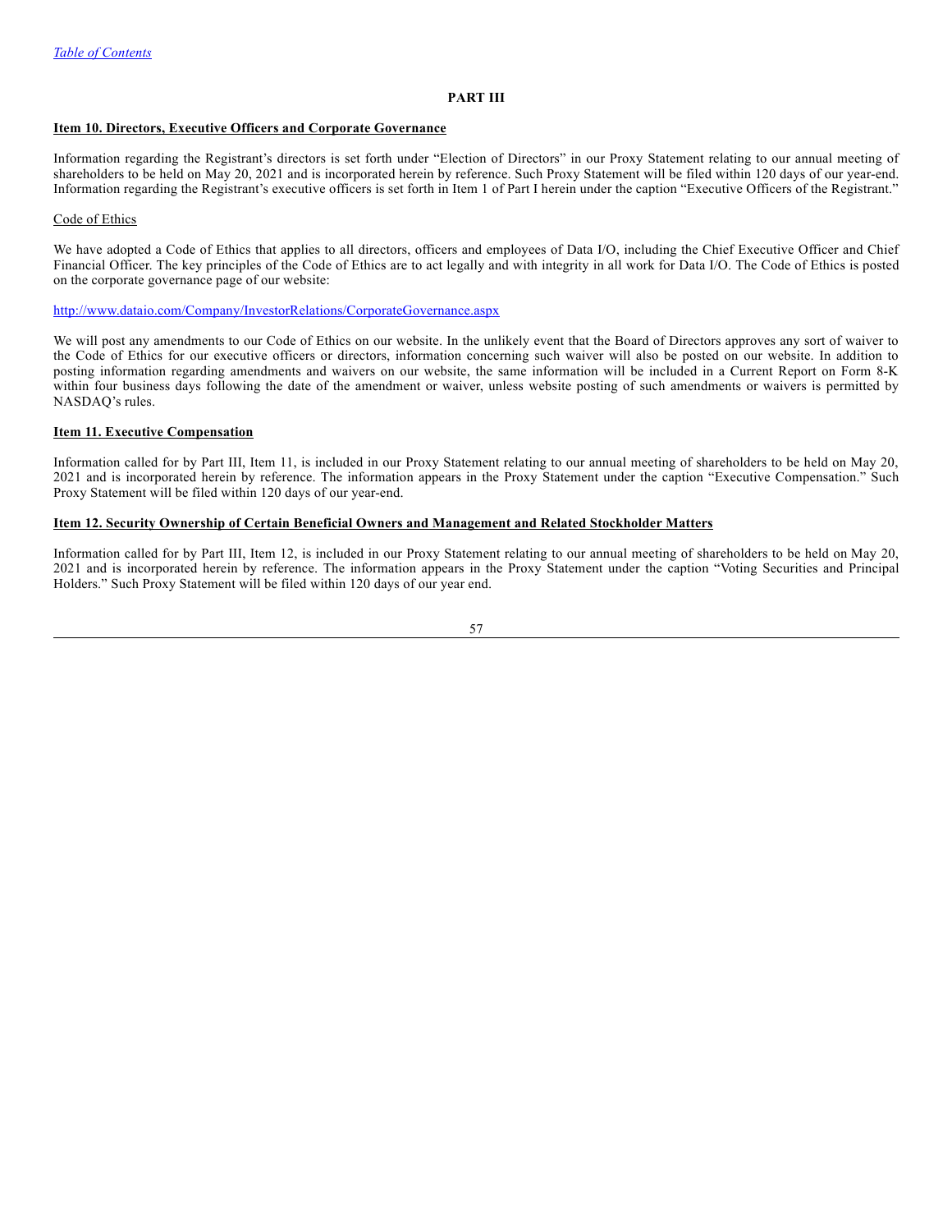[Table of Contents](#)

# PART III

## Item 10. Directors, Executive Officers and Corporate Governance

Information regarding the Registrant's directors is set forth under "Election of Directors" in our Proxy Statement relating to our annual meeting of shareholders to be held on May 20, 2021 and is incorporated herein by reference. Such Proxy Statement will be filed within 120 days of our year-end. Information regarding the Registrant's executive officers is set forth in Item 1 of Part I herein under the caption "Executive Officers of the Registrant."

### Code of Ethics

We have adopted a Code of Ethics that applies to all directors, officers and employees of Data I/O, including the Chief Executive Officer and Chief Financial Officer. The key principles of the Code of Ethics are to act legally and with integrity in all work for Data I/O. The Code of Ethics is posted on the corporate governance page of our website:

http://www.dataio.com/Company/InvestorRelations/CorporateGovernance.aspx

We will post any amendments to our Code of Ethics on our website. In the unlikely event that the Board of Directors approves any sort of waiver to the Code of Ethics for our executive officers or directors, information concerning such waiver will also be posted on our website. In addition to posting information regarding amendments and waivers on our website, the same information will be included in a Current Report on Form 8-K within four business days following the date of the amendment or waiver, unless website posting of such amendments or waivers is permitted by NASDAQ's rules.

## Item 11. Executive Compensation

Information called for by Part III, Item 11, is included in our Proxy Statement relating to our annual meeting of shareholders to be held on May 20, 2021 and is incorporated herein by reference. The information appears in the Proxy Statement under the caption "Executive Compensation." Such Proxy Statement will be filed within 120 days of our year-end.

## Item 12. Security Ownership of Certain Beneficial Owners and Management and Related Stockholder Matters

Information called for by Part III, Item 12, is included in our Proxy Statement relating to our annual meeting of shareholders to be held on May 20, 2021 and is incorporated herein by reference. The information appears in the Proxy Statement under the caption "Voting Securities and Principal Holders." Such Proxy Statement will be filed within 120 days of our year end.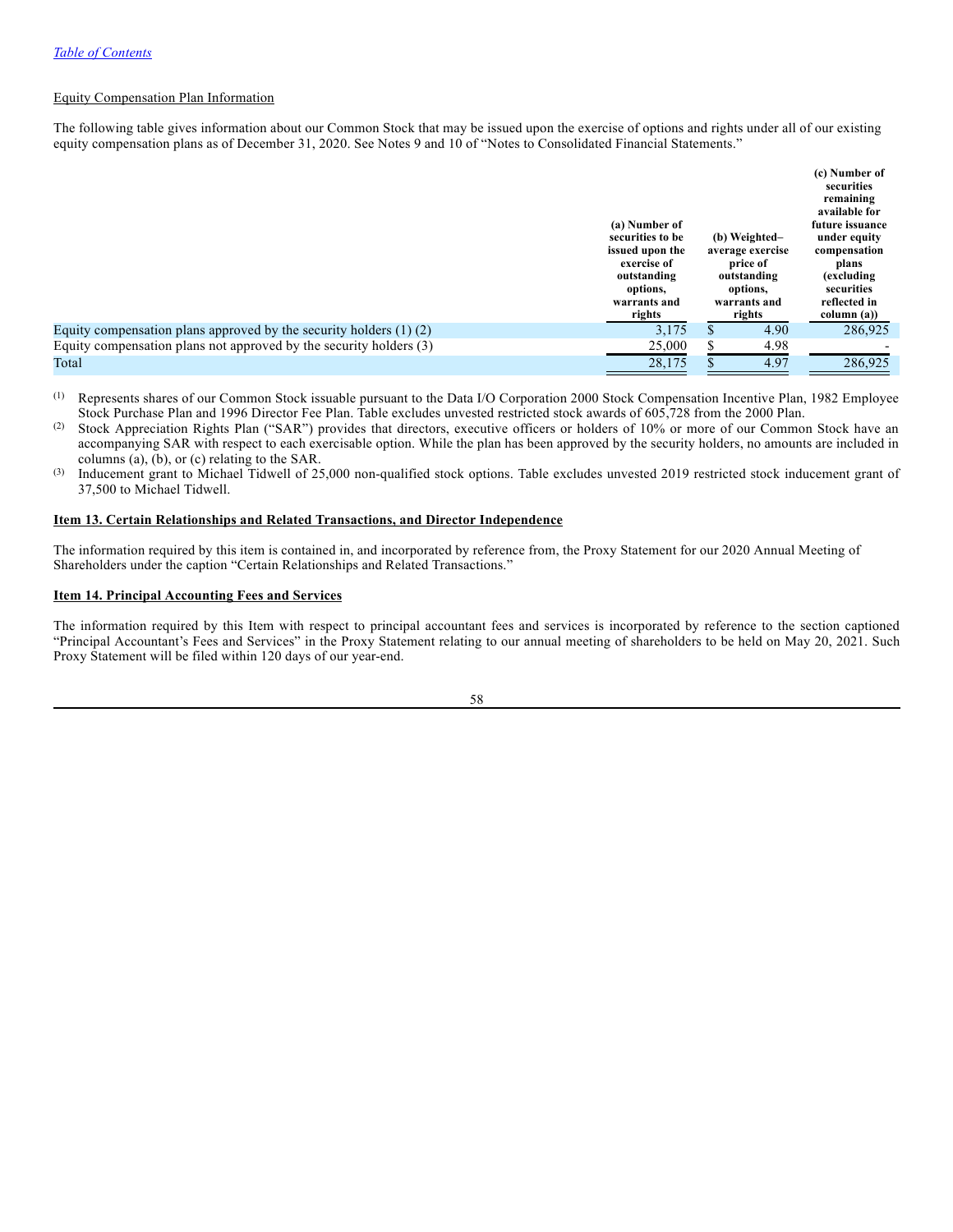[Table of Contents](#)

Equity Compensation Plan Information

The following table gives information about our Common Stock that may be issued upon the exercise of options and rights under all of our existing equity compensation plans as of December 31, 2020. See Notes 9 and 10 of "Notes to Consolidated Financial Statements."

| | (a) Number of securities to be issued upon the exercise of outstanding options, warrants and rights | (b) Weighted–average exercise price of outstanding options, warrants and rights | (c) Number of securities remaining available for future issuance under equity compensation plans (excluding securities reflected in column (a)) |
|---|---|---|---|
| Equity compensation plans approved by the security holders (1) (2) | 3,175 | $ 4.90 | 286,925 |
| Equity compensation plans not approved by the security holders (3) | 25,000 | $ 4.98 | - |
| Total | 28,175 | $ 4.97 | 286,925 |

(1) Represents shares of our Common Stock issuable pursuant to the Data I/O Corporation 2000 Stock Compensation Incentive Plan, 1982 Employee Stock Purchase Plan and 1996 Director Fee Plan. Table excludes unvested restricted stock awards of 605,728 from the 2000 Plan.

(2) Stock Appreciation Rights Plan ("SAR") provides that directors, executive officers or holders of 10% or more of our Common Stock have an accompanying SAR with respect to each exercisable option. While the plan has been approved by the security holders, no amounts are included in columns (a), (b), or (c) relating to the SAR.

(3) Inducement grant to Michael Tidwell of 25,000 non-qualified stock options. Table excludes unvested 2019 restricted stock inducement grant of 37,500 to Michael Tidwell.

**Item 13. Certain Relationships and Related Transactions, and Director Independence**

The information required by this item is contained in, and incorporated by reference from, the Proxy Statement for our 2020 Annual Meeting of Shareholders under the caption "Certain Relationships and Related Transactions."

**Item 14. Principal Accounting Fees and Services**

The information required by this Item with respect to principal accountant fees and services is incorporated by reference to the section captioned "Principal Accountant's Fees and Services" in the Proxy Statement relating to our annual meeting of shareholders to be held on May 20, 2021. Such Proxy Statement will be filed within 120 days of our year-end.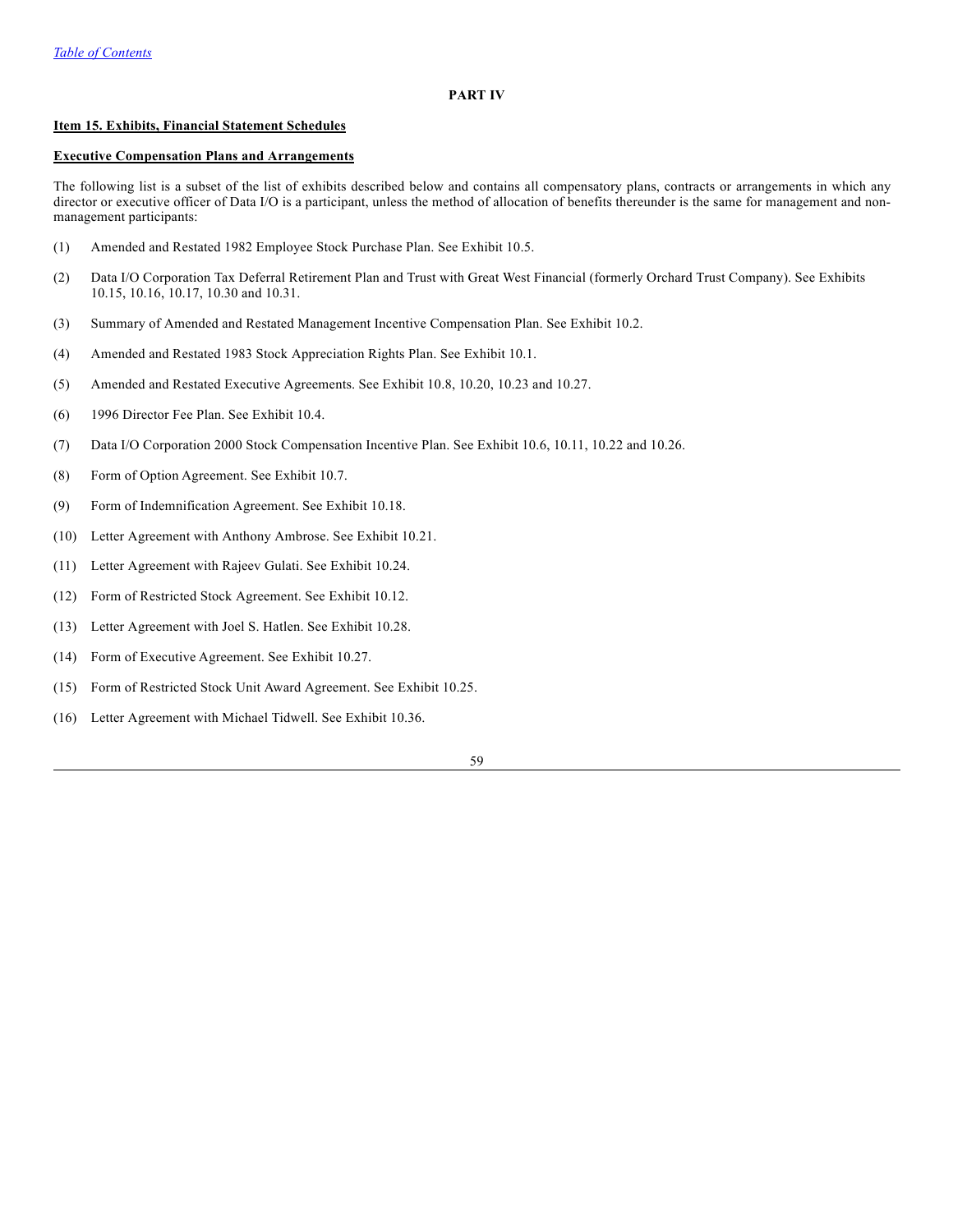## PART IV

### Item 15. Exhibits, Financial Statement Schedules

#### Executive Compensation Plans and Arrangements

The following list is a subset of the list of exhibits described below and contains all compensatory plans, contracts or arrangements in which any director or executive officer of Data I/O is a participant, unless the method of allocation of benefits thereunder is the same for management and non-management participants:

(1) Amended and Restated 1982 Employee Stock Purchase Plan. See Exhibit 10.5.

(2) Data I/O Corporation Tax Deferral Retirement Plan and Trust with Great West Financial (formerly Orchard Trust Company). See Exhibits 10.15, 10.16, 10.17, 10.30 and 10.31.

(3) Summary of Amended and Restated Management Incentive Compensation Plan. See Exhibit 10.2.

(4) Amended and Restated 1983 Stock Appreciation Rights Plan. See Exhibit 10.1.

(5) Amended and Restated Executive Agreements. See Exhibit 10.8, 10.20, 10.23 and 10.27.

(6) 1996 Director Fee Plan. See Exhibit 10.4.

(7) Data I/O Corporation 2000 Stock Compensation Incentive Plan. See Exhibit 10.6, 10.11, 10.22 and 10.26.

(8) Form of Option Agreement. See Exhibit 10.7.

(9) Form of Indemnification Agreement. See Exhibit 10.18.

(10) Letter Agreement with Anthony Ambrose. See Exhibit 10.21.

(11) Letter Agreement with Rajeev Gulati. See Exhibit 10.24.

(12) Form of Restricted Stock Agreement. See Exhibit 10.12.

(13) Letter Agreement with Joel S. Hatlen. See Exhibit 10.28.

(14) Form of Executive Agreement. See Exhibit 10.27.

(15) Form of Restricted Stock Unit Award Agreement. See Exhibit 10.25.

(16) Letter Agreement with Michael Tidwell. See Exhibit 10.36.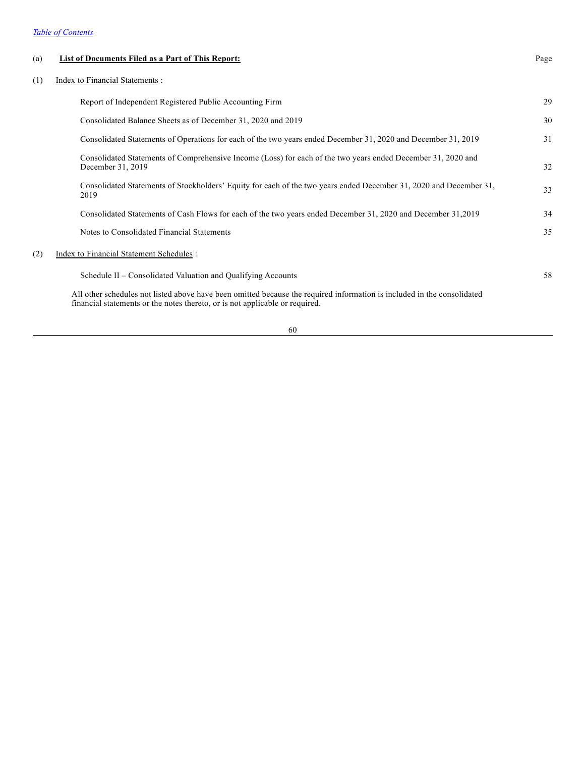(a) **List of Documents Filed as a Part of This Report:**

| | | Page |
|---|---|---|
| (1) | Index to Financial Statements : | |
| | Report of Independent Registered Public Accounting Firm | 29 |
| | Consolidated Balance Sheets as of December 31, 2020 and 2019 | 30 |
| | Consolidated Statements of Operations for each of the two years ended December 31, 2020 and December 31, 2019 | 31 |
| | Consolidated Statements of Comprehensive Income (Loss) for each of the two years ended December 31, 2020 and December 31, 2019 | 32 |
| | Consolidated Statements of Stockholders' Equity for each of the two years ended December 31, 2020 and December 31, 2019 | 33 |
| | Consolidated Statements of Cash Flows for each of the two years ended December 31, 2020 and December 31,2019 | 34 |
| | Notes to Consolidated Financial Statements | 35 |
| (2) | Index to Financial Statement Schedules : | |
| | Schedule II – Consolidated Valuation and Qualifying Accounts | 58 |

All other schedules not listed above have been omitted because the required information is included in the consolidated financial statements or the notes thereto, or is not applicable or required.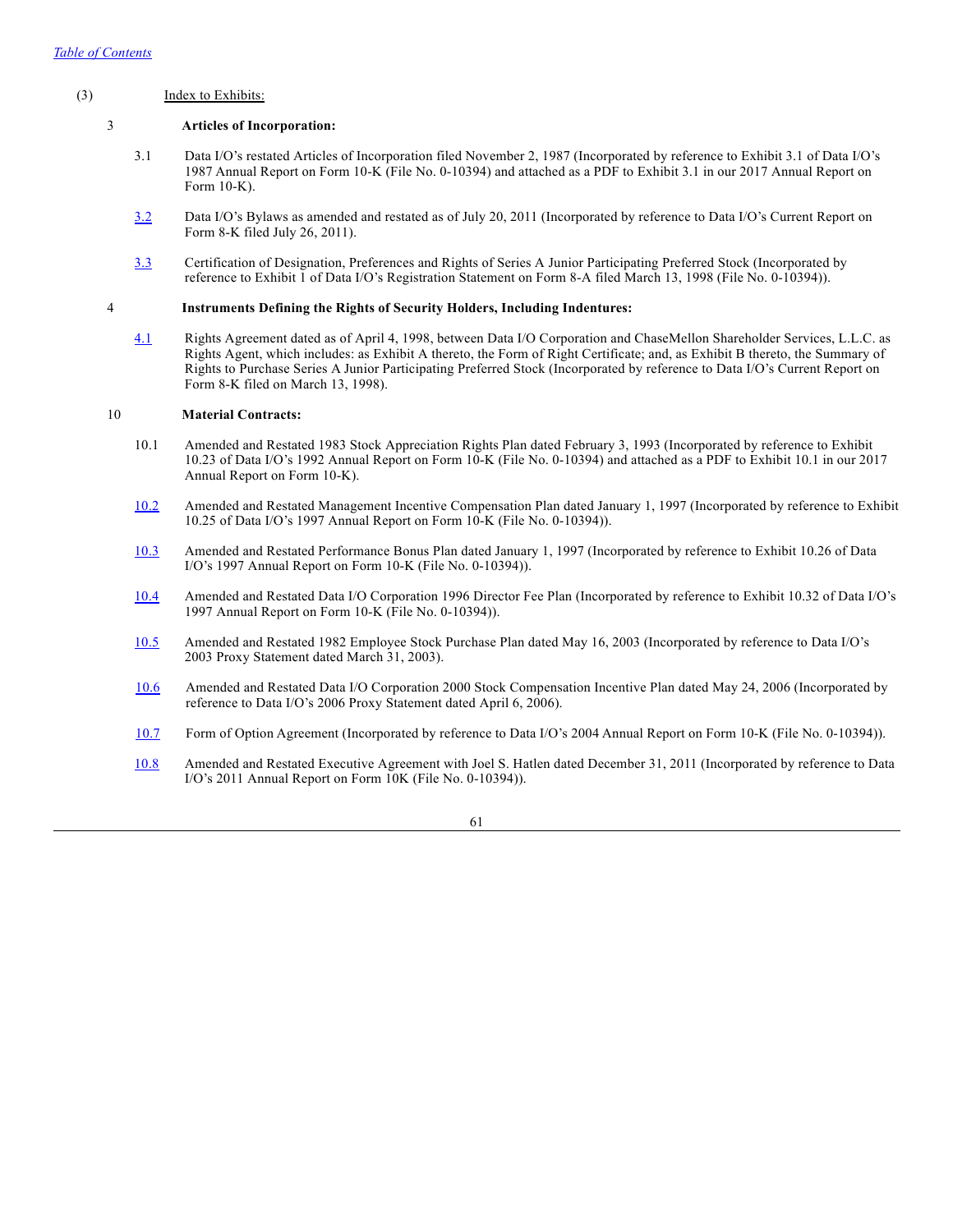(3) Index to Exhibits:

3 **Articles of Incorporation:**

3.1 Data I/O's restated Articles of Incorporation filed November 2, 1987 (Incorporated by reference to Exhibit 3.1 of Data I/O's 1987 Annual Report on Form 10-K (File No. 0-10394) and attached as a PDF to Exhibit 3.1 in our 2017 Annual Report on Form 10-K).

3.2 Data I/O's Bylaws as amended and restated as of July 20, 2011 (Incorporated by reference to Data I/O's Current Report on Form 8-K filed July 26, 2011).

3.3 Certification of Designation, Preferences and Rights of Series A Junior Participating Preferred Stock (Incorporated by reference to Exhibit 1 of Data I/O's Registration Statement on Form 8-A filed March 13, 1998 (File No. 0-10394)).

4 **Instruments Defining the Rights of Security Holders, Including Indentures:**

4.1 Rights Agreement dated as of April 4, 1998, between Data I/O Corporation and ChaseMellon Shareholder Services, L.L.C. as Rights Agent, which includes: as Exhibit A thereto, the Form of Right Certificate; and, as Exhibit B thereto, the Summary of Rights to Purchase Series A Junior Participating Preferred Stock (Incorporated by reference to Data I/O's Current Report on Form 8-K filed on March 13, 1998).

10 **Material Contracts:**

10.1 Amended and Restated 1983 Stock Appreciation Rights Plan dated February 3, 1993 (Incorporated by reference to Exhibit 10.23 of Data I/O's 1992 Annual Report on Form 10-K (File No. 0-10394) and attached as a PDF to Exhibit 10.1 in our 2017 Annual Report on Form 10-K).

10.2 Amended and Restated Management Incentive Compensation Plan dated January 1, 1997 (Incorporated by reference to Exhibit 10.25 of Data I/O's 1997 Annual Report on Form 10-K (File No. 0-10394)).

10.3 Amended and Restated Performance Bonus Plan dated January 1, 1997 (Incorporated by reference to Exhibit 10.26 of Data I/O's 1997 Annual Report on Form 10-K (File No. 0-10394)).

10.4 Amended and Restated Data I/O Corporation 1996 Director Fee Plan (Incorporated by reference to Exhibit 10.32 of Data I/O's 1997 Annual Report on Form 10-K (File No. 0-10394)).

10.5 Amended and Restated 1982 Employee Stock Purchase Plan dated May 16, 2003 (Incorporated by reference to Data I/O's 2003 Proxy Statement dated March 31, 2003).

10.6 Amended and Restated Data I/O Corporation 2000 Stock Compensation Incentive Plan dated May 24, 2006 (Incorporated by reference to Data I/O's 2006 Proxy Statement dated April 6, 2006).

10.7 Form of Option Agreement (Incorporated by reference to Data I/O's 2004 Annual Report on Form 10-K (File No. 0-10394)).

10.8 Amended and Restated Executive Agreement with Joel S. Hatlen dated December 31, 2011 (Incorporated by reference to Data I/O's 2011 Annual Report on Form 10K (File No. 0-10394)).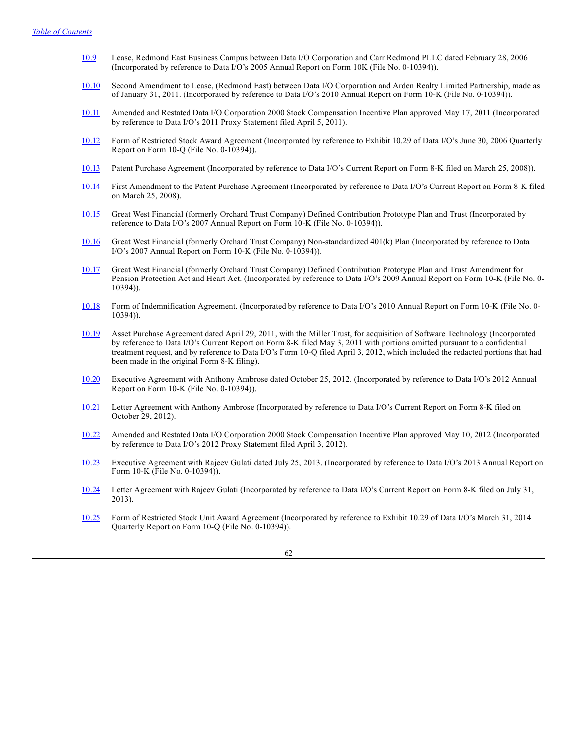[Table of Contents](#)

| | |
|---|---|
| 10.9 | Lease, Redmond East Business Campus between Data I/O Corporation and Carr Redmond PLLC dated February 28, 2006 (Incorporated by reference to Data I/O's 2005 Annual Report on Form 10K (File No. 0-10394)). |
| 10.10 | Second Amendment to Lease, (Redmond East) between Data I/O Corporation and Arden Realty Limited Partnership, made as of January 31, 2011. (Incorporated by reference to Data I/O's 2010 Annual Report on Form 10-K (File No. 0-10394)). |
| 10.11 | Amended and Restated Data I/O Corporation 2000 Stock Compensation Incentive Plan approved May 17, 2011 (Incorporated by reference to Data I/O's 2011 Proxy Statement filed April 5, 2011). |
| 10.12 | Form of Restricted Stock Award Agreement (Incorporated by reference to Exhibit 10.29 of Data I/O's June 30, 2006 Quarterly Report on Form 10-Q (File No. 0-10394)). |
| 10.13 | Patent Purchase Agreement (Incorporated by reference to Data I/O's Current Report on Form 8-K filed on March 25, 2008)). |
| 10.14 | First Amendment to the Patent Purchase Agreement (Incorporated by reference to Data I/O's Current Report on Form 8-K filed on March 25, 2008). |
| 10.15 | Great West Financial (formerly Orchard Trust Company) Defined Contribution Prototype Plan and Trust (Incorporated by reference to Data I/O's 2007 Annual Report on Form 10-K (File No. 0-10394)). |
| 10.16 | Great West Financial (formerly Orchard Trust Company) Non-standardized 401(k) Plan (Incorporated by reference to Data I/O's 2007 Annual Report on Form 10-K (File No. 0-10394)). |
| 10.17 | Great West Financial (formerly Orchard Trust Company) Defined Contribution Prototype Plan and Trust Amendment for Pension Protection Act and Heart Act. (Incorporated by reference to Data I/O's 2009 Annual Report on Form 10-K (File No. 0-10394)). |
| 10.18 | Form of Indemnification Agreement. (Incorporated by reference to Data I/O's 2010 Annual Report on Form 10-K (File No. 0-10394)). |
| 10.19 | Asset Purchase Agreement dated April 29, 2011, with the Miller Trust, for acquisition of Software Technology (Incorporated by reference to Data I/O's Current Report on Form 8-K filed May 3, 2011 with portions omitted pursuant to a confidential treatment request, and by reference to Data I/O's Form 10-Q filed April 3, 2012, which included the redacted portions that had been made in the original Form 8-K filing). |
| 10.20 | Executive Agreement with Anthony Ambrose dated October 25, 2012. (Incorporated by reference to Data I/O's 2012 Annual Report on Form 10-K (File No. 0-10394)). |
| 10.21 | Letter Agreement with Anthony Ambrose (Incorporated by reference to Data I/O's Current Report on Form 8-K filed on October 29, 2012). |
| 10.22 | Amended and Restated Data I/O Corporation 2000 Stock Compensation Incentive Plan approved May 10, 2012 (Incorporated by reference to Data I/O's 2012 Proxy Statement filed April 3, 2012). |
| 10.23 | Executive Agreement with Rajeev Gulati dated July 25, 2013. (Incorporated by reference to Data I/O's 2013 Annual Report on Form 10-K (File No. 0-10394)). |
| 10.24 | Letter Agreement with Rajeev Gulati (Incorporated by reference to Data I/O's Current Report on Form 8-K filed on July 31, 2013). |
| 10.25 | Form of Restricted Stock Unit Award Agreement (Incorporated by reference to Exhibit 10.29 of Data I/O's March 31, 2014 Quarterly Report on Form 10-Q (File No. 0-10394)). |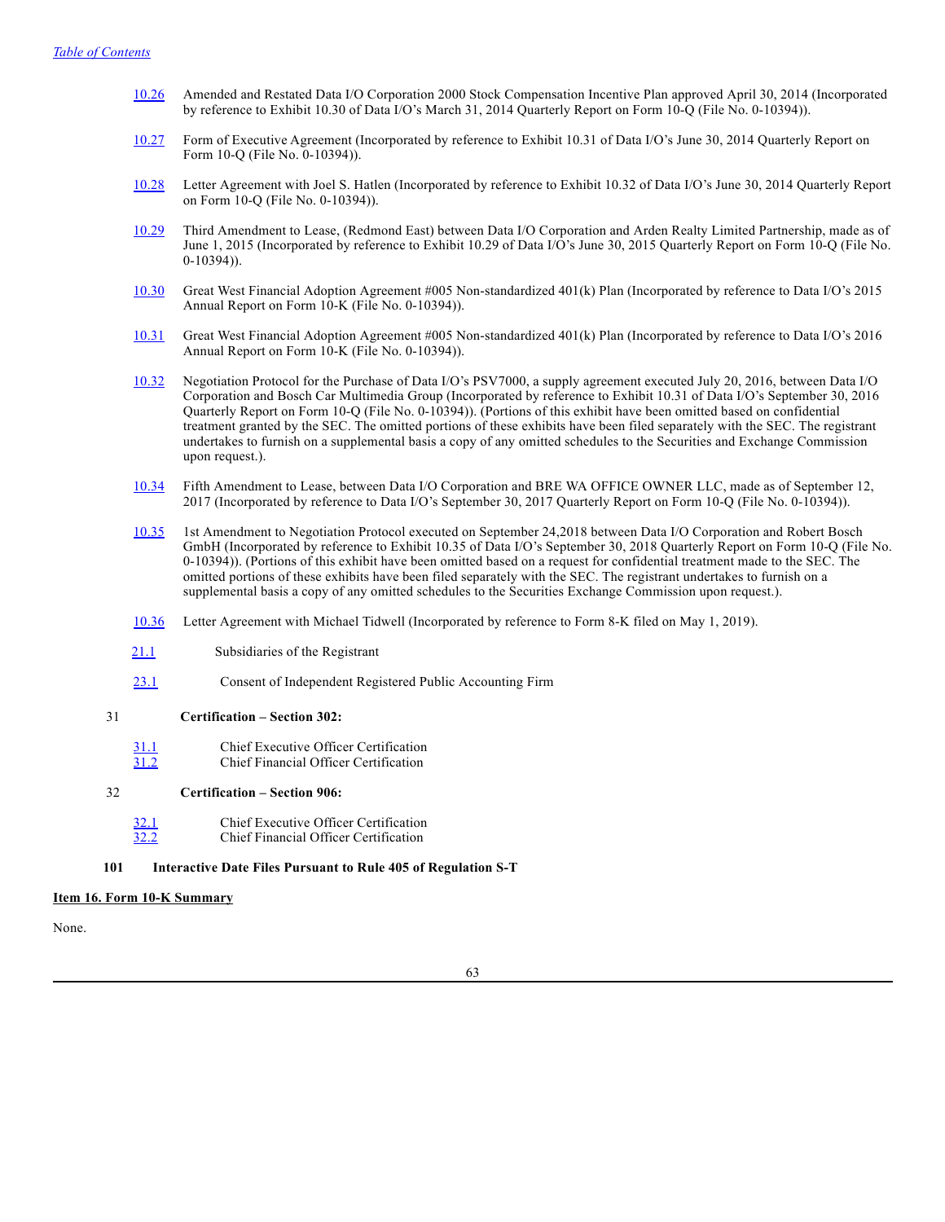[Table of Contents](#)

10.26 Amended and Restated Data I/O Corporation 2000 Stock Compensation Incentive Plan approved April 30, 2014 (Incorporated by reference to Exhibit 10.30 of Data I/O's March 31, 2014 Quarterly Report on Form 10-Q (File No. 0-10394)).

10.27 Form of Executive Agreement (Incorporated by reference to Exhibit 10.31 of Data I/O's June 30, 2014 Quarterly Report on Form 10-Q (File No. 0-10394)).

10.28 Letter Agreement with Joel S. Hatlen (Incorporated by reference to Exhibit 10.32 of Data I/O's June 30, 2014 Quarterly Report on Form 10-Q (File No. 0-10394)).

10.29 Third Amendment to Lease, (Redmond East) between Data I/O Corporation and Arden Realty Limited Partnership, made as of June 1, 2015 (Incorporated by reference to Exhibit 10.29 of Data I/O's June 30, 2015 Quarterly Report on Form 10-Q (File No. 0-10394)).

10.30 Great West Financial Adoption Agreement #005 Non-standardized 401(k) Plan (Incorporated by reference to Data I/O's 2015 Annual Report on Form 10-K (File No. 0-10394)).

10.31 Great West Financial Adoption Agreement #005 Non-standardized 401(k) Plan (Incorporated by reference to Data I/O's 2016 Annual Report on Form 10-K (File No. 0-10394)).

10.32 Negotiation Protocol for the Purchase of Data I/O's PSV7000, a supply agreement executed July 20, 2016, between Data I/O Corporation and Bosch Car Multimedia Group (Incorporated by reference to Exhibit 10.31 of Data I/O's September 30, 2016 Quarterly Report on Form 10-Q (File No. 0-10394)). (Portions of this exhibit have been omitted based on confidential treatment granted by the SEC. The omitted portions of these exhibits have been filed separately with the SEC. The registrant undertakes to furnish on a supplemental basis a copy of any omitted schedules to the Securities and Exchange Commission upon request.).

10.34 Fifth Amendment to Lease, between Data I/O Corporation and BRE WA OFFICE OWNER LLC, made as of September 12, 2017 (Incorporated by reference to Data I/O's September 30, 2017 Quarterly Report on Form 10-Q (File No. 0-10394)).

10.35 1st Amendment to Negotiation Protocol executed on September 24,2018 between Data I/O Corporation and Robert Bosch GmbH (Incorporated by reference to Exhibit 10.35 of Data I/O's September 30, 2018 Quarterly Report on Form 10-Q (File No. 0-10394)). (Portions of this exhibit have been omitted based on a request for confidential treatment made to the SEC. The omitted portions of these exhibits have been filed separately with the SEC. The registrant undertakes to furnish on a supplemental basis a copy of any omitted schedules to the Securities Exchange Commission upon request.).

10.36 Letter Agreement with Michael Tidwell (Incorporated by reference to Form 8-K filed on May 1, 2019).

21.1 Subsidiaries of the Registrant

23.1 Consent of Independent Registered Public Accounting Firm

31 **Certification – Section 302:**

31.1 Chief Executive Officer Certification
31.2 Chief Financial Officer Certification

32 **Certification – Section 906:**

32.1 Chief Executive Officer Certification
32.2 Chief Financial Officer Certification

**101 Interactive Date Files Pursuant to Rule 405 of Regulation S-T**

**Item 16. Form 10-K Summary**

None.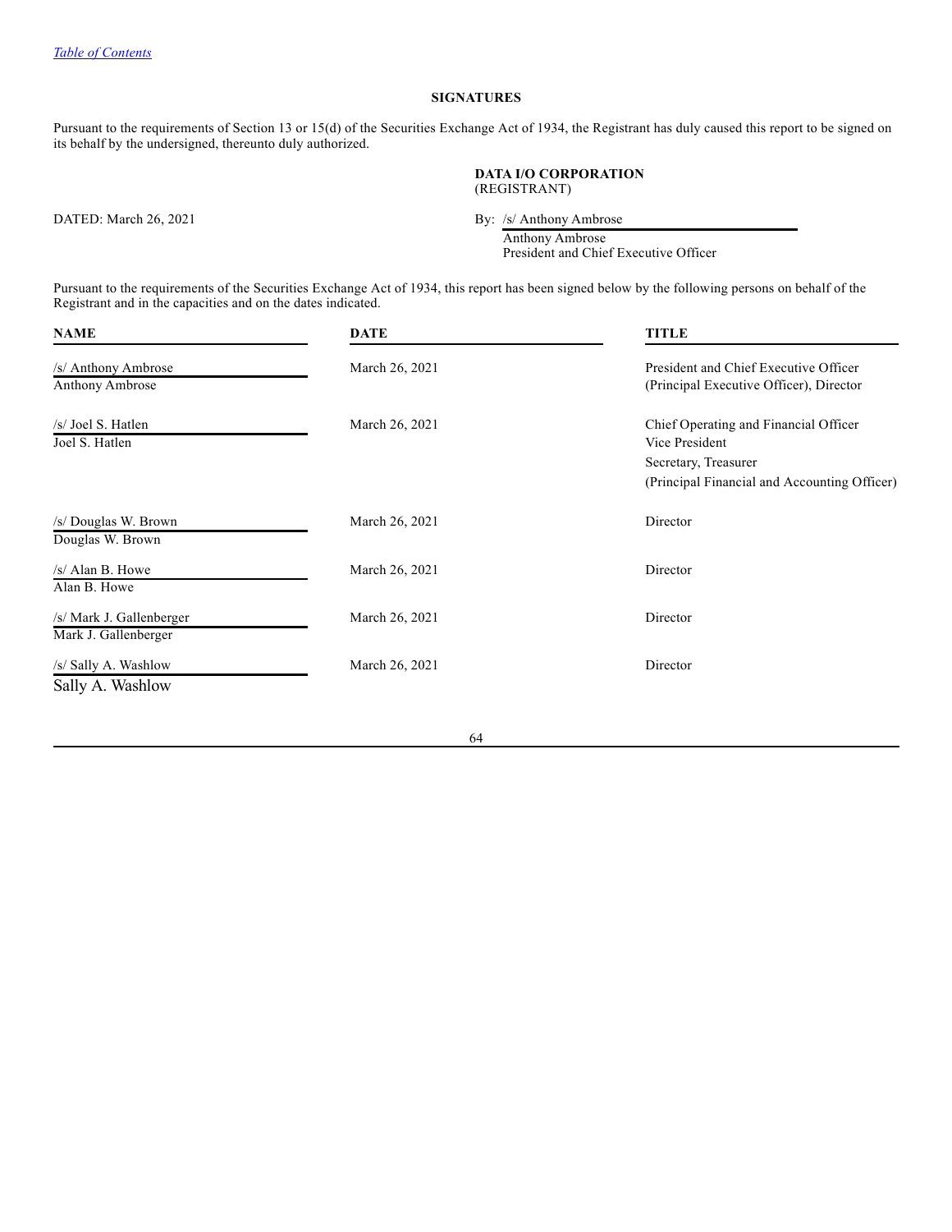[Table of Contents](#)

## SIGNATURES

Pursuant to the requirements of Section 13 or 15(d) of the Securities Exchange Act of 1934, the Registrant has duly caused this report to be signed on its behalf by the undersigned, thereunto duly authorized.

**DATA I/O CORPORATION**
(REGISTRANT)

DATED: March 26, 2021

By: /s/ Anthony Ambrose
Anthony Ambrose
President and Chief Executive Officer

Pursuant to the requirements of the Securities Exchange Act of 1934, this report has been signed below by the following persons on behalf of the Registrant and in the capacities and on the dates indicated.

| NAME | DATE | TITLE |
|---|---|---|
| /s/ Anthony Ambrose<br>Anthony Ambrose | March 26, 2021 | President and Chief Executive Officer<br>(Principal Executive Officer), Director |
| /s/ Joel S. Hatlen<br>Joel S. Hatlen | March 26, 2021 | Chief Operating and Financial Officer<br>Vice President<br>Secretary, Treasurer<br>(Principal Financial and Accounting Officer) |
| /s/ Douglas W. Brown<br>Douglas W. Brown | March 26, 2021 | Director |
| /s/ Alan B. Howe<br>Alan B. Howe | March 26, 2021 | Director |
| /s/ Mark J. Gallenberger<br>Mark J. Gallenberger | March 26, 2021 | Director |
| /s/ Sally A. Washlow<br>Sally A. Washlow | March 26, 2021 | Director |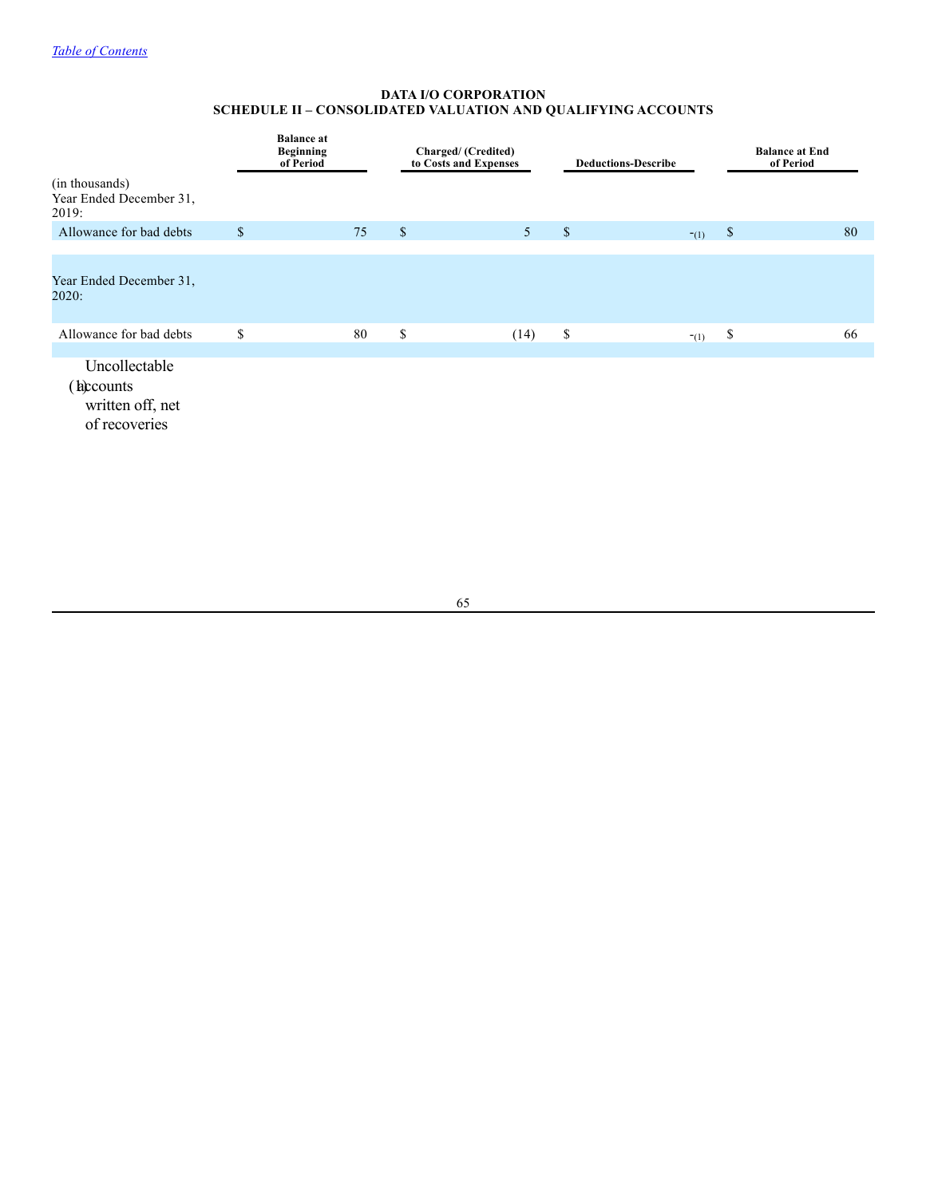**DATA I/O CORPORATION**
**SCHEDULE II – CONSOLIDATED VALUATION AND QUALIFYING ACCOUNTS**

| (in thousands) | Balance at Beginning of Period | Charged/ (Credited) to Costs and Expenses | Deductions-Describe | Balance at End of Period |
|---|---|---|---|---|
| Year Ended December 31, 2019: | | | | |
| Allowance for bad debts | $ 75 | $ 5 | $ -(1) | $ 80 |
| Year Ended December 31, 2020: | | | | |
| Allowance for bad debts | $ 80 | $ (14) | $ -(1) | $ 66 |

(1) Uncollectable accounts written off, net of recoveries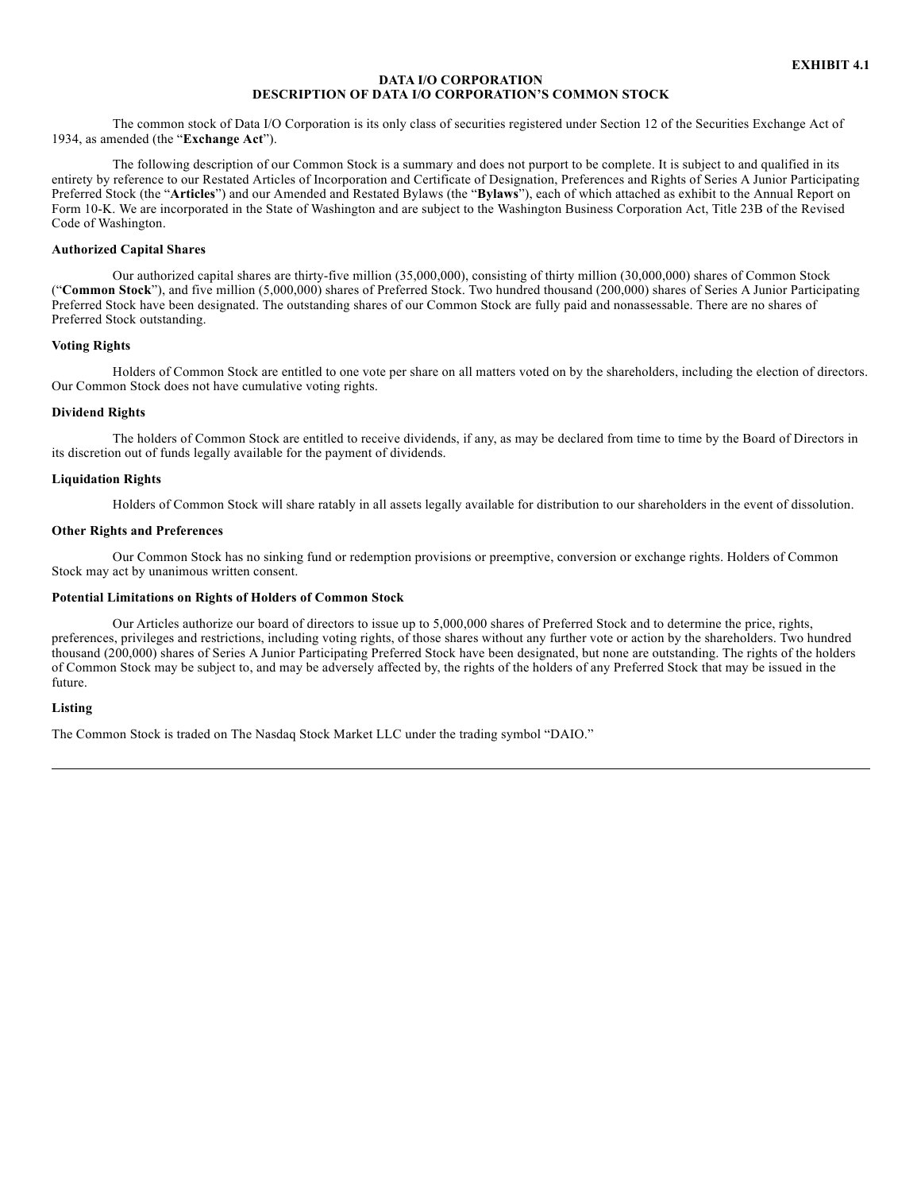**EXHIBIT 4.1**

# DATA I/O CORPORATION
## DESCRIPTION OF DATA I/O CORPORATION'S COMMON STOCK

The common stock of Data I/O Corporation is its only class of securities registered under Section 12 of the Securities Exchange Act of 1934, as amended (the "**Exchange Act**").

The following description of our Common Stock is a summary and does not purport to be complete. It is subject to and qualified in its entirety by reference to our Restated Articles of Incorporation and Certificate of Designation, Preferences and Rights of Series A Junior Participating Preferred Stock (the "**Articles**") and our Amended and Restated Bylaws (the "**Bylaws**"), each of which attached as exhibit to the Annual Report on Form 10-K. We are incorporated in the State of Washington and are subject to the Washington Business Corporation Act, Title 23B of the Revised Code of Washington.

**Authorized Capital Shares**

Our authorized capital shares are thirty-five million (35,000,000), consisting of thirty million (30,000,000) shares of Common Stock ("**Common Stock**"), and five million (5,000,000) shares of Preferred Stock. Two hundred thousand (200,000) shares of Series A Junior Participating Preferred Stock have been designated. The outstanding shares of our Common Stock are fully paid and nonassessable. There are no shares of Preferred Stock outstanding.

**Voting Rights**

Holders of Common Stock are entitled to one vote per share on all matters voted on by the shareholders, including the election of directors. Our Common Stock does not have cumulative voting rights.

**Dividend Rights**

The holders of Common Stock are entitled to receive dividends, if any, as may be declared from time to time by the Board of Directors in its discretion out of funds legally available for the payment of dividends.

**Liquidation Rights**

Holders of Common Stock will share ratably in all assets legally available for distribution to our shareholders in the event of dissolution.

**Other Rights and Preferences**

Our Common Stock has no sinking fund or redemption provisions or preemptive, conversion or exchange rights. Holders of Common Stock may act by unanimous written consent.

**Potential Limitations on Rights of Holders of Common Stock**

Our Articles authorize our board of directors to issue up to 5,000,000 shares of Preferred Stock and to determine the price, rights, preferences, privileges and restrictions, including voting rights, of those shares without any further vote or action by the shareholders. Two hundred thousand (200,000) shares of Series A Junior Participating Preferred Stock have been designated, but none are outstanding. The rights of the holders of Common Stock may be subject to, and may be adversely affected by, the rights of the holders of any Preferred Stock that may be issued in the future.

**Listing**

The Common Stock is traded on The Nasdaq Stock Market LLC under the trading symbol "DAIO."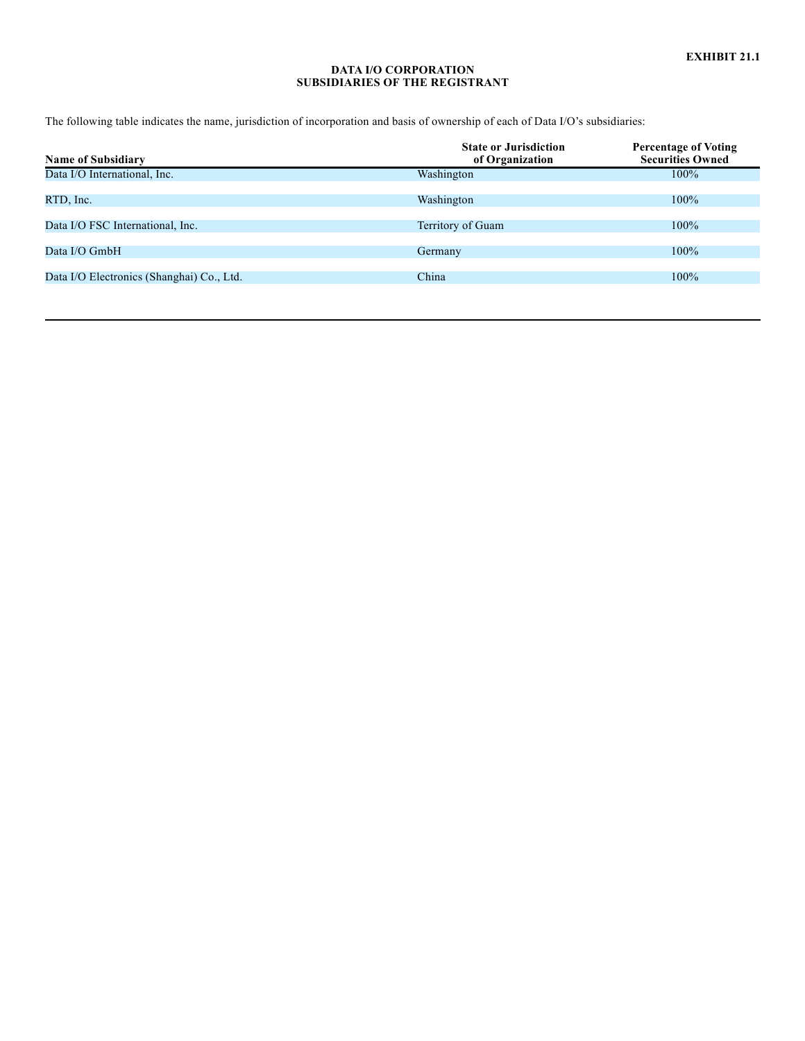**EXHIBIT 21.1**

# DATA I/O CORPORATION
## SUBSIDIARIES OF THE REGISTRANT

The following table indicates the name, jurisdiction of incorporation and basis of ownership of each of Data I/O's subsidiaries:

| Name of Subsidiary | State or Jurisdiction of Organization | Percentage of Voting Securities Owned |
|---|---|---|
| Data I/O International, Inc. | Washington | 100% |
| RTD, Inc. | Washington | 100% |
| Data I/O FSC International, Inc. | Territory of Guam | 100% |
| Data I/O GmbH | Germany | 100% |
| Data I/O Electronics (Shanghai) Co., Ltd. | China | 100% |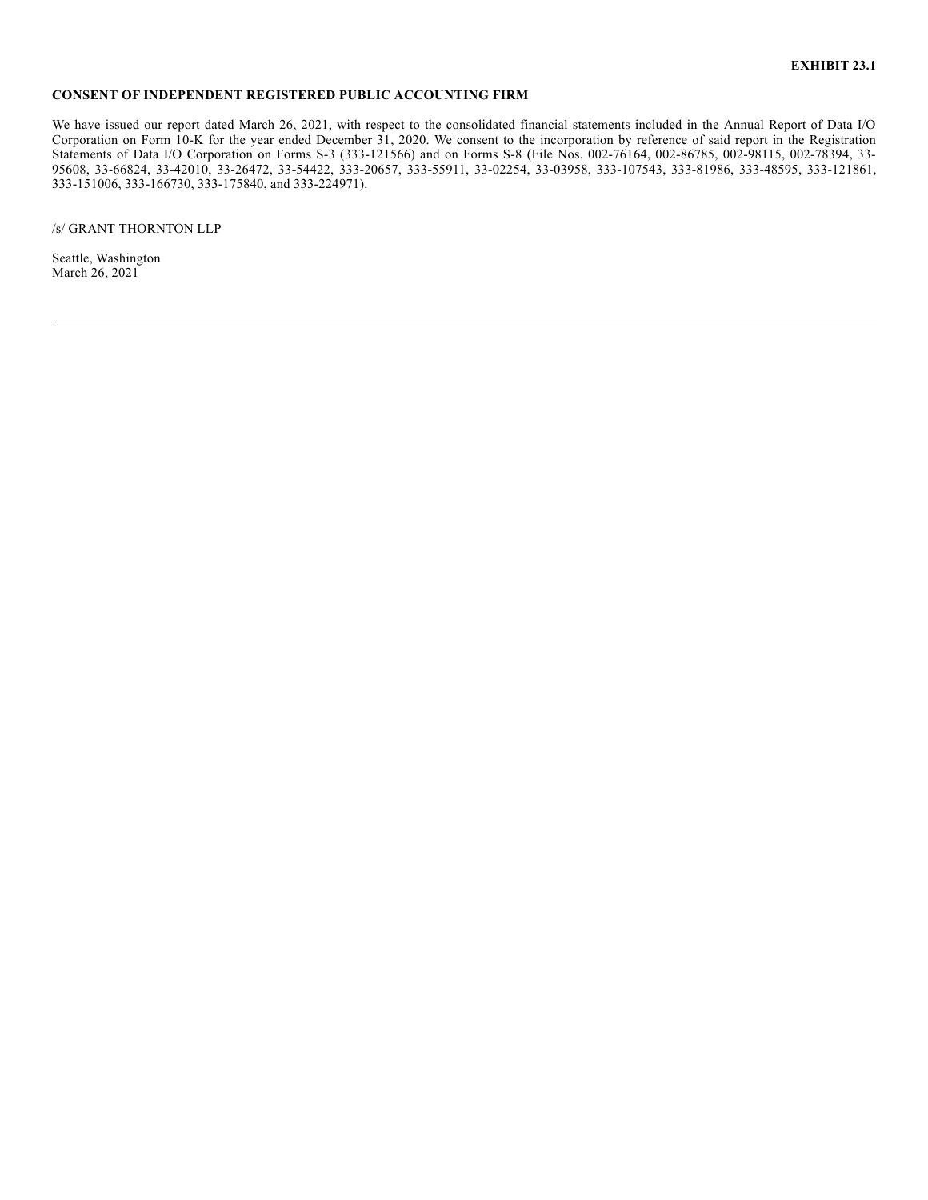**EXHIBIT 23.1**

**CONSENT OF INDEPENDENT REGISTERED PUBLIC ACCOUNTING FIRM**

We have issued our report dated March 26, 2021, with respect to the consolidated financial statements included in the Annual Report of Data I/O Corporation on Form 10-K for the year ended December 31, 2020. We consent to the incorporation by reference of said report in the Registration Statements of Data I/O Corporation on Forms S-3 (333-121566) and on Forms S-8 (File Nos. 002-76164, 002-86785, 002-98115, 002-78394, 33-95608, 33-66824, 33-42010, 33-26472, 33-54422, 333-20657, 333-55911, 33-02254, 33-03958, 333-107543, 333-81986, 333-48595, 333-121861, 333-151006, 333-166730, 333-175840, and 333-224971).

/s/ GRANT THORNTON LLP

Seattle, Washington
March 26, 2021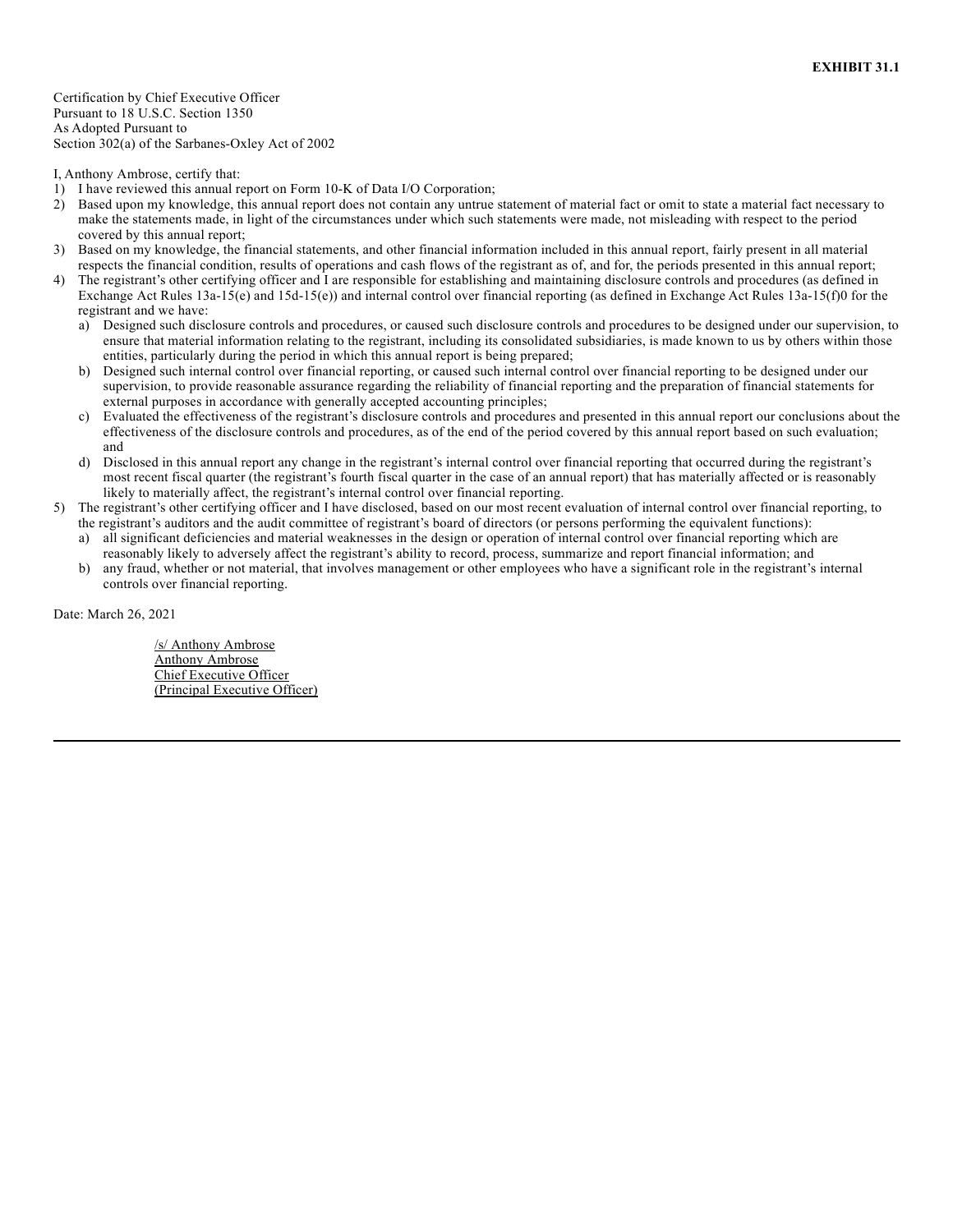**EXHIBIT 31.1**

Certification by Chief Executive Officer
Pursuant to 18 U.S.C. Section 1350
As Adopted Pursuant to
Section 302(a) of the Sarbanes-Oxley Act of 2002

I, Anthony Ambrose, certify that:

1) I have reviewed this annual report on Form 10-K of Data I/O Corporation;
2) Based upon my knowledge, this annual report does not contain any untrue statement of material fact or omit to state a material fact necessary to make the statements made, in light of the circumstances under which such statements were made, not misleading with respect to the period covered by this annual report;
3) Based on my knowledge, the financial statements, and other financial information included in this annual report, fairly present in all material respects the financial condition, results of operations and cash flows of the registrant as of, and for, the periods presented in this annual report;
4) The registrant's other certifying officer and I are responsible for establishing and maintaining disclosure controls and procedures (as defined in Exchange Act Rules 13a-15(e) and 15d-15(e)) and internal control over financial reporting (as defined in Exchange Act Rules 13a-15(f)0 for the registrant and we have:
   a) Designed such disclosure controls and procedures, or caused such disclosure controls and procedures to be designed under our supervision, to ensure that material information relating to the registrant, including its consolidated subsidiaries, is made known to us by others within those entities, particularly during the period in which this annual report is being prepared;
   b) Designed such internal control over financial reporting, or caused such internal control over financial reporting to be designed under our supervision, to provide reasonable assurance regarding the reliability of financial reporting and the preparation of financial statements for external purposes in accordance with generally accepted accounting principles;
   c) Evaluated the effectiveness of the registrant's disclosure controls and procedures and presented in this annual report our conclusions about the effectiveness of the disclosure controls and procedures, as of the end of the period covered by this annual report based on such evaluation; and
   d) Disclosed in this annual report any change in the registrant's internal control over financial reporting that occurred during the registrant's most recent fiscal quarter (the registrant's fourth fiscal quarter in the case of an annual report) that has materially affected or is reasonably likely to materially affect, the registrant's internal control over financial reporting.
5) The registrant's other certifying officer and I have disclosed, based on our most recent evaluation of internal control over financial reporting, to the registrant's auditors and the audit committee of registrant's board of directors (or persons performing the equivalent functions):
   a) all significant deficiencies and material weaknesses in the design or operation of internal control over financial reporting which are reasonably likely to adversely affect the registrant's ability to record, process, summarize and report financial information; and
   b) any fraud, whether or not material, that involves management or other employees who have a significant role in the registrant's internal controls over financial reporting.

Date: March 26, 2021

/s/ Anthony Ambrose
Anthony Ambrose
Chief Executive Officer
(Principal Executive Officer)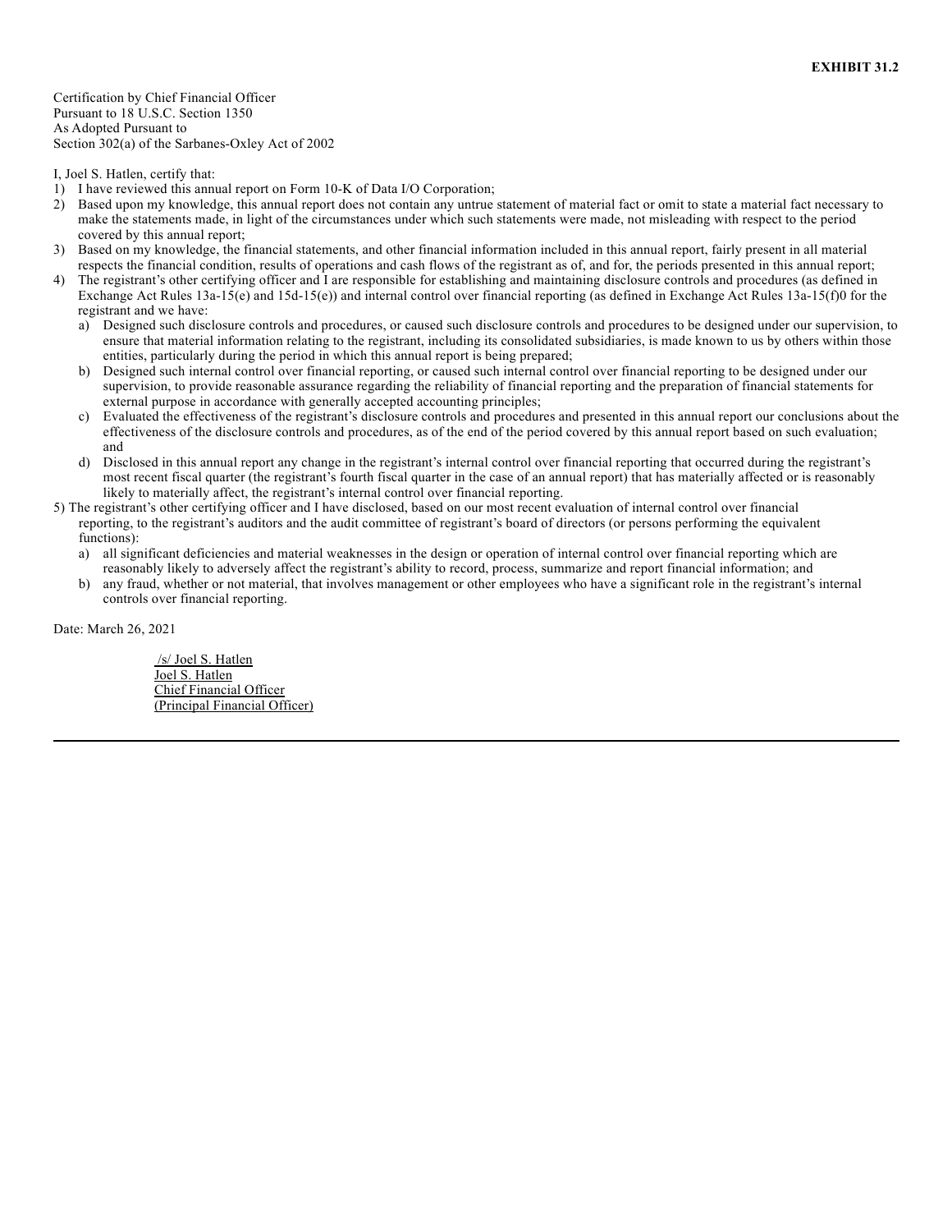**EXHIBIT 31.2**

Certification by Chief Financial Officer
Pursuant to 18 U.S.C. Section 1350
As Adopted Pursuant to
Section 302(a) of the Sarbanes-Oxley Act of 2002

I, Joel S. Hatlen, certify that:

1) I have reviewed this annual report on Form 10-K of Data I/O Corporation;
2) Based upon my knowledge, this annual report does not contain any untrue statement of material fact or omit to state a material fact necessary to make the statements made, in light of the circumstances under which such statements were made, not misleading with respect to the period covered by this annual report;
3) Based on my knowledge, the financial statements, and other financial information included in this annual report, fairly present in all material respects the financial condition, results of operations and cash flows of the registrant as of, and for, the periods presented in this annual report;
4) The registrant's other certifying officer and I are responsible for establishing and maintaining disclosure controls and procedures (as defined in Exchange Act Rules 13a-15(e) and 15d-15(e)) and internal control over financial reporting (as defined in Exchange Act Rules 13a-15(f)0 for the registrant and we have:
   a) Designed such disclosure controls and procedures, or caused such disclosure controls and procedures to be designed under our supervision, to ensure that material information relating to the registrant, including its consolidated subsidiaries, is made known to us by others within those entities, particularly during the period in which this annual report is being prepared;
   b) Designed such internal control over financial reporting, or caused such internal control over financial reporting to be designed under our supervision, to provide reasonable assurance regarding the reliability of financial reporting and the preparation of financial statements for external purpose in accordance with generally accepted accounting principles;
   c) Evaluated the effectiveness of the registrant's disclosure controls and procedures and presented in this annual report our conclusions about the effectiveness of the disclosure controls and procedures, as of the end of the period covered by this annual report based on such evaluation; and
   d) Disclosed in this annual report any change in the registrant's internal control over financial reporting that occurred during the registrant's most recent fiscal quarter (the registrant's fourth fiscal quarter in the case of an annual report) that has materially affected or is reasonably likely to materially affect, the registrant's internal control over financial reporting.
5) The registrant's other certifying officer and I have disclosed, based on our most recent evaluation of internal control over financial reporting, to the registrant's auditors and the audit committee of registrant's board of directors (or persons performing the equivalent functions):
   a) all significant deficiencies and material weaknesses in the design or operation of internal control over financial reporting which are reasonably likely to adversely affect the registrant's ability to record, process, summarize and report financial information; and
   b) any fraud, whether or not material, that involves management or other employees who have a significant role in the registrant's internal controls over financial reporting.

Date: March 26, 2021

/s/ Joel S. Hatlen
Joel S. Hatlen
Chief Financial Officer
(Principal Financial Officer)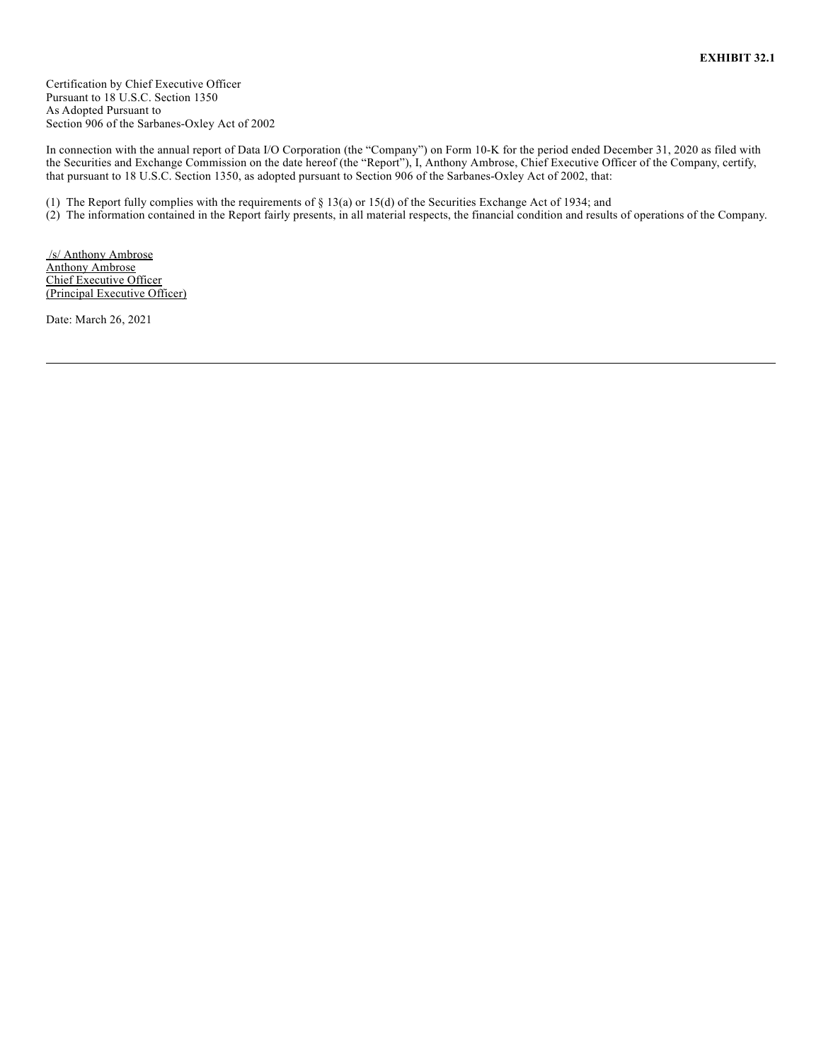**EXHIBIT 32.1**

Certification by Chief Executive Officer
Pursuant to 18 U.S.C. Section 1350
As Adopted Pursuant to
Section 906 of the Sarbanes-Oxley Act of 2002

In connection with the annual report of Data I/O Corporation (the "Company") on Form 10-K for the period ended December 31, 2020 as filed with the Securities and Exchange Commission on the date hereof (the "Report"), I, Anthony Ambrose, Chief Executive Officer of the Company, certify, that pursuant to 18 U.S.C. Section 1350, as adopted pursuant to Section 906 of the Sarbanes-Oxley Act of 2002, that:

(1) The Report fully complies with the requirements of § 13(a) or 15(d) of the Securities Exchange Act of 1934; and
(2) The information contained in the Report fairly presents, in all material respects, the financial condition and results of operations of the Company.

/s/ Anthony Ambrose
Anthony Ambrose
Chief Executive Officer
(Principal Executive Officer)

Date: March 26, 2021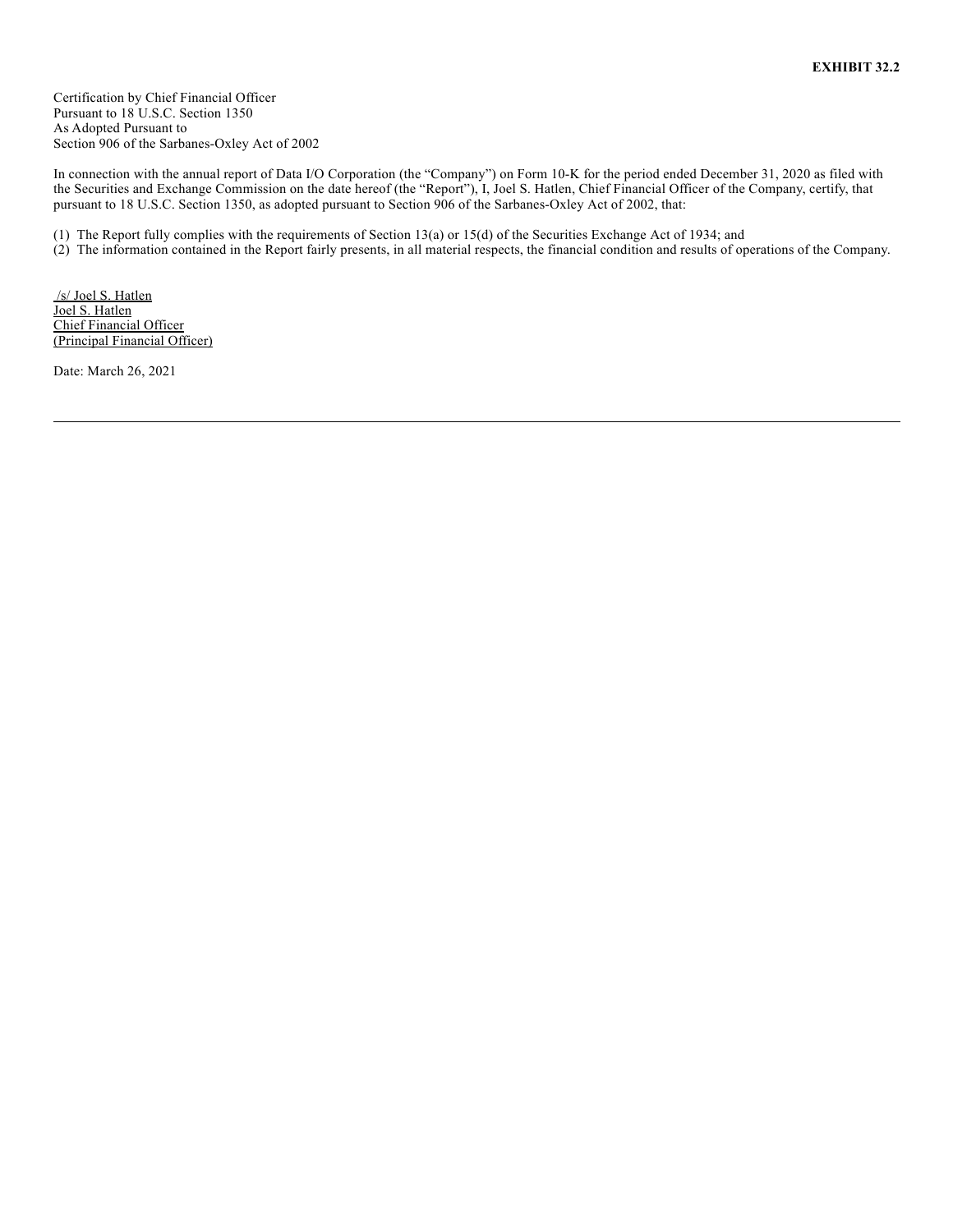**EXHIBIT 32.2**

Certification by Chief Financial Officer
Pursuant to 18 U.S.C. Section 1350
As Adopted Pursuant to
Section 906 of the Sarbanes-Oxley Act of 2002

In connection with the annual report of Data I/O Corporation (the "Company") on Form 10-K for the period ended December 31, 2020 as filed with the Securities and Exchange Commission on the date hereof (the "Report"), I, Joel S. Hatlen, Chief Financial Officer of the Company, certify, that pursuant to 18 U.S.C. Section 1350, as adopted pursuant to Section 906 of the Sarbanes-Oxley Act of 2002, that:

(1) The Report fully complies with the requirements of Section 13(a) or 15(d) of the Securities Exchange Act of 1934; and
(2) The information contained in the Report fairly presents, in all material respects, the financial condition and results of operations of the Company.

/s/ Joel S. Hatlen
Joel S. Hatlen
Chief Financial Officer
(Principal Financial Officer)

Date: March 26, 2021